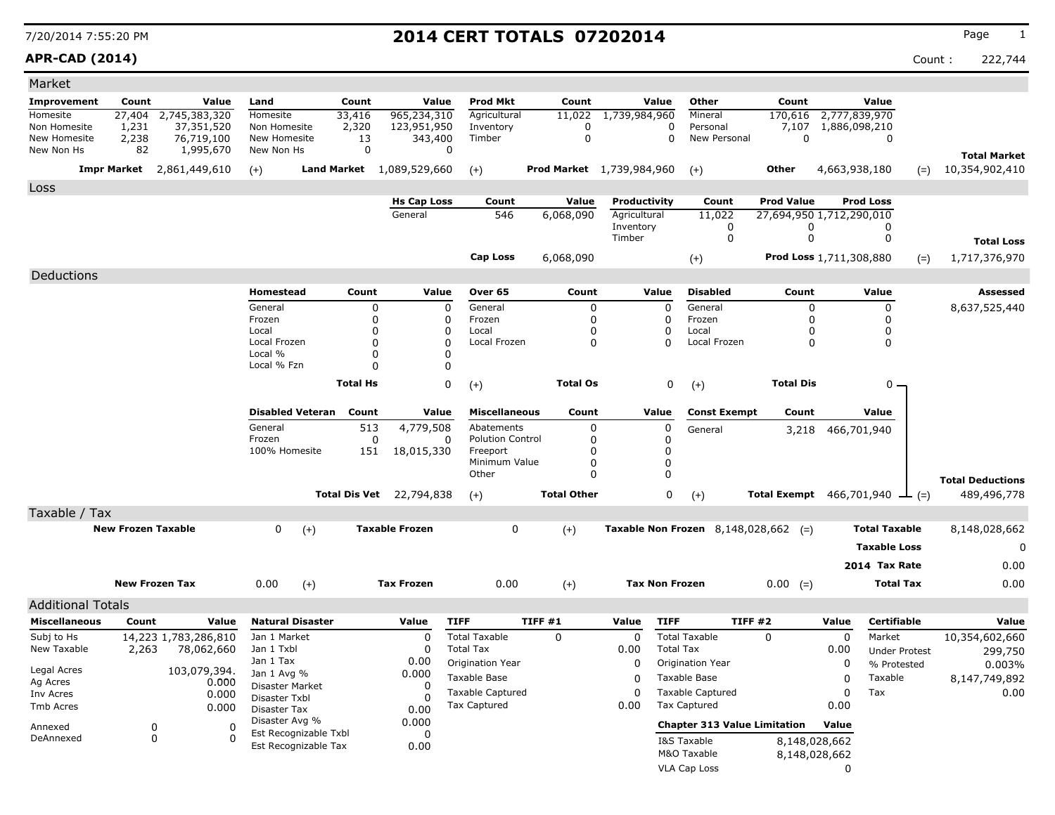7/20/2014 7:55:20 PM

# 2014 CERT TOTALS 07202014

**APR-CAD (2014)**

Count : 222,744

## Market

| Improvement | Count | Value | Land | Count | Value | Prod Mkt | Count | Value | Other | Count | Value | | |
|---|---|---|---|---|---|---|---|---|---|---|---|---|---|
| Homesite | 27,404 | 2,745,383,320 | Homesite | 33,416 | 965,234,310 | Agricultural | 11,022 | 1,739,984,960 | Mineral | 170,616 | 2,777,839,970 | | |
| Non Homesite | 1,231 | 37,351,520 | Non Homesite | 2,320 | 123,951,950 | Inventory | 0 | 0 | Personal | 7,107 | 1,886,098,210 | | |
| New Homesite | 2,238 | 76,719,100 | New Homesite | 13 | 343,400 | Timber | 0 | 0 | New Personal | 0 | 0 | | |
| New Non Hs | 82 | 1,995,670 | New Non Hs | 0 | 0 | | | | | | | | **Total Market** |
| **Impr Market** | | 2,861,449,610 | (+) **Land Market** | | 1,089,529,660 | (+) **Prod Market** | | 1,739,984,960 | (+) **Other** | | 4,663,938,180 | (=) | 10,354,902,410 |

## Loss

| Hs Cap Loss | Count | Value | Productivity | Count | Prod Value | Prod Loss | | |
|---|---|---|---|---|---|---|---|---|
| General | 546 | 6,068,090 | Agricultural | 11,022 | 27,694,950 | 1,712,290,010 | | |
| | | | Inventory | 0 | 0 | 0 | | |
| | | | Timber | 0 | 0 | 0 | | **Total Loss** |
| **Cap Loss** | | 6,068,090 | (+) | | **Prod Loss** | 1,711,308,880 | (=) | 1,717,376,970 |

## Deductions

| Homestead | Count | Value | Over 65 | Count | Value | Disabled | Count | Value | Assessed |
|---|---|---|---|---|---|---|---|---|---|
| General | 0 | 0 | General | 0 | 0 | General | 0 | 0 | 8,637,525,440 |
| Frozen | 0 | 0 | Frozen | 0 | 0 | Frozen | 0 | 0 | |
| Local | 0 | 0 | Local | 0 | 0 | Local | 0 | 0 | |
| Local Frozen | 0 | 0 | Local Frozen | 0 | 0 | Local Frozen | 0 | 0 | |
| Local % | 0 | 0 | | | | | | | |
| Local % Fzn | 0 | 0 | | | | | | | |
| **Total Hs** | | 0 | (+) **Total Os** | | 0 | (+) **Total Dis** | | 0 | |

| Disabled Veteran | Count | Value | Miscellaneous | Count | Value | Const Exempt | Count | Value | |
|---|---|---|---|---|---|---|---|---|---|
| General | 513 | 4,779,508 | Abatements | 0 | 0 | General | 3,218 | 466,701,940 | |
| Frozen | 0 | 0 | Polution Control | 0 | 0 | | | | |
| 100% Homesite | 151 | 18,015,330 | Freeport | 0 | 0 | | | | |
| | | | Minimum Value | 0 | 0 | | | | |
| | | | Other | 0 | 0 | | | | **Total Deductions** |
| **Total Dis Vet** | | 22,794,838 | (+) **Total Other** | | 0 | (+) **Total Exempt** | | 466,701,940 | (=) 489,496,778 |

## Taxable / Tax

| | | | | | | |
|---|---|---|---|---|---|---|
| **New Frozen Taxable** | 0 (+) | **Taxable Frozen** | 0 (+) | **Taxable Non Frozen** | 8,148,028,662 (=) | **Total Taxable** 8,148,028,662 |
| | | | | | | **Taxable Loss** 0 |
| | | | | | | **2014 Tax Rate** 0.00 |
| **New Frozen Tax** | 0.00 (+) | **Tax Frozen** | 0.00 (+) | **Tax Non Frozen** | 0.00 (=) | **Total Tax** 0.00 |

## Additional Totals

| Miscellaneous | Count | Value |
|---|---|---|
| Subj to Hs | 14,223 | 1,783,286,810 |
| New Taxable | 2,263 | 78,062,660 |
| Legal Acres | | 103,079,394. |
| Ag Acres | | 0.000 |
| Inv Acres | | 0.000 |
| Tmb Acres | | 0.000 |
| Annexed | 0 | 0 |
| DeAnnexed | 0 | 0 |

| Natural Disaster | Value |
|---|---|
| Jan 1 Market | 0 |
| Jan 1 Txbl | 0 |
| Jan 1 Tax | 0.00 |
| Jan 1 Avg % | 0.000 |
| Disaster Market | 0 |
| Disaster Txbl | 0 |
| Disaster Tax | 0.00 |
| Disaster Avg % | 0.000 |
| Est Recognizable Txbl | 0 |
| Est Recognizable Tax | 0.00 |

| TIFF | TIFF #1 | Value |
|---|---|---|
| Total Taxable | 0 | 0 |
| Total Tax | | 0.00 |
| Origination Year | | 0 |
| Taxable Base | | 0 |
| Taxable Captured | | 0 |
| Tax Captured | | 0.00 |

| TIFF | TIFF #2 | Value |
|---|---|---|
| Total Taxable | 0 | 0 |
| Total Tax | | 0.00 |
| Origination Year | | 0 |
| Taxable Base | | 0 |
| Taxable Captured | | 0 |
| Tax Captured | | 0.00 |

| Chapter 313 Value Limitation | Value |
|---|---|
| I&S Taxable | 8,148,028,662 |
| M&O Taxable | 8,148,028,662 |
| VLA Cap Loss | 0 |

| Certifiable | Value |
|---|---|
| Market | 10,354,602,660 |
| Under Protest | 299,750 |
| % Protested | 0.003% |
| Taxable | 8,147,749,892 |
| Tax | 0.00 |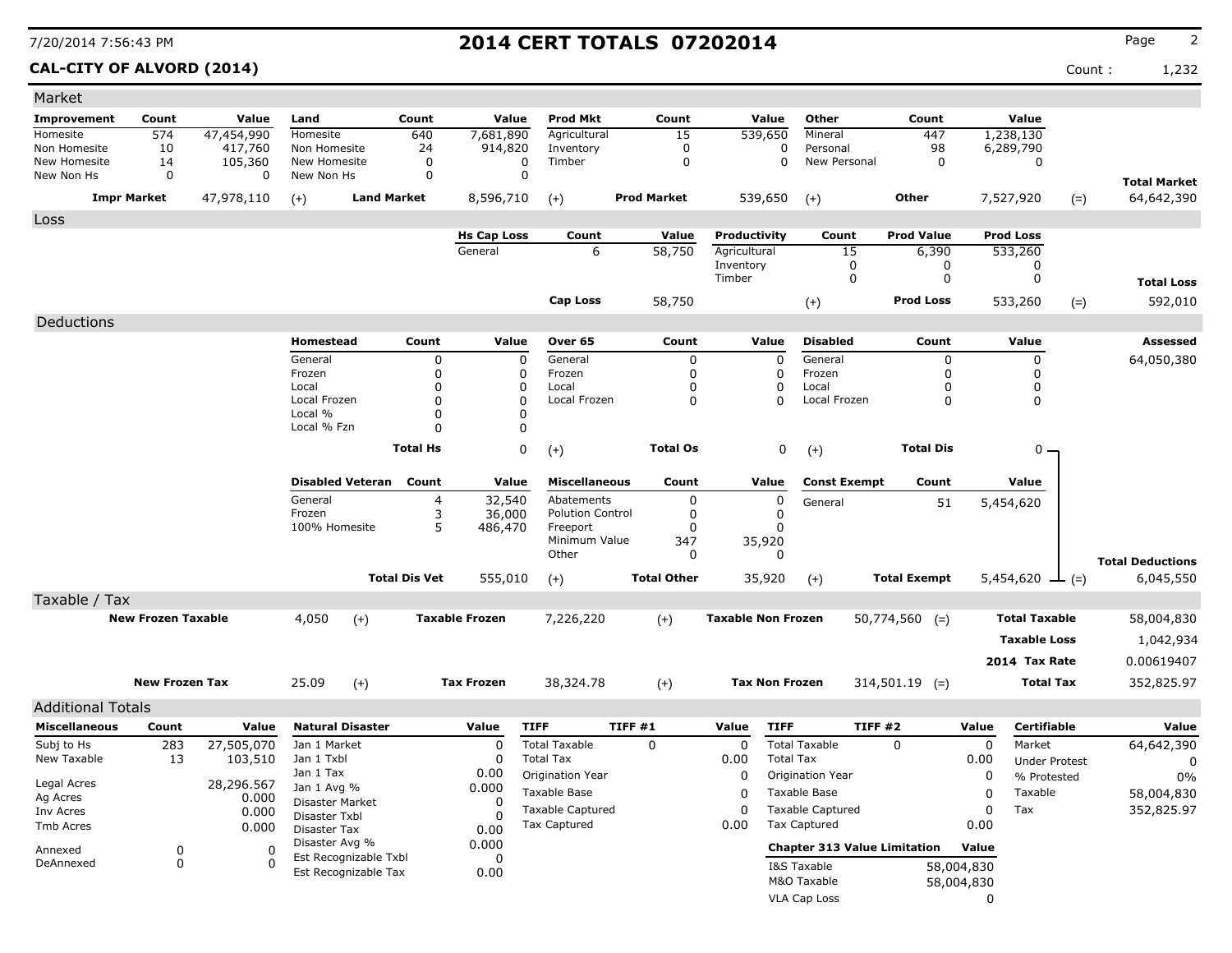# 2014 CERT TOTALS 07202014

**CAL-CITY OF ALVORD (2014)** Count : 1,232

## Market

| Improvement | Count | Value | Land | Count | Value | Prod Mkt | Count | Value | Other | Count | Value | | |
|---|---|---|---|---|---|---|---|---|---|---|---|---|---|
| Homesite | 574 | 47,454,990 | Homesite | 640 | 7,681,890 | Agricultural | 15 | 539,650 | Mineral | 447 | 1,238,130 | | |
| Non Homesite | 10 | 417,760 | Non Homesite | 24 | 914,820 | Inventory | 0 | 0 | Personal | 98 | 6,289,790 | | |
| New Homesite | 14 | 105,360 | New Homesite | 0 | 0 | Timber | 0 | 0 | New Personal | 0 | 0 | | |
| New Non Hs | 0 | 0 | New Non Hs | 0 | 0 | | | | | | | | **Total Market** |
| **Impr Market** | | 47,978,110 | (+) | **Land Market** | 8,596,710 | (+) | **Prod Market** | 539,650 | (+) | **Other** | 7,527,920 | (=) | 64,642,390 |

## Loss

| Hs Cap Loss | Count | Value | Productivity | Count | Prod Value | Prod Loss | | |
|---|---|---|---|---|---|---|---|---|
| General | 6 | 58,750 | Agricultural | 15 | 6,390 | 533,260 | | |
| | | | Inventory | 0 | 0 | 0 | | |
| | | | Timber | 0 | 0 | 0 | | **Total Loss** |
| **Cap Loss** | | 58,750 | (+) | | **Prod Loss** | 533,260 | (=) | 592,010 |

## Deductions

| Homestead | Count | Value | Over 65 | Count | Value | Disabled | Count | Value | Assessed |
|---|---|---|---|---|---|---|---|---|---|
| General | 0 | 0 | General | 0 | 0 | General | 0 | 0 | 64,050,380 |
| Frozen | 0 | 0 | Frozen | 0 | 0 | Frozen | 0 | 0 | |
| Local | 0 | 0 | Local | 0 | 0 | Local | 0 | 0 | |
| Local Frozen | 0 | 0 | Local Frozen | 0 | 0 | Local Frozen | 0 | 0 | |
| Local % | 0 | 0 | | | | | | | |
| Local % Fzn | 0 | 0 | | | | | | | |
| **Total Hs** | | 0 | (+) **Total Os** | | 0 | (+) **Total Dis** | | 0 | |

| Disabled Veteran | Count | Value | Miscellaneous | Count | Value | Const Exempt | Count | Value | | |
|---|---|---|---|---|---|---|---|---|---|---|
| General | 4 | 32,540 | Abatements | 0 | 0 | General | 51 | 5,454,620 | | |
| Frozen | 3 | 36,000 | Polution Control | 0 | 0 | | | | | |
| 100% Homesite | 5 | 486,470 | Freeport | 0 | 0 | | | | | |
| | | | Minimum Value | 347 | 35,920 | | | | | |
| | | | Other | 0 | 0 | | | | | **Total Deductions** |
| **Total Dis Vet** | | 555,010 | (+) **Total Other** | | 35,920 | (+) **Total Exempt** | | 5,454,620 | (=) | 6,045,550 |

## Taxable / Tax

| | | | | | | | | |
|---|---|---|---|---|---|---|---|---|
| **New Frozen Taxable** | 4,050 | (+) | **Taxable Frozen** | 7,226,220 | (+) | **Taxable Non Frozen** | 50,774,560 (=) | **Total Taxable** 58,004,830 |
| | | | | | | | | **Taxable Loss** 1,042,934 |
| | | | | | | | | **2014 Tax Rate** 0.00619407 |
| **New Frozen Tax** | 25.09 | (+) | **Tax Frozen** | 38,324.78 | (+) | **Tax Non Frozen** | 314,501.19 (=) | **Total Tax** 352,825.97 |

## Additional Totals

| Miscellaneous | Count | Value |
|---|---|---|
| Subj to Hs | 283 | 27,505,070 |
| New Taxable | 13 | 103,510 |
| Legal Acres | | 28,296.567 |
| Ag Acres | | 0.000 |
| Inv Acres | | 0.000 |
| Tmb Acres | | 0.000 |
| Annexed | 0 | 0 |
| DeAnnexed | 0 | 0 |

| Natural Disaster | Value |
|---|---|
| Jan 1 Market | 0 |
| Jan 1 Txbl | 0 |
| Jan 1 Tax | 0.00 |
| Jan 1 Avg % | 0.000 |
| Disaster Market | 0 |
| Disaster Txbl | 0 |
| Disaster Tax | 0.00 |
| Disaster Avg % | 0.000 |
| Est Recognizable Txbl | 0 |
| Est Recognizable Tax | 0.00 |

| TIFF | TIFF #1 | Value |
|---|---|---|
| Total Taxable | 0 | 0 |
| Total Tax | | 0.00 |
| Origination Year | | 0 |
| Taxable Base | | 0 |
| Taxable Captured | | 0 |
| Tax Captured | | 0.00 |

| TIFF | TIFF #2 | Value |
|---|---|---|
| Total Taxable | 0 | 0 |
| Total Tax | | 0.00 |
| Origination Year | | 0 |
| Taxable Base | | 0 |
| Taxable Captured | | 0 |
| Tax Captured | | 0.00 |

| Chapter 313 Value Limitation | Value |
|---|---|
| I&S Taxable | 58,004,830 |
| M&O Taxable | 58,004,830 |
| VLA Cap Loss | 0 |

| Certifiable | Value |
|---|---|
| Market | 64,642,390 |
| Under Protest | 0 |
| % Protested | 0% |
| Taxable | 58,004,830 |
| Tax | 352,825.97 |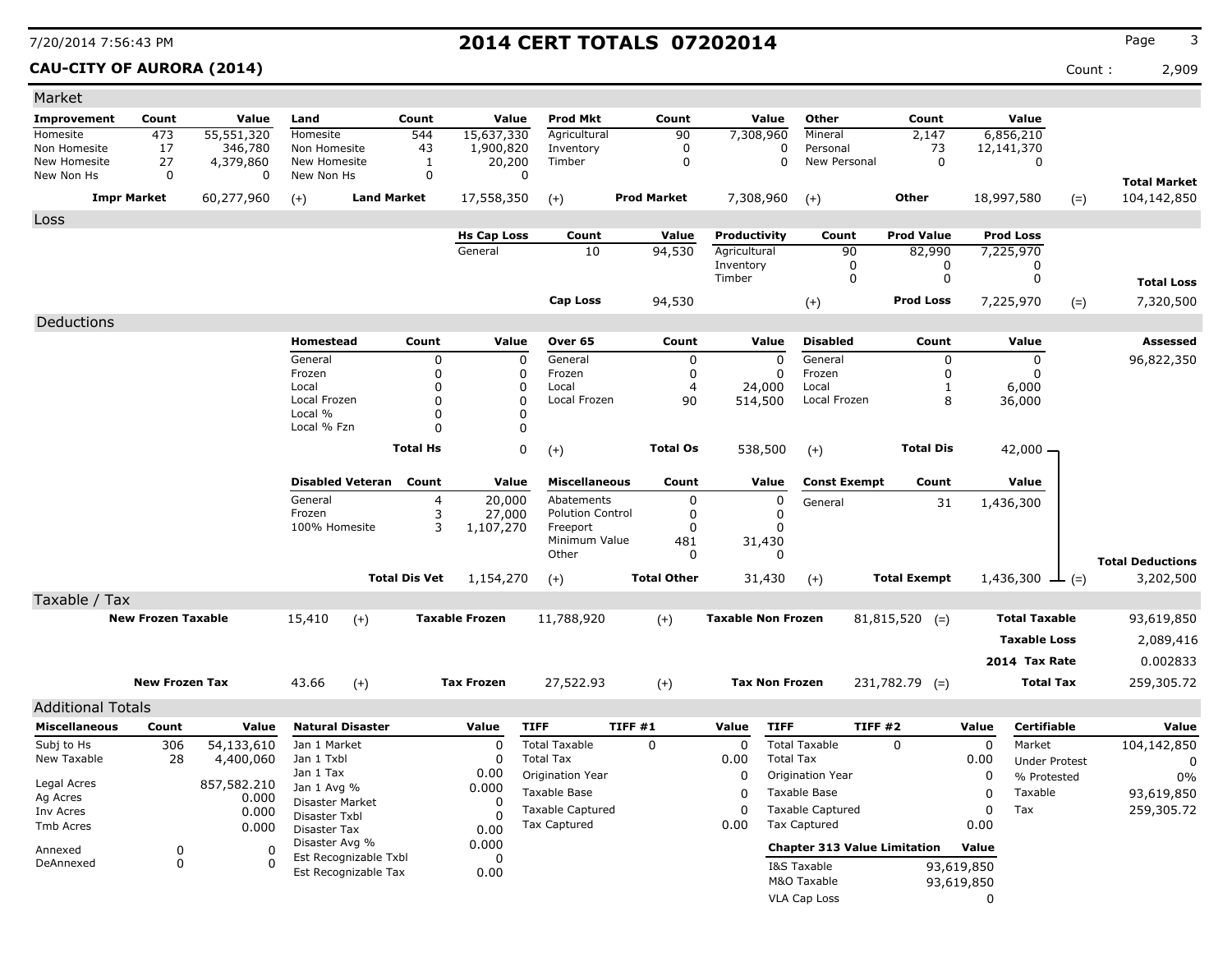# 2014 CERT TOTALS 07202014

7/20/2014 7:56:43 PM

**CAU-CITY OF AURORA (2014)** Count : 2,909

## Market

| Improvement | Count | Value | Land | Count | Value | Prod Mkt | Count | Value | Other | Count | Value | | |
|---|---|---|---|---|---|---|---|---|---|---|---|---|---|
| Homesite | 473 | 55,551,320 | Homesite | 544 | 15,637,330 | Agricultural | 90 | 7,308,960 | Mineral | 2,147 | 6,856,210 | | |
| Non Homesite | 17 | 346,780 | Non Homesite | 43 | 1,900,820 | Inventory | 0 | 0 | Personal | 73 | 12,141,370 | | |
| New Homesite | 27 | 4,379,860 | New Homesite | 1 | 20,200 | Timber | 0 | 0 | New Personal | 0 | 0 | | |
| New Non Hs | 0 | 0 | New Non Hs | 0 | 0 | | | | | | | | **Total Market** |
| **Impr Market** | | 60,277,960 | (+) **Land Market** | | 17,558,350 | (+) **Prod Market** | | 7,308,960 | (+) **Other** | | 18,997,580 | (=) | 104,142,850 |

## Loss

| Hs Cap Loss | Count | Value | Productivity | Count | Prod Value | Prod Loss | | |
|---|---|---|---|---|---|---|---|---|
| General | 10 | 94,530 | Agricultural | 90 | 82,990 | 7,225,970 | | |
| | | | Inventory | 0 | 0 | 0 | | |
| | | | Timber | 0 | 0 | 0 | | **Total Loss** |
| **Cap Loss** | | 94,530 | (+) | | **Prod Loss** | 7,225,970 | (=) | 7,320,500 |

## Deductions

| Homestead | Count | Value | Over 65 | Count | Value | Disabled | Count | Value | **Assessed** |
|---|---|---|---|---|---|---|---|---|---|
| General | 0 | 0 | General | 0 | 0 | General | 0 | 0 | 96,822,350 |
| Frozen | 0 | 0 | Frozen | 0 | 0 | Frozen | 0 | 0 | |
| Local | 0 | 0 | Local | 4 | 24,000 | Local | 1 | 6,000 | |
| Local Frozen | 0 | 0 | Local Frozen | 90 | 514,500 | Local Frozen | 8 | 36,000 | |
| Local % | 0 | 0 | | | | | | | |
| Local % Fzn | 0 | 0 | | | | | | | |
| | **Total Hs** | 0 | (+) | **Total Os** | 538,500 | (+) | **Total Dis** | 42,000 | |

| Disabled Veteran | Count | Value | Miscellaneous | Count | Value | Const Exempt | Count | Value | | |
|---|---|---|---|---|---|---|---|---|---|---|
| General | 4 | 20,000 | Abatements | 0 | 0 | General | 31 | 1,436,300 | | |
| Frozen | 3 | 27,000 | Polution Control | 0 | 0 | | | | | |
| 100% Homesite | 3 | 1,107,270 | Freeport | 0 | 0 | | | | | |
| | | | Minimum Value | 481 | 31,430 | | | | | |
| | | | Other | 0 | 0 | | | | | **Total Deductions** |
| | **Total Dis Vet** | 1,154,270 | (+) | **Total Other** | 31,430 | (+) | **Total Exempt** | 1,436,300 | (=) | 3,202,500 |

## Taxable / Tax

| | | | | | | | | | |
|---|---|---|---|---|---|---|---|---|---|
| **New Frozen Taxable** | 15,410 | (+) | **Taxable Frozen** | 11,788,920 | (+) | **Taxable Non Frozen** | 81,815,520 (=) | **Total Taxable** | 93,619,850 |
| | | | | | | | | **Taxable Loss** | 2,089,416 |
| | | | | | | | | **2014 Tax Rate** | 0.002833 |
| **New Frozen Tax** | 43.66 | (+) | **Tax Frozen** | 27,522.93 | (+) | **Tax Non Frozen** | 231,782.79 (=) | **Total Tax** | 259,305.72 |

## Additional Totals

| Miscellaneous | Count | Value | Natural Disaster | Value |
|---|---|---|---|---|
| Subj to Hs | 306 | 54,133,610 | Jan 1 Market | 0 |
| New Taxable | 28 | 4,400,060 | Jan 1 Txbl | 0 |
| Legal Acres | | 857,582.210 | Jan 1 Tax | 0.00 |
| Ag Acres | | 0.000 | Jan 1 Avg % | 0.000 |
| Inv Acres | | 0.000 | Disaster Market | 0 |
| Tmb Acres | | 0.000 | Disaster Txbl | 0 |
| Annexed | 0 | 0 | Disaster Tax | 0.00 |
| DeAnnexed | 0 | 0 | Disaster Avg % | 0.000 |
| | | | Est Recognizable Txbl | 0 |
| | | | Est Recognizable Tax | 0.00 |

| TIFF | TIFF #1 | Value | TIFF | TIFF #2 | Value |
|---|---|---|---|---|---|
| Total Taxable | 0 | 0 | Total Taxable | 0 | 0 |
| Total Tax | | 0.00 | Total Tax | | 0.00 |
| Origination Year | | 0 | Origination Year | | 0 |
| Taxable Base | | 0 | Taxable Base | | 0 |
| Taxable Captured | | 0 | Taxable Captured | | 0 |
| Tax Captured | | 0.00 | Tax Captured | | 0.00 |

| Chapter 313 Value Limitation | Value |
|---|---|
| I&S Taxable | 93,619,850 |
| M&O Taxable | 93,619,850 |
| VLA Cap Loss | 0 |

| Certifiable | Value |
|---|---|
| Market | 104,142,850 |
| Under Protest | 0 |
| % Protested | 0% |
| Taxable | 93,619,850 |
| Tax | 259,305.72 |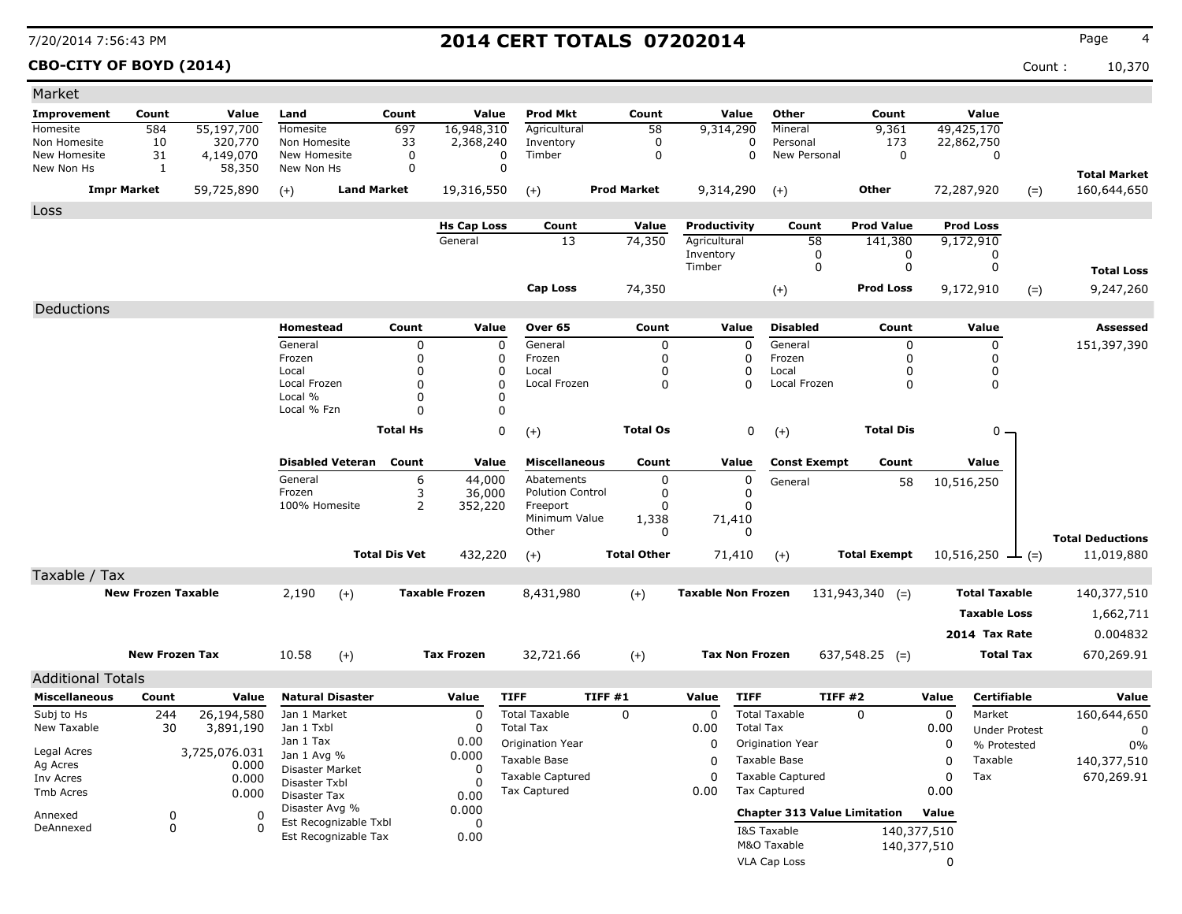# 2014 CERT TOTALS 07202014

**CBO-CITY OF BOYD (2014)** Count : 10,370

## Market

| Improvement | Count | Value | Land | Count | Value | Prod Mkt | Count | Value | Other | Count | Value |
|---|---|---|---|---|---|---|---|---|---|---|---|
| Homesite | 584 | 55,197,700 | Homesite | 697 | 16,948,310 | Agricultural | 58 | 9,314,290 | Mineral | 9,361 | 49,425,170 |
| Non Homesite | 10 | 320,770 | Non Homesite | 33 | 2,368,240 | Inventory | 0 | 0 | Personal | 173 | 22,862,750 |
| New Homesite | 31 | 4,149,070 | New Homesite | 0 | 0 | Timber | 0 | 0 | New Personal | 0 | 0 |
| New Non Hs | 1 | 58,350 | New Non Hs | 0 | 0 | | | | | | |

| | | | | | | | | |
|---|---|---|---|---|---|---|---|---|
| Impr Market 59,725,890 | (+) | Land Market 19,316,550 | (+) | Prod Market 9,314,290 | (+) | Other 72,287,920 | (=) | Total Market 160,644,650 |

## Loss

| Hs Cap Loss | Count | Value | Productivity | Count | Prod Value | Prod Loss |
|---|---|---|---|---|---|---|
| General | 13 | 74,350 | Agricultural | 58 | 141,380 | 9,172,910 |
| | | | Inventory | 0 | 0 | 0 |
| | | | Timber | 0 | 0 | 0 |

| | | | |
|---|---|---|---|
| Cap Loss 74,350 | (+) | Prod Loss 9,172,910 | (=) Total Loss 9,247,260 |

## Deductions

| Homestead | Count | Value | Over 65 | Count | Value | Disabled | Count | Value |
|---|---|---|---|---|---|---|---|---|
| General | 0 | 0 | General | 0 | 0 | General | 0 | 0 |
| Frozen | 0 | 0 | Frozen | 0 | 0 | Frozen | 0 | 0 |
| Local | 0 | 0 | Local | 0 | 0 | Local | 0 | 0 |
| Local Frozen | 0 | 0 | Local Frozen | 0 | 0 | Local Frozen | 0 | 0 |
| Local % | 0 | 0 | | | | | | |
| Local % Fzn | 0 | 0 | | | | | | |
| Total Hs | | 0 | (+) Total Os | | 0 | (+) Total Dis | | 0 |

**Assessed:** 151,397,390

| Disabled Veteran | Count | Value | Miscellaneous | Count | Value | Const Exempt | Count | Value |
|---|---|---|---|---|---|---|---|---|
| General | 6 | 44,000 | Abatements | 0 | 0 | General | 58 | 10,516,250 |
| Frozen | 3 | 36,000 | Polution Control | 0 | 0 | | | |
| 100% Homesite | 2 | 352,220 | Freeport | 0 | 0 | | | |
| | | | Minimum Value | 1,338 | 71,410 | | | |
| | | | Other | 0 | 0 | | | |
| Total Dis Vet | | 432,220 | (+) Total Other | | 71,410 | (+) Total Exempt | | 10,516,250 |

(=) **Total Deductions:** 11,019,880

## Taxable / Tax

| | | | | | | | | |
|---|---|---|---|---|---|---|---|---|
| New Frozen Taxable | 2,190 | (+) | Taxable Frozen | 8,431,980 | (+) | Taxable Non Frozen | 131,943,340 | (=) Total Taxable 140,377,510 |
| | | | | | | | | Taxable Loss 1,662,711 |
| | | | | | | | | 2014 Tax Rate 0.004832 |
| New Frozen Tax | 10.58 | (+) | Tax Frozen | 32,721.66 | (+) | Tax Non Frozen | 637,548.25 | (=) Total Tax 670,269.91 |

## Additional Totals

| Miscellaneous | Count | Value |
|---|---|---|
| Subj to Hs | 244 | 26,194,580 |
| New Taxable | 30 | 3,891,190 |
| Legal Acres | | 3,725,076.031 |
| Ag Acres | | 0.000 |
| Inv Acres | | 0.000 |
| Tmb Acres | | 0.000 |
| Annexed | 0 | 0 |
| DeAnnexed | 0 | 0 |

| Natural Disaster | Value |
|---|---|
| Jan 1 Market | 0 |
| Jan 1 Txbl | 0 |
| Jan 1 Tax | 0.00 |
| Jan 1 Avg % | 0.000 |
| Disaster Market | 0 |
| Disaster Txbl | 0 |
| Disaster Tax | 0.00 |
| Disaster Avg % | 0.000 |
| Est Recognizable Txbl | 0 |
| Est Recognizable Tax | 0.00 |

| TIFF | TIFF #1 | Value |
|---|---|---|
| Total Taxable | 0 | 0 |
| Total Tax | | 0.00 |
| Origination Year | | 0 |
| Taxable Base | | 0 |
| Taxable Captured | | 0 |
| Tax Captured | | 0.00 |

| TIFF | TIFF #2 | Value |
|---|---|---|
| Total Taxable | 0 | 0 |
| Total Tax | | 0.00 |
| Origination Year | | 0 |
| Taxable Base | | 0 |
| Taxable Captured | | 0 |
| Tax Captured | | 0.00 |

| Chapter 313 Value Limitation | Value |
|---|---|
| I&S Taxable | 140,377,510 |
| M&O Taxable | 140,377,510 |
| VLA Cap Loss | 0 |

| Certifiable | Value |
|---|---|
| Market | 160,644,650 |
| Under Protest | 0 |
| % Protested | 0% |
| Taxable | 140,377,510 |
| Tax | 670,269.91 |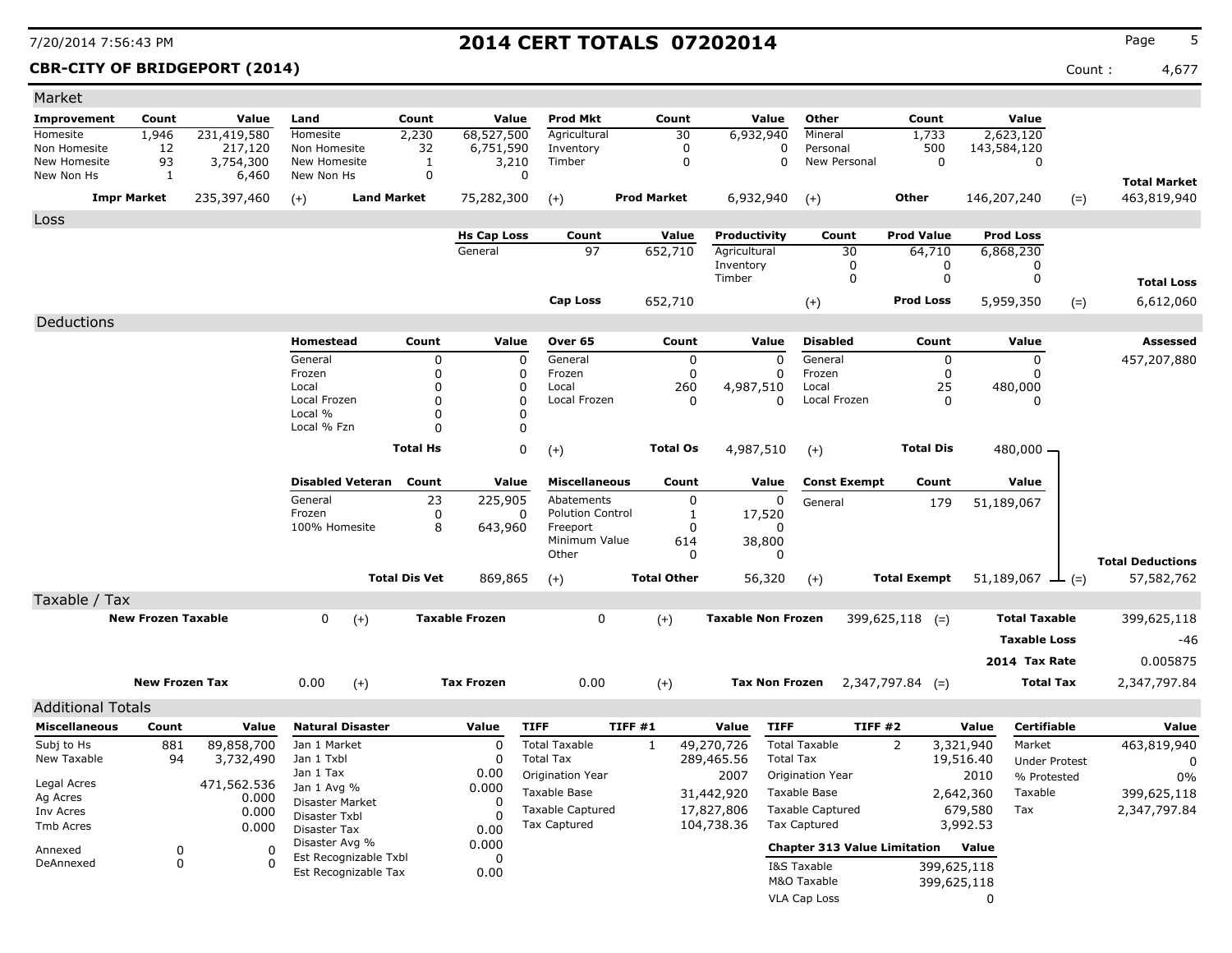# 2014 CERT TOTALS 07202014

7/20/2014 7:56:43 PM

**CBR-CITY OF BRIDGEPORT (2014)** Count : 4,677

## Market

| Improvement | Count | Value | Land | Count | Value | Prod Mkt | Count | Value | Other | Count | Value | | Total Market |
|---|---|---|---|---|---|---|---|---|---|---|---|---|---|
| Homesite | 1,946 | 231,419,580 | Homesite | 2,230 | 68,527,500 | Agricultural | 30 | 6,932,940 | Mineral | 1,733 | 2,623,120 | | |
| Non Homesite | 12 | 217,120 | Non Homesite | 32 | 6,751,590 | Inventory | 0 | 0 | Personal | 500 | 143,584,120 | | |
| New Homesite | 93 | 3,754,300 | New Homesite | 1 | 3,210 | Timber | 0 | 0 | New Personal | 0 | 0 | | |
| New Non Hs | 1 | 6,460 | New Non Hs | 0 | 0 | | | | | | | | |
| **Impr Market** | | 235,397,460 | (+) **Land Market** | | 75,282,300 | (+) **Prod Market** | | 6,932,940 | (+) **Other** | | 146,207,240 | (=) | 463,819,940 |

## Loss

| Hs Cap Loss | Count | Value | Productivity | Count | Prod Value | Prod Loss | | Total Loss |
|---|---|---|---|---|---|---|---|---|
| General | 97 | 652,710 | Agricultural | 30 | 64,710 | 6,868,230 | | |
| | | | Inventory | 0 | 0 | 0 | | |
| | | | Timber | 0 | 0 | 0 | | |
| **Cap Loss** | | 652,710 | (+) | | **Prod Loss** | 5,959,350 | (=) | 6,612,060 |

## Deductions

**Assessed:** 457,207,880

| Homestead | Count | Value | Over 65 | Count | Value | Disabled | Count | Value |
|---|---|---|---|---|---|---|---|---|
| General | 0 | 0 | General | 0 | 0 | General | 0 | 0 |
| Frozen | 0 | 0 | Frozen | 0 | 0 | Frozen | 0 | 0 |
| Local | 0 | 0 | Local | 260 | 4,987,510 | Local | 25 | 480,000 |
| Local Frozen | 0 | 0 | Local Frozen | 0 | 0 | Local Frozen | 0 | 0 |
| Local % | 0 | 0 | | | | | | |
| Local % Fzn | 0 | 0 | | | | | | |
| **Total Hs** | | 0 | (+) **Total Os** | | 4,987,510 | (+) **Total Dis** | | 480,000 |

| Disabled Veteran | Count | Value | Miscellaneous | Count | Value | Const Exempt | Count | Value | | Total Deductions |
|---|---|---|---|---|---|---|---|---|---|---|
| General | 23 | 225,905 | Abatements | 0 | 0 | General | 179 | 51,189,067 | | |
| Frozen | 0 | 0 | Polution Control | 1 | 17,520 | | | | | |
| 100% Homesite | 8 | 643,960 | Freeport | 0 | 0 | | | | | |
| | | | Minimum Value | 614 | 38,800 | | | | | |
| | | | Other | 0 | 0 | | | | | |
| **Total Dis Vet** | | 869,865 | (+) **Total Other** | | 56,320 | (+) **Total Exempt** | | 51,189,067 | (=) | 57,582,762 |

## Taxable / Tax

| | | | | | | | | |
|---|---|---|---|---|---|---|---|---|
| **New Frozen Taxable** | 0 | (+) | **Taxable Frozen** | 0 | (+) | **Taxable Non Frozen** | 399,625,118 (=) | **Total Taxable** 399,625,118 |
| | | | | | | | | **Taxable Loss** -46 |
| | | | | | | | | **2014 Tax Rate** 0.005875 |
| **New Frozen Tax** | 0.00 | (+) | **Tax Frozen** | 0.00 | (+) | **Tax Non Frozen** | 2,347,797.84 (=) | **Total Tax** 2,347,797.84 |

## Additional Totals

| Miscellaneous | Count | Value |
|---|---|---|
| Subj to Hs | 881 | 89,858,700 |
| New Taxable | 94 | 3,732,490 |
| Legal Acres | | 471,562.536 |
| Ag Acres | | 0.000 |
| Inv Acres | | 0.000 |
| Tmb Acres | | 0.000 |
| Annexed | 0 | 0 |
| DeAnnexed | 0 | 0 |

| Natural Disaster | Value |
|---|---|
| Jan 1 Market | 0 |
| Jan 1 Txbl | 0 |
| Jan 1 Tax | 0.00 |
| Jan 1 Avg % | 0.000 |
| Disaster Market | 0 |
| Disaster Txbl | 0 |
| Disaster Tax | 0.00 |
| Disaster Avg % | 0.000 |
| Est Recognizable Txbl | 0 |
| Est Recognizable Tax | 0.00 |

| TIFF | TIFF #1 | Value |
|---|---|---|
| Total Taxable | 1 | 49,270,726 |
| Total Tax | | 289,465.56 |
| Origination Year | | 2007 |
| Taxable Base | | 31,442,920 |
| Taxable Captured | | 17,827,806 |
| Tax Captured | | 104,738.36 |

| TIFF | TIFF #2 | Value |
|---|---|---|
| Total Taxable | 2 | 3,321,940 |
| Total Tax | | 19,516.40 |
| Origination Year | | 2010 |
| Taxable Base | | 2,642,360 |
| Taxable Captured | | 679,580 |
| Tax Captured | | 3,992.53 |

| Chapter 313 Value Limitation | Value |
|---|---|
| I&S Taxable | 399,625,118 |
| M&O Taxable | 399,625,118 |
| VLA Cap Loss | 0 |

| Certifiable | Value |
|---|---|
| Market | 463,819,940 |
| Under Protest | 0 |
| % Protested | 0% |
| Taxable | 399,625,118 |
| Tax | 2,347,797.84 |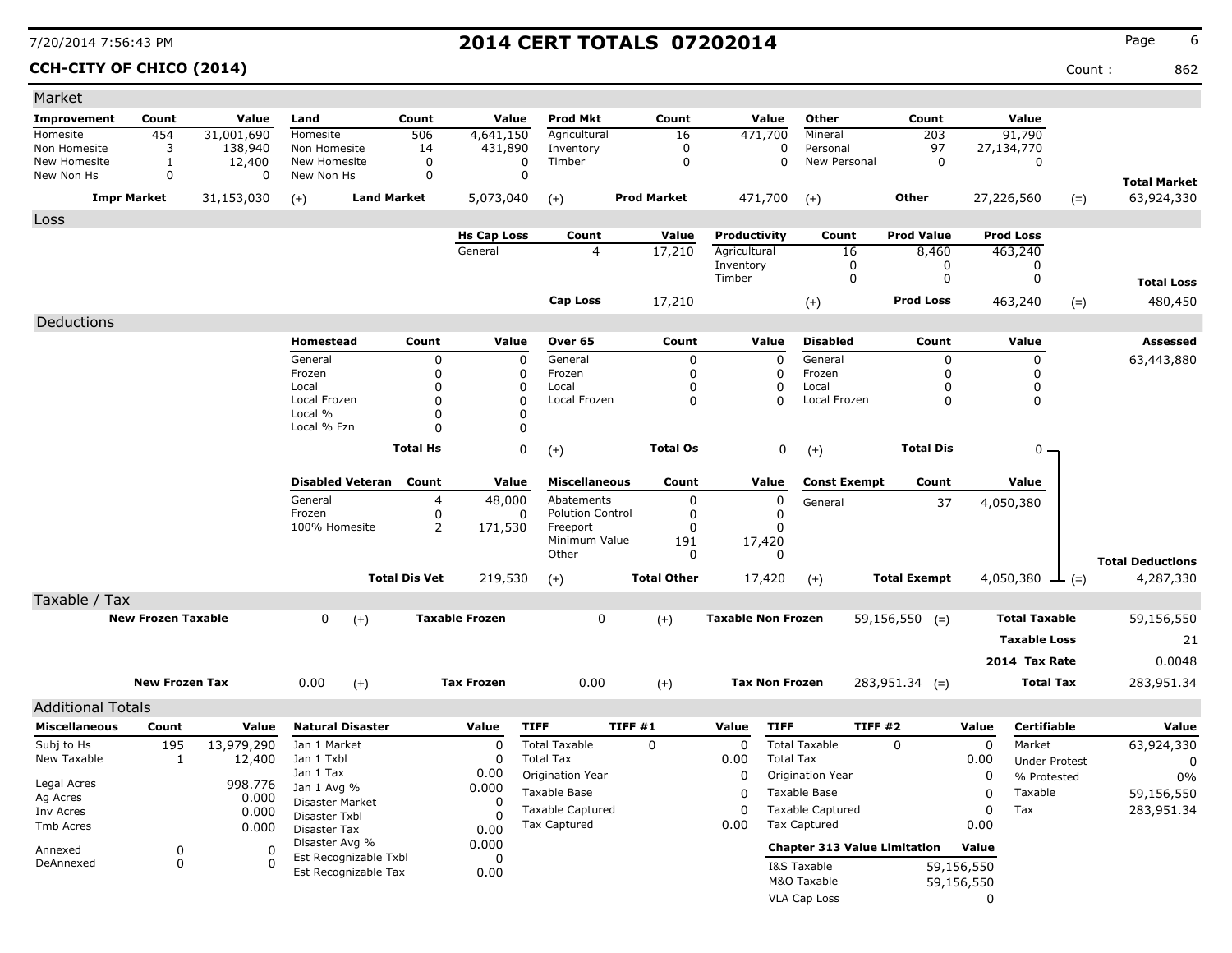# 2014 CERT TOTALS 07202014

**CCH-CITY OF CHICO (2014)**

Count : 862

## Market

| Improvement | Count | Value | Land | Count | Value | Prod Mkt | Count | Value | Other | Count | Value | | |
|---|---|---|---|---|---|---|---|---|---|---|---|---|---|
| Homesite | 454 | 31,001,690 | Homesite | 506 | 4,641,150 | Agricultural | 16 | 471,700 | Mineral | 203 | 91,790 | | |
| Non Homesite | 3 | 138,940 | Non Homesite | 14 | 431,890 | Inventory | 0 | 0 | Personal | 97 | 27,134,770 | | |
| New Homesite | 1 | 12,400 | New Homesite | 0 | 0 | Timber | 0 | 0 | New Personal | 0 | 0 | | |
| New Non Hs | 0 | 0 | New Non Hs | 0 | 0 | | | | | | | | **Total Market** |
| **Impr Market** | | 31,153,030 | (+) **Land Market** | | 5,073,040 | (+) **Prod Market** | | 471,700 | (+) **Other** | | 27,226,560 | (=) | 63,924,330 |

## Loss

| Hs Cap Loss | Count | Value | Productivity | Count | Prod Value | Prod Loss | | |
|---|---|---|---|---|---|---|---|---|
| General | 4 | 17,210 | Agricultural | 16 | 8,460 | 463,240 | | |
| | | | Inventory | 0 | 0 | 0 | | |
| | | | Timber | 0 | 0 | 0 | | **Total Loss** |
| **Cap Loss** | | 17,210 | (+) **Prod Loss** | | | 463,240 | (=) | 480,450 |

## Deductions

| Homestead | Count | Value | Over 65 | Count | Value | Disabled | Count | Value | Assessed |
|---|---|---|---|---|---|---|---|---|---|
| General | 0 | 0 | General | 0 | 0 | General | 0 | 0 | 63,443,880 |
| Frozen | 0 | 0 | Frozen | 0 | 0 | Frozen | 0 | 0 | |
| Local | 0 | 0 | Local | 0 | 0 | Local | 0 | 0 | |
| Local Frozen | 0 | 0 | Local Frozen | 0 | 0 | Local Frozen | 0 | 0 | |
| Local % | 0 | 0 | | | | | | | |
| Local % Fzn | 0 | 0 | | | | | | | |
| **Total Hs** | | 0 | (+) **Total Os** | | 0 | (+) **Total Dis** | | 0 | |

| Disabled Veteran | Count | Value | Miscellaneous | Count | Value | Const Exempt | Count | Value | | |
|---|---|---|---|---|---|---|---|---|---|---|
| General | 4 | 48,000 | Abatements | 0 | 0 | General | 37 | 4,050,380 | | |
| Frozen | 0 | 0 | Polution Control | 0 | 0 | | | | | |
| 100% Homesite | 2 | 171,530 | Freeport | 0 | 0 | | | | | |
| | | | Minimum Value | 191 | 17,420 | | | | | |
| | | | Other | 0 | 0 | | | | | **Total Deductions** |
| **Total Dis Vet** | | 219,530 | (+) **Total Other** | | 17,420 | (+) **Total Exempt** | | 4,050,380 | (=) | 4,287,330 |

## Taxable / Tax

| | | | | | | | |
|---|---|---|---|---|---|---|---|
| **New Frozen Taxable** | 0 | (+) **Taxable Frozen** | 0 | (+) **Taxable Non Frozen** | 59,156,550 | (=) **Total Taxable** | 59,156,550 |
| | | | | | | **Taxable Loss** | 21 |
| | | | | | | **2014 Tax Rate** | 0.0048 |
| **New Frozen Tax** | 0.00 | (+) **Tax Frozen** | 0.00 | (+) **Tax Non Frozen** | 283,951.34 | (=) **Total Tax** | 283,951.34 |

## Additional Totals

| Miscellaneous | Count | Value |
|---|---|---|
| Subj to Hs | 195 | 13,979,290 |
| New Taxable | 1 | 12,400 |
| Legal Acres | | 998.776 |
| Ag Acres | | 0.000 |
| Inv Acres | | 0.000 |
| Tmb Acres | | 0.000 |
| Annexed | 0 | 0 |
| DeAnnexed | 0 | 0 |

| Natural Disaster | Value |
|---|---|
| Jan 1 Market | 0 |
| Jan 1 Txbl | 0 |
| Jan 1 Tax | 0.00 |
| Jan 1 Avg % | 0.000 |
| Disaster Market | 0 |
| Disaster Txbl | 0 |
| Disaster Tax | 0.00 |
| Disaster Avg % | 0.000 |
| Est Recognizable Txbl | 0 |
| Est Recognizable Tax | 0.00 |

| TIFF | TIFF #1 | Value |
|---|---|---|
| Total Taxable | 0 | 0 |
| Total Tax | | 0.00 |
| Origination Year | | 0 |
| Taxable Base | | 0 |
| Taxable Captured | | 0 |
| Tax Captured | | 0.00 |

| TIFF | TIFF #2 | Value |
|---|---|---|
| Total Taxable | 0 | 0 |
| Total Tax | | 0.00 |
| Origination Year | | 0 |
| Taxable Base | | 0 |
| Taxable Captured | | 0 |
| Tax Captured | | 0.00 |

| Chapter 313 Value Limitation | Value |
|---|---|
| I&S Taxable | 59,156,550 |
| M&O Taxable | 59,156,550 |
| VLA Cap Loss | 0 |

| Certifiable | Value |
|---|---|
| Market | 63,924,330 |
| Under Protest | 0 |
| % Protested | 0% |
| Taxable | 59,156,550 |
| Tax | 283,951.34 |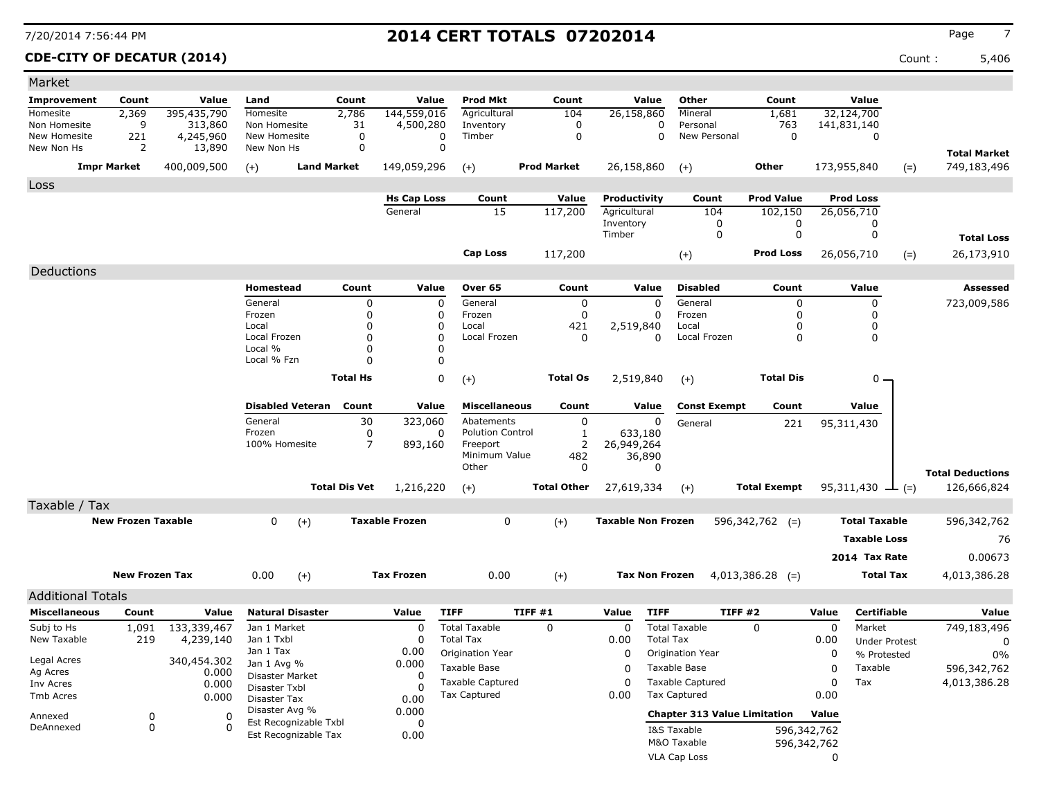# 2014 CERT TOTALS 07202014

7/20/2014 7:56:44 PM

**CDE-CITY OF DECATUR (2014)** Count : 5,406

## Market

| Improvement | Count | Value | Land | Count | Value | Prod Mkt | Count | Value | Other | Count | Value | | |
|---|---|---|---|---|---|---|---|---|---|---|---|---|---|
| Homesite | 2,369 | 395,435,790 | Homesite | 2,786 | 144,559,016 | Agricultural | 104 | 26,158,860 | Mineral | 1,681 | 32,124,700 | | |
| Non Homesite | 9 | 313,860 | Non Homesite | 31 | 4,500,280 | Inventory | 0 | 0 | Personal | 763 | 141,831,140 | | |
| New Homesite | 221 | 4,245,960 | New Homesite | 0 | 0 | Timber | 0 | 0 | New Personal | 0 | 0 | | |
| New Non Hs | 2 | 13,890 | New Non Hs | 0 | 0 | | | | | | | | **Total Market** |
| **Impr Market** | | 400,009,500 | (+) **Land Market** | | 149,059,296 | (+) **Prod Market** | | 26,158,860 | (+) **Other** | | 173,955,840 | (=) | 749,183,496 |

## Loss

| Hs Cap Loss | Count | Value | Productivity | Count | Prod Value | Prod Loss | | |
|---|---|---|---|---|---|---|---|---|
| General | 15 | 117,200 | Agricultural | 104 | 102,150 | 26,056,710 | | |
| | | | Inventory | 0 | 0 | 0 | | |
| | | | Timber | 0 | 0 | 0 | | **Total Loss** |
| **Cap Loss** | | 117,200 | (+) | | **Prod Loss** | 26,056,710 | (=) | 26,173,910 |

## Deductions

| Homestead | Count | Value | Over 65 | Count | Value | Disabled | Count | Value | Assessed |
|---|---|---|---|---|---|---|---|---|---|
| General | 0 | 0 | General | 0 | 0 | General | 0 | 0 | 723,009,586 |
| Frozen | 0 | 0 | Frozen | 0 | 0 | Frozen | 0 | 0 | |
| Local | 0 | 0 | Local | 421 | 2,519,840 | Local | 0 | 0 | |
| Local Frozen | 0 | 0 | Local Frozen | 0 | 0 | Local Frozen | 0 | 0 | |
| Local % | 0 | 0 | | | | | | | |
| Local % Fzn | 0 | 0 | | | | | | | |
| **Total Hs** | | 0 | (+) **Total Os** | | 2,519,840 | (+) **Total Dis** | | 0 | |

| Disabled Veteran | Count | Value | Miscellaneous | Count | Value | Const Exempt | Count | Value | | |
|---|---|---|---|---|---|---|---|---|---|---|
| General | 30 | 323,060 | Abatements | 0 | 0 | General | 221 | 95,311,430 | | |
| Frozen | 0 | 0 | Polution Control | 1 | 633,180 | | | | | |
| 100% Homesite | 7 | 893,160 | Freeport | 2 | 26,949,264 | | | | | |
| | | | Minimum Value | 482 | 36,890 | | | | | |
| | | | Other | 0 | 0 | | | | | **Total Deductions** |
| **Total Dis Vet** | | 1,216,220 | (+) **Total Other** | | 27,619,334 | (+) **Total Exempt** | | 95,311,430 | (=) | 126,666,824 |

## Taxable / Tax

| | | | | | | | | |
|---|---|---|---|---|---|---|---|---|
| **New Frozen Taxable** | 0 | (+) | **Taxable Frozen** | 0 | (+) | **Taxable Non Frozen** | 596,342,762 (=) | **Total Taxable** 596,342,762 |
| | | | | | | | | **Taxable Loss** 76 |
| | | | | | | | | **2014 Tax Rate** 0.00673 |
| **New Frozen Tax** | 0.00 | (+) | **Tax Frozen** | 0.00 | (+) | **Tax Non Frozen** | 4,013,386.28 (=) | **Total Tax** 4,013,386.28 |

## Additional Totals

| Miscellaneous | Count | Value |
|---|---|---|
| Subj to Hs | 1,091 | 133,339,467 |
| New Taxable | 219 | 4,239,140 |
| Legal Acres | | 340,454.302 |
| Ag Acres | | 0.000 |
| Inv Acres | | 0.000 |
| Tmb Acres | | 0.000 |
| Annexed | 0 | 0 |
| DeAnnexed | 0 | 0 |

| Natural Disaster | Value |
|---|---|
| Jan 1 Market | 0 |
| Jan 1 Txbl | 0 |
| Jan 1 Tax | 0.00 |
| Jan 1 Avg % | 0.000 |
| Disaster Market | 0 |
| Disaster Txbl | 0 |
| Disaster Tax | 0.00 |
| Disaster Avg % | 0.000 |
| Est Recognizable Txbl | 0 |
| Est Recognizable Tax | 0.00 |

| TIFF | TIFF #1 | Value |
|---|---|---|
| Total Taxable | 0 | 0 |
| Total Tax | | 0.00 |
| Origination Year | | 0 |
| Taxable Base | | 0 |
| Taxable Captured | | 0 |
| Tax Captured | | 0.00 |

| TIFF | TIFF #2 | Value |
|---|---|---|
| Total Taxable | 0 | 0 |
| Total Tax | | 0.00 |
| Origination Year | | 0 |
| Taxable Base | | 0 |
| Taxable Captured | | 0 |
| Tax Captured | | 0.00 |

| Chapter 313 Value Limitation | Value |
|---|---|
| I&S Taxable | 596,342,762 |
| M&O Taxable | 596,342,762 |
| VLA Cap Loss | 0 |

| Certifiable | Value |
|---|---|
| Market | 749,183,496 |
| Under Protest | 0 |
| % Protested | 0% |
| Taxable | 596,342,762 |
| Tax | 4,013,386.28 |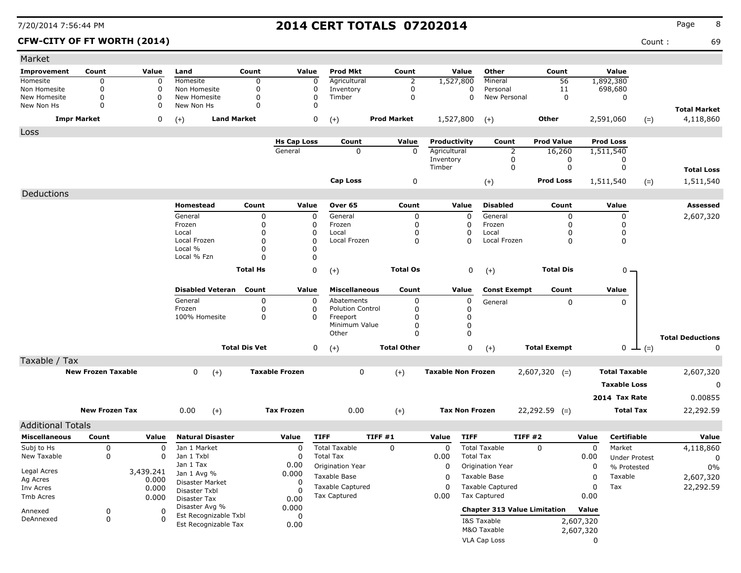# 2014 CERT TOTALS 07202014

7/20/2014 7:56:44 PM

**CFW-CITY OF FT WORTH (2014)** Count : 69

## Market

| Improvement | Count | Value | Land | Count | Value | Prod Mkt | Count | Value | Other | Count | Value | | |
|---|---|---|---|---|---|---|---|---|---|---|---|---|---|
| Homesite | 0 | 0 | Homesite | 0 | 0 | Agricultural | 2 | 1,527,800 | Mineral | 56 | 1,892,380 | | |
| Non Homesite | 0 | 0 | Non Homesite | 0 | 0 | Inventory | 0 | 0 | Personal | 11 | 698,680 | | |
| New Homesite | 0 | 0 | New Homesite | 0 | 0 | Timber | 0 | 0 | New Personal | 0 | 0 | | |
| New Non Hs | 0 | 0 | New Non Hs | 0 | 0 | | | | | | | | **Total Market** |
| **Impr Market** | | 0 | (+) | **Land Market** | 0 | (+) | **Prod Market** | 1,527,800 | (+) | **Other** | 2,591,060 | (=) | 4,118,860 |

## Loss

| Hs Cap Loss | Count | Value | Productivity | Count | Prod Value | Prod Loss | | |
|---|---|---|---|---|---|---|---|---|
| General | 0 | 0 | Agricultural | 2 | 16,260 | 1,511,540 | | |
| | | | Inventory | 0 | 0 | 0 | | |
| | | | Timber | 0 | 0 | 0 | | **Total Loss** |
| **Cap Loss** | | 0 | (+) | | **Prod Loss** | 1,511,540 | (=) | 1,511,540 |

## Deductions

| Homestead | Count | Value | Over 65 | Count | Value | Disabled | Count | Value | Assessed |
|---|---|---|---|---|---|---|---|---|---|
| General | 0 | 0 | General | 0 | 0 | General | 0 | 0 | 2,607,320 |
| Frozen | 0 | 0 | Frozen | 0 | 0 | Frozen | 0 | 0 | |
| Local | 0 | 0 | Local | 0 | 0 | Local | 0 | 0 | |
| Local Frozen | 0 | 0 | Local Frozen | 0 | 0 | Local Frozen | 0 | 0 | |
| Local % | 0 | 0 | | | | | | | |
| Local % Fzn | 0 | 0 | | | | | | | |
| **Total Hs** | | 0 | (+) **Total Os** | | 0 | (+) **Total Dis** | | 0 | |

| Disabled Veteran | Count | Value | Miscellaneous | Count | Value | Const Exempt | Count | Value | |
|---|---|---|---|---|---|---|---|---|---|
| General | 0 | 0 | Abatements | 0 | 0 | General | 0 | 0 | |
| Frozen | 0 | 0 | Polution Control | 0 | 0 | | | | |
| 100% Homesite | 0 | 0 | Freeport | 0 | 0 | | | | |
| | | | Minimum Value | 0 | 0 | | | | |
| | | | Other | 0 | 0 | | | | **Total Deductions** |
| **Total Dis Vet** | | 0 | (+) **Total Other** | | 0 | (+) **Total Exempt** | | 0 (=) | 0 |

## Taxable / Tax

| New Frozen Taxable | | Taxable Frozen | | Taxable Non Frozen | | | |
|---|---|---|---|---|---|---|---|
| 0 | (+) | 0 | (+) | 2,607,320 | (=) | **Total Taxable** | 2,607,320 |
| | | | | | | **Taxable Loss** | 0 |
| | | | | | | **2014 Tax Rate** | 0.00855 |
| **New Frozen Tax** 0.00 | (+) | **Tax Frozen** 0.00 | (+) | **Tax Non Frozen** 22,292.59 | (=) | **Total Tax** | 22,292.59 |

## Additional Totals

| Miscellaneous | Count | Value | Natural Disaster | Value | TIFF | TIFF #1 | Value | TIFF | TIFF #2 | Value | Certifiable | Value |
|---|---|---|---|---|---|---|---|---|---|---|---|---|
| Subj to Hs | 0 | 0 | Jan 1 Market | 0 | Total Taxable | 0 | 0 | Total Taxable | 0 | 0 | Market | 4,118,860 |
| New Taxable | 0 | 0 | Jan 1 Txbl | 0 | Total Tax | | 0.00 | Total Tax | | 0.00 | Under Protest | 0 |
| | | | Jan 1 Tax | 0.00 | Origination Year | | 0 | Origination Year | | 0 | % Protested | 0% |
| Legal Acres | | 3,439.241 | Jan 1 Avg % | 0.000 | Taxable Base | | 0 | Taxable Base | | 0 | Taxable | 2,607,320 |
| Ag Acres | | 0.000 | Disaster Market | 0 | Taxable Captured | | 0 | Taxable Captured | | 0 | Tax | 22,292.59 |
| Inv Acres | | 0.000 | Disaster Txbl | 0 | Tax Captured | | 0.00 | Tax Captured | | 0.00 | | |
| Tmb Acres | | 0.000 | Disaster Tax | 0.00 | | | | | | | | |
| Annexed | 0 | 0 | Disaster Avg % | 0.000 | | | | **Chapter 313 Value Limitation** | | **Value** | | |
| DeAnnexed | 0 | 0 | Est Recognizable Txbl | 0 | | | | I&S Taxable | | 2,607,320 | | |
| | | | Est Recognizable Tax | 0.00 | | | | M&O Taxable | | 2,607,320 | | |
| | | | | | | | | VLA Cap Loss | | 0 | | |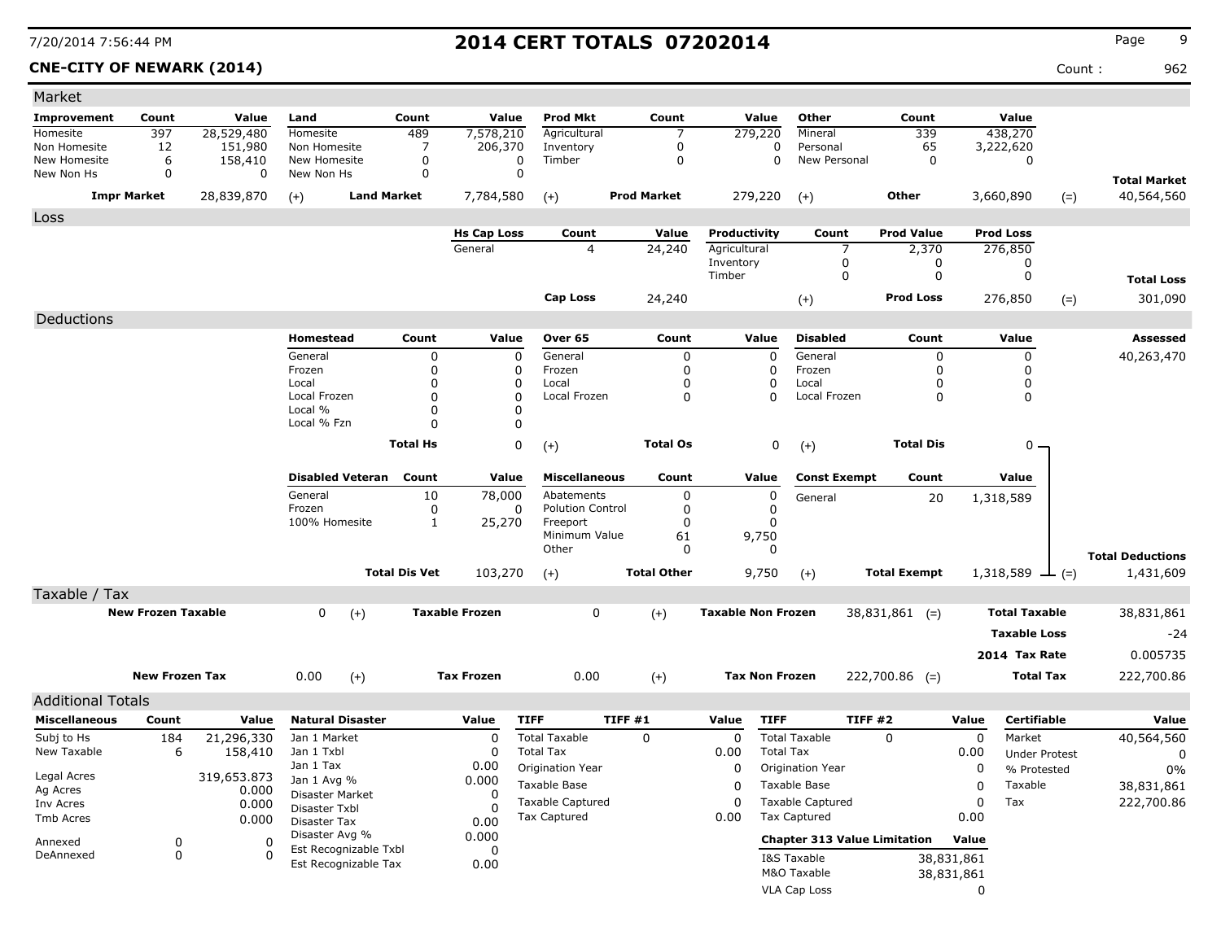# 2014 CERT TOTALS 07202014

**CNE-CITY OF NEWARK (2014)**

Count : 962

## Market

| Improvement | Count | Value | Land | Count | Value | Prod Mkt | Count | Value | Other | Count | Value | | |
|---|---|---|---|---|---|---|---|---|---|---|---|---|---|
| Homesite | 397 | 28,529,480 | Homesite | 489 | 7,578,210 | Agricultural | 7 | 279,220 | Mineral | 339 | 438,270 | | |
| Non Homesite | 12 | 151,980 | Non Homesite | 7 | 206,370 | Inventory | 0 | 0 | Personal | 65 | 3,222,620 | | |
| New Homesite | 6 | 158,410 | New Homesite | 0 | 0 | Timber | 0 | 0 | New Personal | 0 | 0 | | |
| New Non Hs | 0 | 0 | New Non Hs | 0 | 0 | | | | | | | | **Total Market** |
| **Impr Market** | | 28,839,870 | (+) | **Land Market** | 7,784,580 | (+) | **Prod Market** | 279,220 | (+) | **Other** | 3,660,890 | (=) | 40,564,560 |

## Loss

| Hs Cap Loss | Count | Value | Productivity | Count | Prod Value | Prod Loss | | |
|---|---|---|---|---|---|---|---|---|
| General | 4 | 24,240 | Agricultural | 7 | 2,370 | 276,850 | | |
| | | | Inventory | 0 | 0 | 0 | | |
| | | | Timber | 0 | 0 | 0 | | **Total Loss** |
| | **Cap Loss** | 24,240 | | (+) | **Prod Loss** | 276,850 | (=) | 301,090 |

## Deductions

| Homestead | Count | Value | Over 65 | Count | Value | Disabled | Count | Value | Assessed |
|---|---|---|---|---|---|---|---|---|---|
| General | 0 | 0 | General | 0 | 0 | General | 0 | 0 | 40,263,470 |
| Frozen | 0 | 0 | Frozen | 0 | 0 | Frozen | 0 | 0 | |
| Local | 0 | 0 | Local | 0 | 0 | Local | 0 | 0 | |
| Local Frozen | 0 | 0 | Local Frozen | 0 | 0 | Local Frozen | 0 | 0 | |
| Local % | 0 | 0 | | | | | | | |
| Local % Fzn | 0 | 0 | | | | | | | |
| **Total Hs** | | 0 | (+) | **Total Os** | 0 | (+) | **Total Dis** | 0 | |

| Disabled Veteran | Count | Value | Miscellaneous | Count | Value | Const Exempt | Count | Value | | |
|---|---|---|---|---|---|---|---|---|---|---|
| General | 10 | 78,000 | Abatements | 0 | 0 | General | 20 | 1,318,589 | | |
| Frozen | 0 | 0 | Polution Control | 0 | 0 | | | | | |
| 100% Homesite | 1 | 25,270 | Freeport | 0 | 0 | | | | | |
| | | | Minimum Value | 61 | 9,750 | | | | | |
| | | | Other | 0 | 0 | | | | | **Total Deductions** |
| **Total Dis Vet** | | 103,270 | (+) | **Total Other** | 9,750 | (+) | **Total Exempt** | 1,318,589 | (=) | 1,431,609 |

## Taxable / Tax

| | | | | | | | | | |
|---|---|---|---|---|---|---|---|---|---|
| **New Frozen Taxable** | 0 | (+) | **Taxable Frozen** | 0 | (+) | **Taxable Non Frozen** | 38,831,861 | (=) | **Total Taxable** 38,831,861 |
| | | | | | | | | | **Taxable Loss** -24 |
| | | | | | | | | | **2014 Tax Rate** 0.005735 |
| **New Frozen Tax** | 0.00 | (+) | **Tax Frozen** | 0.00 | (+) | **Tax Non Frozen** | 222,700.86 | (=) | **Total Tax** 222,700.86 |

## Additional Totals

| Miscellaneous | Count | Value |
|---|---|---|
| Subj to Hs | 184 | 21,296,330 |
| New Taxable | 6 | 158,410 |
| Legal Acres | | 319,653.873 |
| Ag Acres | | 0.000 |
| Inv Acres | | 0.000 |
| Tmb Acres | | 0.000 |
| Annexed | 0 | 0 |
| DeAnnexed | 0 | 0 |

| Natural Disaster | Value |
|---|---|
| Jan 1 Market | 0 |
| Jan 1 Txbl | 0 |
| Jan 1 Tax | 0.00 |
| Jan 1 Avg % | 0.000 |
| Disaster Market | 0 |
| Disaster Txbl | 0 |
| Disaster Tax | 0.00 |
| Disaster Avg % | 0.000 |
| Est Recognizable Txbl | 0 |
| Est Recognizable Tax | 0.00 |

| TIFF | TIFF #1 | Value |
|---|---|---|
| Total Taxable | 0 | 0 |
| Total Tax | | 0.00 |
| Origination Year | | 0 |
| Taxable Base | | 0 |
| Taxable Captured | | 0 |
| Tax Captured | | 0.00 |

| TIFF | TIFF #2 | Value |
|---|---|---|
| Total Taxable | 0 | 0 |
| Total Tax | | 0.00 |
| Origination Year | | 0 |
| Taxable Base | | 0 |
| Taxable Captured | | 0 |
| Tax Captured | | 0.00 |

| Chapter 313 Value Limitation | Value |
|---|---|
| I&S Taxable | 38,831,861 |
| M&O Taxable | 38,831,861 |
| VLA Cap Loss | 0 |

| Certifiable | Value |
|---|---|
| Market | 40,564,560 |
| Under Protest | 0 |
| % Protested | 0% |
| Taxable | 38,831,861 |
| Tax | 222,700.86 |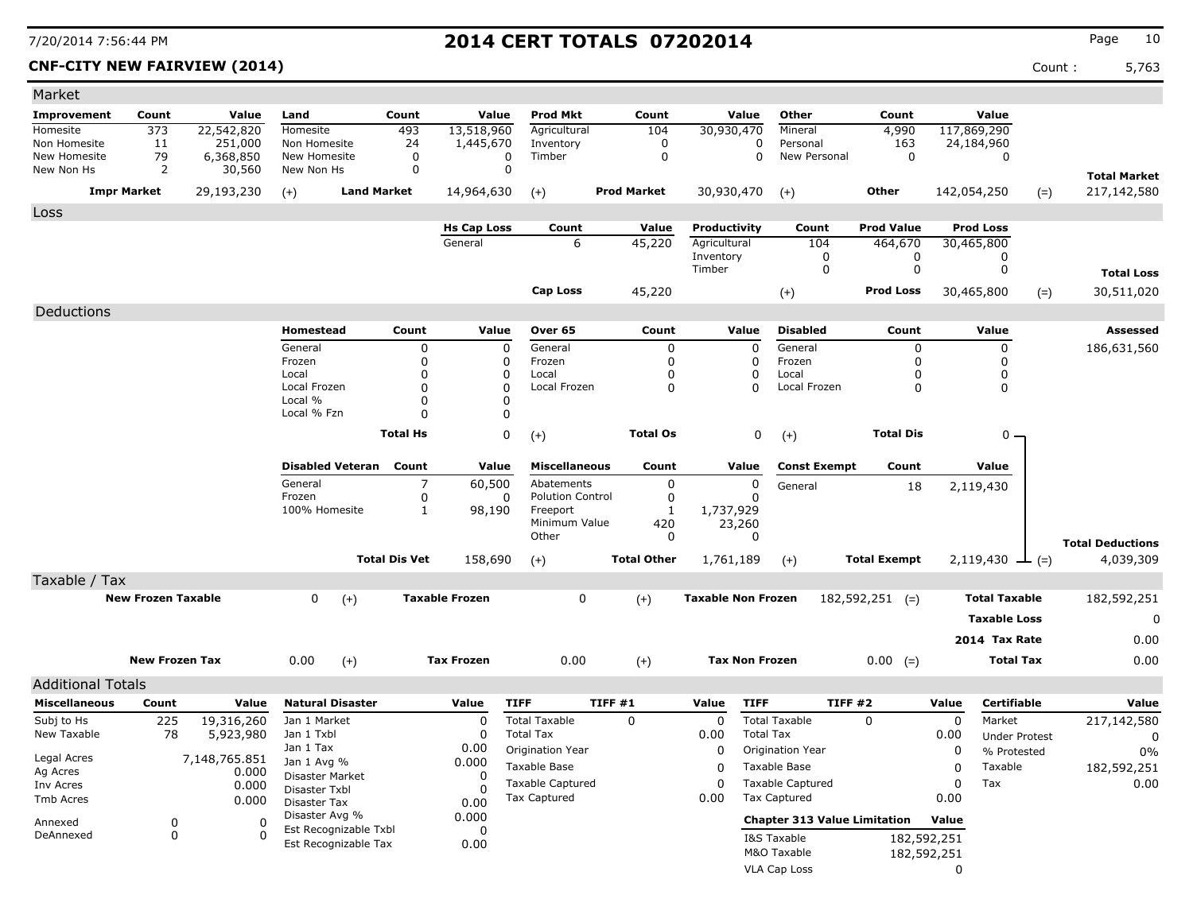# 2014 CERT TOTALS 07202014

7/20/2014 7:56:44 PM

**CNF-CITY NEW FAIRVIEW (2014)** Count : 5,763

## Market

| Improvement | Count | Value | Land | Count | Value | Prod Mkt | Count | Value | Other | Count | Value | | |
|---|---|---|---|---|---|---|---|---|---|---|---|---|---|
| Homesite | 373 | 22,542,820 | Homesite | 493 | 13,518,960 | Agricultural | 104 | 30,930,470 | Mineral | 4,990 | 117,869,290 | | |
| Non Homesite | 11 | 251,000 | Non Homesite | 24 | 1,445,670 | Inventory | 0 | 0 | Personal | 163 | 24,184,960 | | |
| New Homesite | 79 | 6,368,850 | New Homesite | 0 | 0 | Timber | 0 | 0 | New Personal | 0 | 0 | | |
| New Non Hs | 2 | 30,560 | New Non Hs | 0 | 0 | | | | | | | | **Total Market** |
| **Impr Market** | | 29,193,230 | (+) **Land Market** | | 14,964,630 | (+) **Prod Market** | | 30,930,470 | (+) **Other** | | 142,054,250 | (=) | 217,142,580 |

## Loss

| Hs Cap Loss | Count | Value | Productivity | Count | Prod Value | Prod Loss | | |
|---|---|---|---|---|---|---|---|---|
| General | 6 | 45,220 | Agricultural | 104 | 464,670 | 30,465,800 | | |
| | | | Inventory | 0 | 0 | 0 | | |
| | | | Timber | 0 | 0 | 0 | | **Total Loss** |
| **Cap Loss** | | 45,220 | (+) | | **Prod Loss** | 30,465,800 | (=) | 30,511,020 |

## Deductions

| Homestead | Count | Value | Over 65 | Count | Value | Disabled | Count | Value | Assessed |
|---|---|---|---|---|---|---|---|---|---|
| General | 0 | 0 | General | 0 | 0 | General | 0 | 0 | 186,631,560 |
| Frozen | 0 | 0 | Frozen | 0 | 0 | Frozen | 0 | 0 | |
| Local | 0 | 0 | Local | 0 | 0 | Local | 0 | 0 | |
| Local Frozen | 0 | 0 | Local Frozen | 0 | 0 | Local Frozen | 0 | 0 | |
| Local % | 0 | 0 | | | | | | | |
| Local % Fzn | 0 | 0 | | | | | | | |
| **Total Hs** | | 0 | (+) **Total Os** | | 0 | (+) **Total Dis** | | 0 | |

| Disabled Veteran | Count | Value | Miscellaneous | Count | Value | Const Exempt | Count | Value | |
|---|---|---|---|---|---|---|---|---|---|
| General | 7 | 60,500 | Abatements | 0 | 0 | General | 18 | 2,119,430 | |
| Frozen | 0 | 0 | Polution Control | 0 | 0 | | | | |
| 100% Homesite | 1 | 98,190 | Freeport | 1 | 1,737,929 | | | | |
| | | | Minimum Value | 420 | 23,260 | | | | |
| | | | Other | 0 | 0 | | | | **Total Deductions** |
| **Total Dis Vet** | | 158,690 | (+) **Total Other** | | 1,761,189 | (+) **Total Exempt** | | 2,119,430 | (=) 4,039,309 |

## Taxable / Tax

| | | | | | | | |
|---|---|---|---|---|---|---|---|
| **New Frozen Taxable** | 0 | (+) **Taxable Frozen** | 0 | (+) **Taxable Non Frozen** | 182,592,251 (=) | **Total Taxable** | 182,592,251 |
| | | | | | | **Taxable Loss** | 0 |
| | | | | | | **2014 Tax Rate** | 0.00 |
| **New Frozen Tax** | 0.00 | (+) **Tax Frozen** | 0.00 | (+) **Tax Non Frozen** | 0.00 (=) | **Total Tax** | 0.00 |

## Additional Totals

| Miscellaneous | Count | Value | Natural Disaster | Value |
|---|---|---|---|---|
| Subj to Hs | 225 | 19,316,260 | Jan 1 Market | 0 |
| New Taxable | 78 | 5,923,980 | Jan 1 Txbl | 0 |
| | | | Jan 1 Tax | 0.00 |
| Legal Acres | | 7,148,765.851 | Jan 1 Avg % | 0.000 |
| Ag Acres | | 0.000 | Disaster Market | 0 |
| Inv Acres | | 0.000 | Disaster Txbl | 0 |
| Tmb Acres | | 0.000 | Disaster Tax | 0.00 |
| | | | Disaster Avg % | 0.000 |
| Annexed | 0 | 0 | Est Recognizable Txbl | 0 |
| DeAnnexed | 0 | 0 | Est Recognizable Tax | 0.00 |

| TIFF | TIFF #1 | Value | TIFF | TIFF #2 | Value |
|---|---|---|---|---|---|
| Total Taxable | 0 | 0 | Total Taxable | 0 | 0 |
| Total Tax | | 0.00 | Total Tax | | 0.00 |
| Origination Year | | 0 | Origination Year | | 0 |
| Taxable Base | | 0 | Taxable Base | | 0 |
| Taxable Captured | | 0 | Taxable Captured | | 0 |
| Tax Captured | | 0.00 | Tax Captured | | 0.00 |

| Chapter 313 Value Limitation | Value |
|---|---|
| I&S Taxable | 182,592,251 |
| M&O Taxable | 182,592,251 |
| VLA Cap Loss | 0 |

| Certifiable | Value |
|---|---|
| Market | 217,142,580 |
| Under Protest | 0 |
| % Protested | 0% |
| Taxable | 182,592,251 |
| Tax | 0.00 |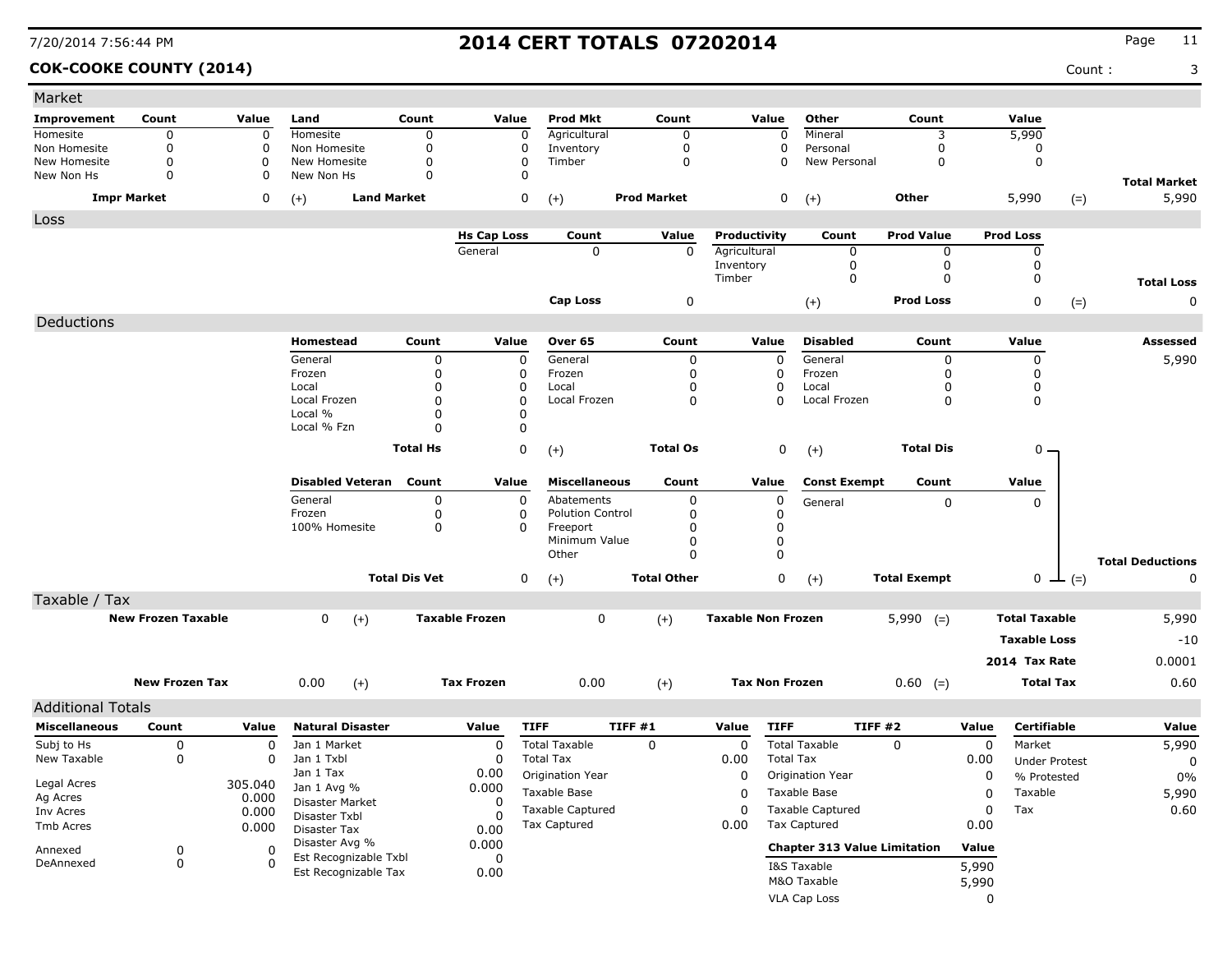7/20/2014 7:56:44 PM

# 2014 CERT TOTALS 07202014

**COK-COOKE COUNTY (2014)** Count : 3

## Market

| Improvement | Count | Value | Land | Count | Value | Prod Mkt | Count | Value | Other | Count | Value | | |
|---|---|---|---|---|---|---|---|---|---|---|---|---|---|
| Homesite | 0 | 0 | Homesite | 0 | 0 | Agricultural | 0 | 0 | Mineral | 3 | 5,990 | | |
| Non Homesite | 0 | 0 | Non Homesite | 0 | 0 | Inventory | 0 | 0 | Personal | 0 | 0 | | |
| New Homesite | 0 | 0 | New Homesite | 0 | 0 | Timber | 0 | 0 | New Personal | 0 | 0 | | |
| New Non Hs | 0 | 0 | New Non Hs | 0 | 0 | | | | | | | | **Total Market** |
| **Impr Market** | | 0 | (+) **Land Market** | | 0 | (+) **Prod Market** | | 0 | (+) **Other** | | 5,990 | (=) | 5,990 |

## Loss

| Hs Cap Loss | Count | Value | Productivity | Count | Prod Value | Prod Loss | | |
|---|---|---|---|---|---|---|---|---|
| General | 0 | 0 | Agricultural | 0 | 0 | 0 | | |
| | | | Inventory | 0 | 0 | 0 | | |
| | | | Timber | 0 | 0 | 0 | | **Total Loss** |
| **Cap Loss** | | 0 | (+) **Prod Loss** | | | 0 | (=) | 0 |

## Deductions

| Homestead | Count | Value | Over 65 | Count | Value | Disabled | Count | Value | Assessed |
|---|---|---|---|---|---|---|---|---|---|
| General | 0 | 0 | General | 0 | 0 | General | 0 | 0 | 5,990 |
| Frozen | 0 | 0 | Frozen | 0 | 0 | Frozen | 0 | 0 | |
| Local | 0 | 0 | Local | 0 | 0 | Local | 0 | 0 | |
| Local Frozen | 0 | 0 | Local Frozen | 0 | 0 | Local Frozen | 0 | 0 | |
| Local % | 0 | 0 | | | | | | | |
| Local % Fzn | 0 | 0 | | | | | | | |
| **Total Hs** | | 0 | (+) **Total Os** | | 0 | (+) **Total Dis** | | 0 | |

| Disabled Veteran | Count | Value | Miscellaneous | Count | Value | Const Exempt | Count | Value | | |
|---|---|---|---|---|---|---|---|---|---|---|
| General | 0 | 0 | Abatements | 0 | 0 | General | 0 | 0 | | |
| Frozen | 0 | 0 | Polution Control | 0 | 0 | | | | | |
| 100% Homesite | 0 | 0 | Freeport | 0 | 0 | | | | | |
| | | | Minimum Value | 0 | 0 | | | | | |
| | | | Other | 0 | 0 | | | | | **Total Deductions** |
| **Total Dis Vet** | | 0 | (+) **Total Other** | | 0 | (+) **Total Exempt** | | 0 | (=) | 0 |

## Taxable / Tax

| | | | | | | | | |
|---|---|---|---|---|---|---|---|---|
| **New Frozen Taxable** | 0 | (+) | **Taxable Frozen** | 0 | (+) | **Taxable Non Frozen** | 5,990 (=) | **Total Taxable** 5,990 |
| | | | | | | | | **Taxable Loss** -10 |
| | | | | | | | | **2014 Tax Rate** 0.0001 |
| **New Frozen Tax** | 0.00 | (+) | **Tax Frozen** | 0.00 | (+) | **Tax Non Frozen** | 0.60 (=) | **Total Tax** 0.60 |

## Additional Totals

| Miscellaneous | Count | Value | Natural Disaster | Value | TIFF | TIFF #1 | Value | TIFF | TIFF #2 | Value | Certifiable | Value |
|---|---|---|---|---|---|---|---|---|---|---|---|---|
| Subj to Hs | 0 | 0 | Jan 1 Market | 0 | Total Taxable | 0 | 0 | Total Taxable | 0 | 0 | Market | 5,990 |
| New Taxable | 0 | 0 | Jan 1 Txbl | 0 | Total Tax | | 0.00 | Total Tax | | 0.00 | Under Protest | 0 |
| | | | Jan 1 Tax | 0.00 | Origination Year | | 0 | Origination Year | | 0 | % Protested | 0% |
| Legal Acres | | 305.040 | Jan 1 Avg % | 0.000 | Taxable Base | | 0 | Taxable Base | | 0 | Taxable | 5,990 |
| Ag Acres | | 0.000 | Disaster Market | 0 | Taxable Captured | | 0 | Taxable Captured | | 0 | Tax | 0.60 |
| Inv Acres | | 0.000 | Disaster Txbl | 0 | Tax Captured | | 0.00 | Tax Captured | | 0.00 | | |
| Tmb Acres | | 0.000 | Disaster Tax | 0.00 | | | | **Chapter 313 Value Limitation** | | **Value** | | |
| Annexed | 0 | 0 | Disaster Avg % | 0.000 | | | | I&S Taxable | | 5,990 | | |
| DeAnnexed | 0 | 0 | Est Recognizable Txbl | 0 | | | | M&O Taxable | | 5,990 | | |
| | | | Est Recognizable Tax | 0.00 | | | | VLA Cap Loss | | 0 | | |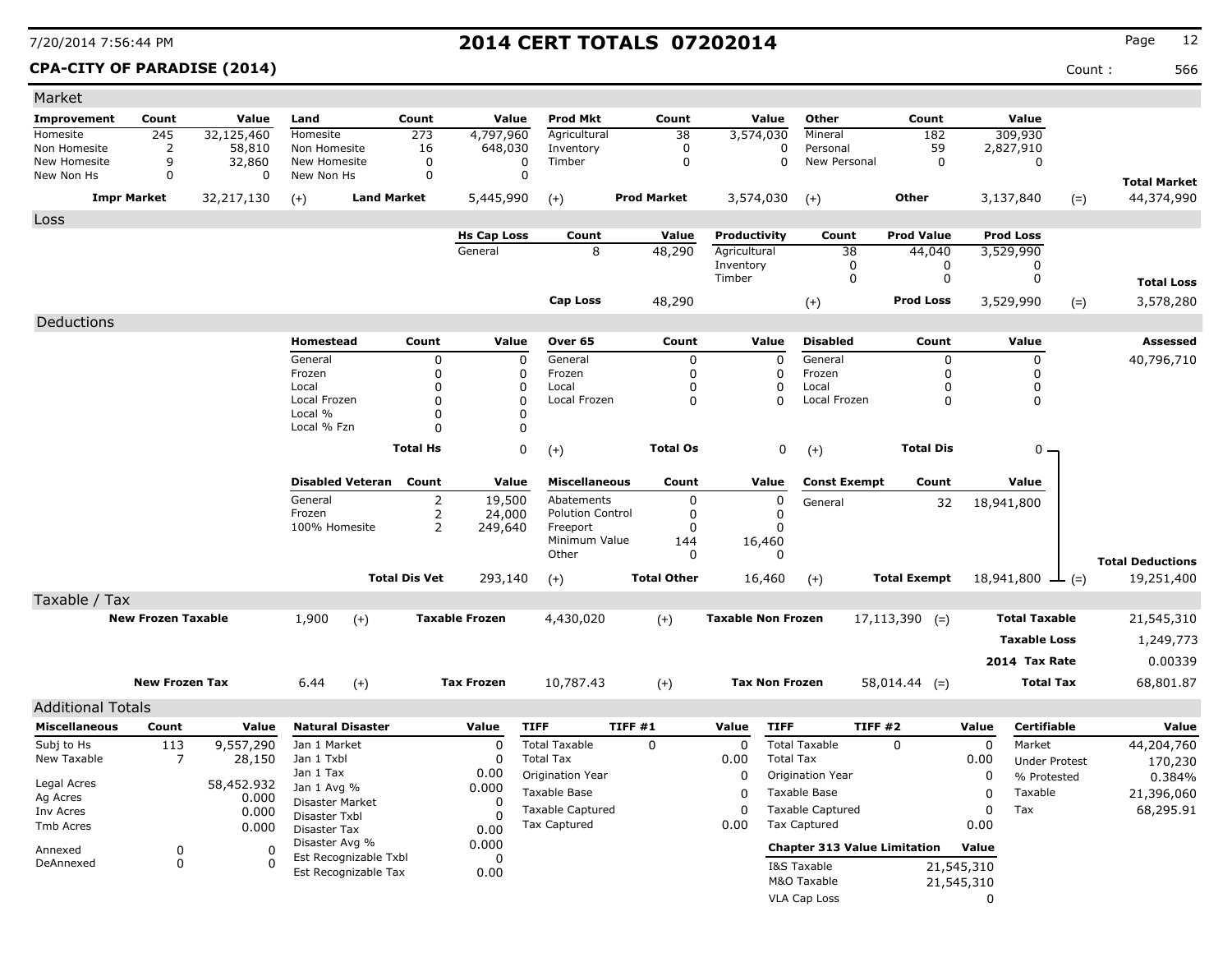# 2014 CERT TOTALS 07202014

7/20/2014 7:56:44 PM

**CPA-CITY OF PARADISE (2014)**

Count : 566

## Market

| Improvement | Count | Value | Land | Count | Value | Prod Mkt | Count | Value | Other | Count | Value | | |
|---|---|---|---|---|---|---|---|---|---|---|---|---|---|
| Homesite | 245 | 32,125,460 | Homesite | 273 | 4,797,960 | Agricultural | 38 | 3,574,030 | Mineral | 182 | 309,930 | | |
| Non Homesite | 2 | 58,810 | Non Homesite | 16 | 648,030 | Inventory | 0 | 0 | Personal | 59 | 2,827,910 | | |
| New Homesite | 9 | 32,860 | New Homesite | 0 | 0 | Timber | 0 | 0 | New Personal | 0 | 0 | | |
| New Non Hs | 0 | 0 | New Non Hs | 0 | 0 | | | | | | | | **Total Market** |
| **Impr Market** | | 32,217,130 | (+) | **Land Market** | 5,445,990 | (+) | **Prod Market** | 3,574,030 | (+) | **Other** | 3,137,840 | (=) | 44,374,990 |

## Loss

| Hs Cap Loss | Count | Value | Productivity | Count | Prod Value | Prod Loss | | |
|---|---|---|---|---|---|---|---|---|
| General | 8 | 48,290 | Agricultural | 38 | 44,040 | 3,529,990 | | |
| | | | Inventory | 0 | 0 | 0 | | |
| | | | Timber | 0 | 0 | 0 | | **Total Loss** |
| **Cap Loss** | | 48,290 | | (+) | **Prod Loss** | 3,529,990 | (=) | 3,578,280 |

## Deductions

| Homestead | Count | Value | Over 65 | Count | Value | Disabled | Count | Value | Assessed |
|---|---|---|---|---|---|---|---|---|---|
| General | 0 | 0 | General | 0 | 0 | General | 0 | 0 | 40,796,710 |
| Frozen | 0 | 0 | Frozen | 0 | 0 | Frozen | 0 | 0 | |
| Local | 0 | 0 | Local | 0 | 0 | Local | 0 | 0 | |
| Local Frozen | 0 | 0 | Local Frozen | 0 | 0 | Local Frozen | 0 | 0 | |
| Local % | 0 | 0 | | | | | | | |
| Local % Fzn | 0 | 0 | | | | | | | |
| | **Total Hs** | 0 | (+) | **Total Os** | 0 | (+) | **Total Dis** | 0 | |

| Disabled Veteran | Count | Value | Miscellaneous | Count | Value | Const Exempt | Count | Value | |
|---|---|---|---|---|---|---|---|---|---|
| General | 2 | 19,500 | Abatements | 0 | 0 | General | 32 | 18,941,800 | |
| Frozen | 2 | 24,000 | Polution Control | 0 | 0 | | | | |
| 100% Homesite | 2 | 249,640 | Freeport | 0 | 0 | | | | |
| | | | Minimum Value | 144 | 16,460 | | | | |
| | | | Other | 0 | 0 | | | | **Total Deductions** |
| | **Total Dis Vet** | 293,140 | (+) | **Total Other** | 16,460 | (+) | **Total Exempt** | 18,941,800 (=) | 19,251,400 |

## Taxable / Tax

| | | | | | | | | |
|---|---|---|---|---|---|---|---|---|
| **New Frozen Taxable** | 1,900 | (+) | **Taxable Frozen** | 4,430,020 | (+) | **Taxable Non Frozen** | 17,113,390 (=) | **Total Taxable** 21,545,310 |
| | | | | | | | | **Taxable Loss** 1,249,773 |
| | | | | | | | | **2014 Tax Rate** 0.00339 |
| **New Frozen Tax** | 6.44 | (+) | **Tax Frozen** | 10,787.43 | (+) | **Tax Non Frozen** | 58,014.44 (=) | **Total Tax** 68,801.87 |

## Additional Totals

| Miscellaneous | Count | Value |
|---|---|---|
| Subj to Hs | 113 | 9,557,290 |
| New Taxable | 7 | 28,150 |
| Legal Acres | | 58,452.932 |
| Ag Acres | | 0.000 |
| Inv Acres | | 0.000 |
| Tmb Acres | | 0.000 |
| Annexed | 0 | 0 |
| DeAnnexed | 0 | 0 |

| Natural Disaster | Value |
|---|---|
| Jan 1 Market | 0 |
| Jan 1 Txbl | 0 |
| Jan 1 Tax | 0.00 |
| Jan 1 Avg % | 0.000 |
| Disaster Market | 0 |
| Disaster Txbl | 0 |
| Disaster Tax | 0.00 |
| Disaster Avg % | 0.000 |
| Est Recognizable Txbl | 0 |
| Est Recognizable Tax | 0.00 |

| TIFF | TIFF #1 | Value |
|---|---|---|
| Total Taxable | 0 | 0 |
| Total Tax | | 0.00 |
| Origination Year | | 0 |
| Taxable Base | | 0 |
| Taxable Captured | | 0 |
| Tax Captured | | 0.00 |

| TIFF | TIFF #2 | Value |
|---|---|---|
| Total Taxable | 0 | 0 |
| Total Tax | | 0.00 |
| Origination Year | | 0 |
| Taxable Base | | 0 |
| Taxable Captured | | 0 |
| Tax Captured | | 0.00 |

| Chapter 313 Value Limitation | Value |
|---|---|
| I&S Taxable | 21,545,310 |
| M&O Taxable | 21,545,310 |
| VLA Cap Loss | 0 |

| Certifiable | Value |
|---|---|
| Market | 44,204,760 |
| Under Protest | 170,230 |
| % Protested | 0.384% |
| Taxable | 21,396,060 |
| Tax | 68,295.91 |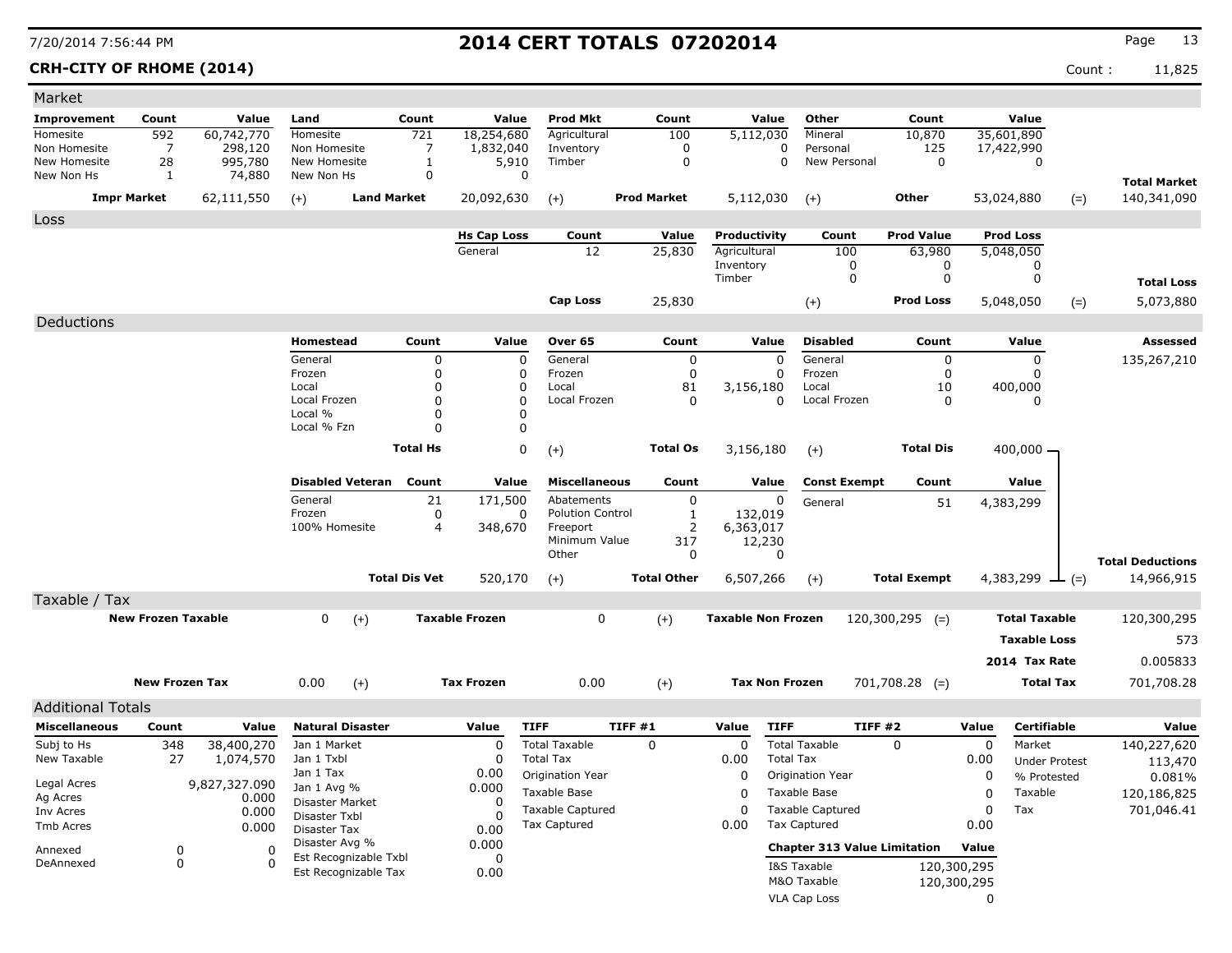# 2014 CERT TOTALS 07202014

7/20/2014 7:56:44 PM

**CRH-CITY OF RHOME (2014)** Count : 11,825

## Market

| Improvement | Count | Value | Land | Count | Value | Prod Mkt | Count | Value | Other | Count | Value | | |
|---|---|---|---|---|---|---|---|---|---|---|---|---|---|
| Homesite | 592 | 60,742,770 | Homesite | 721 | 18,254,680 | Agricultural | 100 | 5,112,030 | Mineral | 10,870 | 35,601,890 | | |
| Non Homesite | 7 | 298,120 | Non Homesite | 7 | 1,832,040 | Inventory | 0 | 0 | Personal | 125 | 17,422,990 | | |
| New Homesite | 28 | 995,780 | New Homesite | 1 | 5,910 | Timber | 0 | 0 | New Personal | 0 | 0 | | |
| New Non Hs | 1 | 74,880 | New Non Hs | 0 | 0 | | | | | | | | **Total Market** |
| **Impr Market** | | 62,111,550 | (+) **Land Market** | | 20,092,630 | (+) **Prod Market** | | 5,112,030 | (+) **Other** | | 53,024,880 | (=) | 140,341,090 |

## Loss

| Hs Cap Loss | Count | Value | Productivity | Count | Prod Value | Prod Loss | | |
|---|---|---|---|---|---|---|---|---|
| General | 12 | 25,830 | Agricultural | 100 | 63,980 | 5,048,050 | | |
| | | | Inventory | 0 | 0 | 0 | | |
| | | | Timber | 0 | 0 | 0 | | **Total Loss** |
| **Cap Loss** | | 25,830 | (+) | | **Prod Loss** | 5,048,050 | (=) | 5,073,880 |

## Deductions

| Homestead | Count | Value | Over 65 | Count | Value | Disabled | Count | Value | Assessed |
|---|---|---|---|---|---|---|---|---|---|
| General | 0 | 0 | General | 0 | 0 | General | 0 | 0 | 135,267,210 |
| Frozen | 0 | 0 | Frozen | 0 | 0 | Frozen | 0 | 0 | |
| Local | 0 | 0 | Local | 81 | 3,156,180 | Local | 10 | 400,000 | |
| Local Frozen | 0 | 0 | Local Frozen | 0 | 0 | Local Frozen | 0 | 0 | |
| Local % | 0 | 0 | | | | | | | |
| Local % Fzn | 0 | 0 | | | | | | | |
| **Total Hs** | | 0 | (+) **Total Os** | | 3,156,180 | (+) **Total Dis** | | 400,000 | |

| Disabled Veteran | Count | Value | Miscellaneous | Count | Value | Const Exempt | Count | Value | | |
|---|---|---|---|---|---|---|---|---|---|---|
| General | 21 | 171,500 | Abatements | 0 | 0 | General | 51 | 4,383,299 | | |
| Frozen | 0 | 0 | Polution Control | 1 | 132,019 | | | | | |
| 100% Homesite | 4 | 348,670 | Freeport | 2 | 6,363,017 | | | | | |
| | | | Minimum Value | 317 | 12,230 | | | | | |
| | | | Other | 0 | 0 | | | | | **Total Deductions** |
| **Total Dis Vet** | | 520,170 | (+) **Total Other** | | 6,507,266 | (+) **Total Exempt** | | 4,383,299 | (=) | 14,966,915 |

## Taxable / Tax

| | | | | | | | |
|---|---|---|---|---|---|---|---|
| **New Frozen Taxable** | 0 (+) | **Taxable Frozen** | 0 (+) | **Taxable Non Frozen** | 120,300,295 (=) | **Total Taxable** | 120,300,295 |
| | | | | | | **Taxable Loss** | 573 |
| | | | | | | **2014 Tax Rate** | 0.005833 |
| **New Frozen Tax** | 0.00 (+) | **Tax Frozen** | 0.00 (+) | **Tax Non Frozen** | 701,708.28 (=) | **Total Tax** | 701,708.28 |

## Additional Totals

| Miscellaneous | Count | Value |
|---|---|---|
| Subj to Hs | 348 | 38,400,270 |
| New Taxable | 27 | 1,074,570 |
| Legal Acres | | 9,827,327.090 |
| Ag Acres | | 0.000 |
| Inv Acres | | 0.000 |
| Tmb Acres | | 0.000 |
| Annexed | 0 | 0 |
| DeAnnexed | 0 | 0 |

| Natural Disaster | Value |
|---|---|
| Jan 1 Market | 0 |
| Jan 1 Txbl | 0 |
| Jan 1 Tax | 0.00 |
| Jan 1 Avg % | 0.000 |
| Disaster Market | 0 |
| Disaster Txbl | 0 |
| Disaster Tax | 0.00 |
| Disaster Avg % | 0.000 |
| Est Recognizable Txbl | 0 |
| Est Recognizable Tax | 0.00 |

| TIFF | TIFF #1 | Value |
|---|---|---|
| Total Taxable | 0 | 0 |
| Total Tax | | 0.00 |
| Origination Year | | 0 |
| Taxable Base | | 0 |
| Taxable Captured | | 0 |
| Tax Captured | | 0.00 |

| TIFF | TIFF #2 | Value |
|---|---|---|
| Total Taxable | 0 | 0 |
| Total Tax | | 0.00 |
| Origination Year | | 0 |
| Taxable Base | | 0 |
| Taxable Captured | | 0 |
| Tax Captured | | 0.00 |

| Chapter 313 Value Limitation | Value |
|---|---|
| I&S Taxable | 120,300,295 |
| M&O Taxable | 120,300,295 |
| VLA Cap Loss | 0 |

| Certifiable | Value |
|---|---|
| Market | 140,227,620 |
| Under Protest | 113,470 |
| % Protested | 0.081% |
| Taxable | 120,186,825 |
| Tax | 701,046.41 |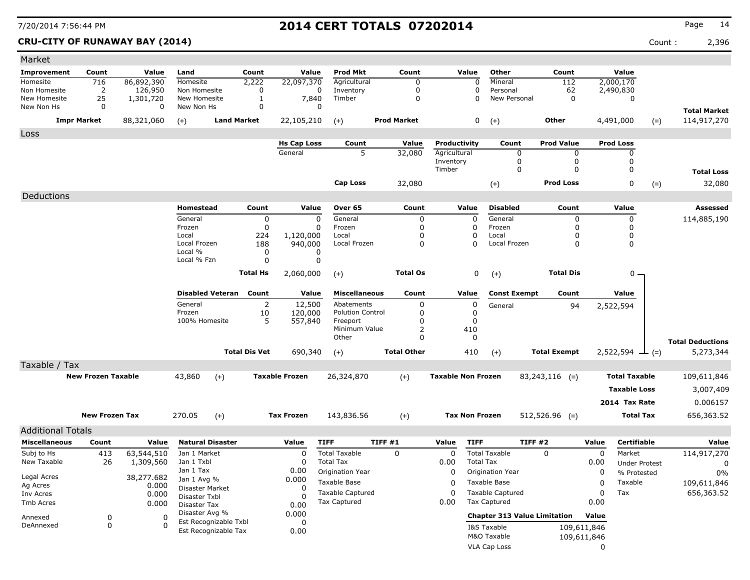# 2014 CERT TOTALS 07202014

**CRU-CITY OF RUNAWAY BAY (2014)** Count : 2,396

## Market

| Improvement | Count | Value | Land | Count | Value | Prod Mkt | Count | Value | Other | Count | Value | | |
|---|---|---|---|---|---|---|---|---|---|---|---|---|---|
| Homesite | 716 | 86,892,390 | Homesite | 2,222 | 22,097,370 | Agricultural | 0 | 0 | Mineral | 112 | 2,000,170 | | |
| Non Homesite | 2 | 126,950 | Non Homesite | 0 | 0 | Inventory | 0 | 0 | Personal | 62 | 2,490,830 | | |
| New Homesite | 25 | 1,301,720 | New Homesite | 1 | 7,840 | Timber | 0 | 0 | New Personal | 0 | 0 | | |
| New Non Hs | 0 | 0 | New Non Hs | 0 | 0 | | | | | | | | **Total Market** |
| **Impr Market** | | 88,321,060 | (+) **Land Market** | | 22,105,210 | (+) **Prod Market** | | 0 | (+) **Other** | | 4,491,000 | (=) | 114,917,270 |

## Loss

| Hs Cap Loss | Count | Value | Productivity | Count | Prod Value | Prod Loss | | |
|---|---|---|---|---|---|---|---|---|
| General | 5 | 32,080 | Agricultural | 0 | 0 | 0 | | |
| | | | Inventory | 0 | 0 | 0 | | |
| | | | Timber | 0 | 0 | 0 | | **Total Loss** |
| **Cap Loss** | | 32,080 | (+) | | **Prod Loss** | 0 | (=) | 32,080 |

## Deductions

| Homestead | Count | Value | Over 65 | Count | Value | Disabled | Count | Value | Assessed |
|---|---|---|---|---|---|---|---|---|---|
| General | 0 | 0 | General | 0 | 0 | General | 0 | 0 | 114,885,190 |
| Frozen | 0 | 0 | Frozen | 0 | 0 | Frozen | 0 | 0 | |
| Local | 224 | 1,120,000 | Local | 0 | 0 | Local | 0 | 0 | |
| Local Frozen | 188 | 940,000 | Local Frozen | 0 | 0 | Local Frozen | 0 | 0 | |
| Local % | 0 | 0 | | | | | | | |
| Local % Fzn | 0 | 0 | | | | | | | |
| **Total Hs** | | 2,060,000 | (+) **Total Os** | | 0 | (+) **Total Dis** | | 0 | |

| Disabled Veteran | Count | Value | Miscellaneous | Count | Value | Const Exempt | Count | Value | |
|---|---|---|---|---|---|---|---|---|---|
| General | 2 | 12,500 | Abatements | 0 | 0 | General | 94 | 2,522,594 | |
| Frozen | 10 | 120,000 | Polution Control | 0 | 0 | | | | |
| 100% Homesite | 5 | 557,840 | Freeport | 0 | 0 | | | | |
| | | | Minimum Value | 2 | 410 | | | | |
| | | | Other | 0 | 0 | | | | **Total Deductions** |
| **Total Dis Vet** | | 690,340 | (+) **Total Other** | | 410 | (+) **Total Exempt** | | 2,522,594 (=) | 5,273,344 |

## Taxable / Tax

| | | | | | | | |
|---|---|---|---|---|---|---|---|
| **New Frozen Taxable** | 43,860 (+) | **Taxable Frozen** | 26,324,870 (+) | **Taxable Non Frozen** | 83,243,116 (=) | **Total Taxable** | 109,611,846 |
| | | | | | | **Taxable Loss** | 3,007,409 |
| | | | | | | **2014 Tax Rate** | 0.006157 |
| **New Frozen Tax** | 270.05 (+) | **Tax Frozen** | 143,836.56 (+) | **Tax Non Frozen** | 512,526.96 (=) | **Total Tax** | 656,363.52 |

## Additional Totals

| Miscellaneous | Count | Value | Natural Disaster | Value |
|---|---|---|---|---|
| Subj to Hs | 413 | 63,544,510 | Jan 1 Market | 0 |
| New Taxable | 26 | 1,309,560 | Jan 1 Txbl | 0 |
| | | | Jan 1 Tax | 0.00 |
| Legal Acres | | 38,277.682 | Jan 1 Avg % | 0.000 |
| Ag Acres | | 0.000 | Disaster Market | 0 |
| Inv Acres | | 0.000 | Disaster Txbl | 0 |
| Tmb Acres | | 0.000 | Disaster Tax | 0.00 |
| Annexed | 0 | 0 | Disaster Avg % | 0.000 |
| DeAnnexed | 0 | 0 | Est Recognizable Txbl | 0 |
| | | | Est Recognizable Tax | 0.00 |

| TIFF | TIFF #1 | Value | TIFF | TIFF #2 | Value |
|---|---|---|---|---|---|
| Total Taxable | 0 | 0 | Total Taxable | 0 | 0 |
| Total Tax | | 0.00 | Total Tax | | 0.00 |
| Origination Year | | 0 | Origination Year | | 0 |
| Taxable Base | | 0 | Taxable Base | | 0 |
| Taxable Captured | | 0 | Taxable Captured | | 0 |
| Tax Captured | | 0.00 | Tax Captured | | 0.00 |

| Chapter 313 Value Limitation | Value |
|---|---|
| I&S Taxable | 109,611,846 |
| M&O Taxable | 109,611,846 |
| VLA Cap Loss | 0 |

| Certifiable | Value |
|---|---|
| Market | 114,917,270 |
| Under Protest | 0 |
| % Protested | 0% |
| Taxable | 109,611,846 |
| Tax | 656,363.52 |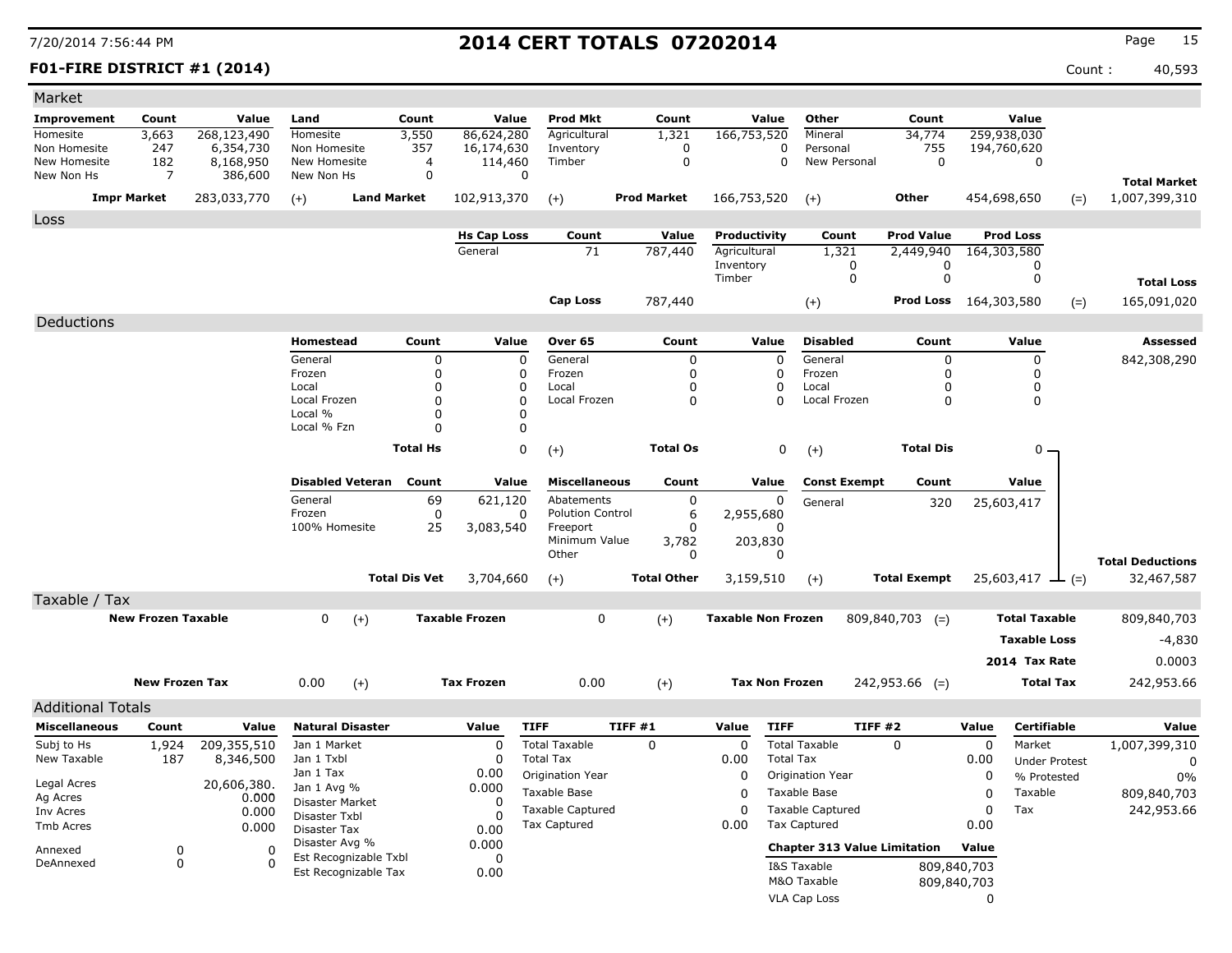# 2014 CERT TOTALS 07202014

7/20/2014 7:56:44 PM

**F01-FIRE DISTRICT #1 (2014)**

Count : 40,593

## Market

| Improvement | Count | Value | Land | Count | Value | Prod Mkt | Count | Value | Other | Count | Value | |
|---|---|---|---|---|---|---|---|---|---|---|---|---|
| Homesite | 3,663 | 268,123,490 | Homesite | 3,550 | 86,624,280 | Agricultural | 1,321 | 166,753,520 | Mineral | 34,774 | 259,938,030 | |
| Non Homesite | 247 | 6,354,730 | Non Homesite | 357 | 16,174,630 | Inventory | 0 | 0 | Personal | 755 | 194,760,620 | |
| New Homesite | 182 | 8,168,950 | New Homesite | 4 | 114,460 | Timber | 0 | 0 | New Personal | 0 | 0 | |
| New Non Hs | 7 | 386,600 | New Non Hs | 0 | 0 | | | | | | | **Total Market** |
| **Impr Market** | | 283,033,770 | (+) **Land Market** | | 102,913,370 | (+) **Prod Market** | | 166,753,520 | (+) **Other** | | 454,698,650 | (=) 1,007,399,310 |

## Loss

| Hs Cap Loss | Count | Value | Productivity | Count | Prod Value | Prod Loss | |
|---|---|---|---|---|---|---|---|
| General | 71 | 787,440 | Agricultural | 1,321 | 2,449,940 | 164,303,580 | |
| | | | Inventory | 0 | 0 | 0 | |
| | | | Timber | 0 | 0 | 0 | **Total Loss** |
| **Cap Loss** | | 787,440 | (+) | | **Prod Loss** | 164,303,580 | (=) 165,091,020 |

## Deductions

| Homestead | Count | Value | Over 65 | Count | Value | Disabled | Count | Value | Assessed |
|---|---|---|---|---|---|---|---|---|---|
| General | 0 | 0 | General | 0 | 0 | General | 0 | 0 | 842,308,290 |
| Frozen | 0 | 0 | Frozen | 0 | 0 | Frozen | 0 | 0 | |
| Local | 0 | 0 | Local | 0 | 0 | Local | 0 | 0 | |
| Local Frozen | 0 | 0 | Local Frozen | 0 | 0 | Local Frozen | 0 | 0 | |
| Local % | 0 | 0 | | | | | | | |
| Local % Fzn | 0 | 0 | | | | | | | |
| **Total Hs** | | 0 | (+) **Total Os** | | 0 | (+) **Total Dis** | | 0 | |

| Disabled Veteran | Count | Value | Miscellaneous | Count | Value | Const Exempt | Count | Value | |
|---|---|---|---|---|---|---|---|---|---|
| General | 69 | 621,120 | Abatements | 0 | 0 | General | 320 | 25,603,417 | |
| Frozen | 0 | 0 | Polution Control | 6 | 2,955,680 | | | | |
| 100% Homesite | 25 | 3,083,540 | Freeport | 0 | 0 | | | | |
| | | | Minimum Value | 3,782 | 203,830 | | | | |
| | | | Other | 0 | 0 | | | | **Total Deductions** |
| **Total Dis Vet** | | 3,704,660 | (+) **Total Other** | | 3,159,510 | (+) **Total Exempt** | | 25,603,417 | (=) 32,467,587 |

## Taxable / Tax

| | | | | | | | |
|---|---|---|---|---|---|---|---|
| **New Frozen Taxable** | 0 | (+) **Taxable Frozen** | 0 | (+) **Taxable Non Frozen** | 809,840,703 | (=) **Total Taxable** | 809,840,703 |
| | | | | | | **Taxable Loss** | -4,830 |
| | | | | | | **2014 Tax Rate** | 0.0003 |
| **New Frozen Tax** | 0.00 | (+) **Tax Frozen** | 0.00 | (+) **Tax Non Frozen** | 242,953.66 | (=) **Total Tax** | 242,953.66 |

## Additional Totals

| Miscellaneous | Count | Value |
|---|---|---|
| Subj to Hs | 1,924 | 209,355,510 |
| New Taxable | 187 | 8,346,500 |
| Legal Acres | | 20,606,380. |
| Ag Acres | | 0.000 |
| Inv Acres | | 0.000 |
| Tmb Acres | | 0.000 |
| Annexed | 0 | 0 |
| DeAnnexed | 0 | 0 |

| Natural Disaster | Value |
|---|---|
| Jan 1 Market | 0 |
| Jan 1 Txbl | 0 |
| Jan 1 Tax | 0.00 |
| Jan 1 Avg % | 0.000 |
| Disaster Market | 0 |
| Disaster Txbl | 0 |
| Disaster Tax | 0.00 |
| Disaster Avg % | 0.000 |
| Est Recognizable Txbl | 0 |
| Est Recognizable Tax | 0.00 |

| TIFF | TIFF #1 | Value |
|---|---|---|
| Total Taxable | 0 | 0 |
| Total Tax | | 0.00 |
| Origination Year | | 0 |
| Taxable Base | | 0 |
| Taxable Captured | | 0 |
| Tax Captured | | 0.00 |

| TIFF | TIFF #2 | Value |
|---|---|---|
| Total Taxable | 0 | 0 |
| Total Tax | | 0.00 |
| Origination Year | | 0 |
| Taxable Base | | 0 |
| Taxable Captured | | 0 |
| Tax Captured | | 0.00 |

| Chapter 313 Value Limitation | Value |
|---|---|
| I&S Taxable | 809,840,703 |
| M&O Taxable | 809,840,703 |
| VLA Cap Loss | 0 |

| Certifiable | Value |
|---|---|
| Market | 1,007,399,310 |
| Under Protest | 0 |
| % Protested | 0% |
| Taxable | 809,840,703 |
| Tax | 242,953.66 |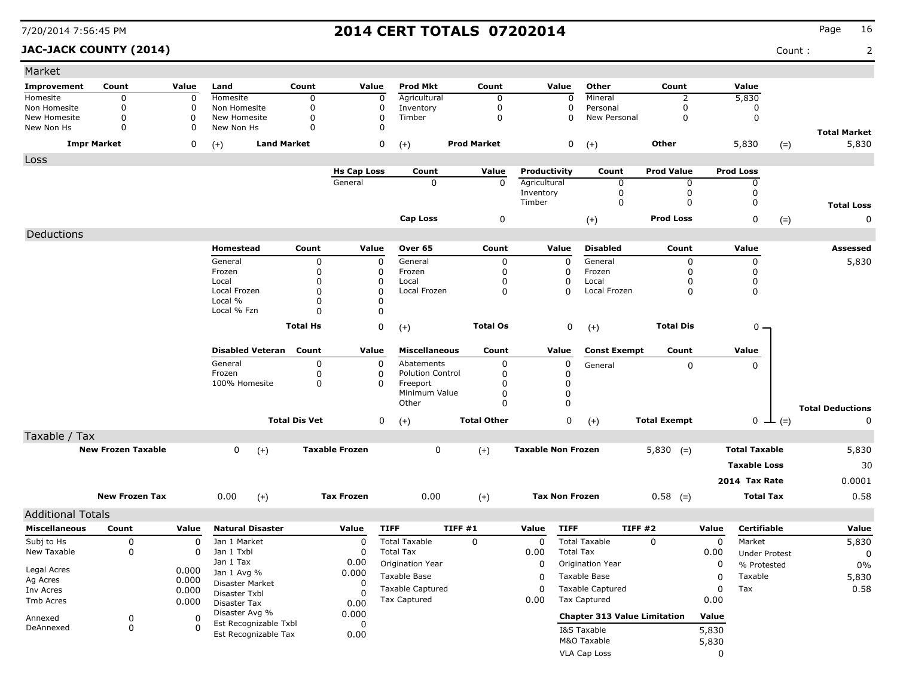# 2014 CERT TOTALS 07202014

7/20/2014 7:56:45 PM

**JAC-JACK COUNTY (2014)** Count : 2

## Market

| Improvement | Count | Value | Land | Count | Value | Prod Mkt | Count | Value | Other | Count | Value | |
|---|---|---|---|---|---|---|---|---|---|---|---|---|
| Homesite | 0 | 0 | Homesite | 0 | 0 | Agricultural | 0 | 0 | Mineral | 2 | 5,830 | |
| Non Homesite | 0 | 0 | Non Homesite | 0 | 0 | Inventory | 0 | 0 | Personal | 0 | 0 | |
| New Homesite | 0 | 0 | New Homesite | 0 | 0 | Timber | 0 | 0 | New Personal | 0 | 0 | |
| New Non Hs | 0 | 0 | New Non Hs | 0 | 0 | | | | | | | **Total Market** |
| **Impr Market** | | 0 | (+) **Land Market** | | 0 | (+) **Prod Market** | | 0 | (+) **Other** | | 5,830 | (=) 5,830 |

## Loss

| Hs Cap Loss | Count | Value | Productivity | Count | Prod Value | Prod Loss | |
|---|---|---|---|---|---|---|---|
| General | 0 | 0 | Agricultural | 0 | 0 | 0 | |
| | | | Inventory | 0 | 0 | 0 | |
| | | | Timber | 0 | 0 | 0 | **Total Loss** |
| **Cap Loss** | | 0 | (+) **Prod Loss** | | | 0 | (=) 0 |

## Deductions

| Homestead | Count | Value | Over 65 | Count | Value | Disabled | Count | Value | Assessed |
|---|---|---|---|---|---|---|---|---|---|
| General | 0 | 0 | General | 0 | 0 | General | 0 | 0 | 5,830 |
| Frozen | 0 | 0 | Frozen | 0 | 0 | Frozen | 0 | 0 | |
| Local | 0 | 0 | Local | 0 | 0 | Local | 0 | 0 | |
| Local Frozen | 0 | 0 | Local Frozen | 0 | 0 | Local Frozen | 0 | 0 | |
| Local % | 0 | 0 | | | | | | | |
| Local % Fzn | 0 | 0 | | | | | | | |
| **Total Hs** | | 0 | (+) **Total Os** | | 0 | (+) **Total Dis** | | 0 | |

| Disabled Veteran | Count | Value | Miscellaneous | Count | Value | Const Exempt | Count | Value | |
|---|---|---|---|---|---|---|---|---|---|
| General | 0 | 0 | Abatements | 0 | 0 | General | 0 | 0 | |
| Frozen | 0 | 0 | Polution Control | 0 | 0 | | | | |
| 100% Homesite | 0 | 0 | Freeport | 0 | 0 | | | | |
| | | | Minimum Value | 0 | 0 | | | | |
| | | | Other | 0 | 0 | | | | **Total Deductions** |
| **Total Dis Vet** | | 0 | (+) **Total Other** | | 0 | (+) **Total Exempt** | | 0 | (=) 0 |

## Taxable / Tax

| | | | | | | | |
|---|---|---|---|---|---|---|---|
| **New Frozen Taxable** | 0 | (+) **Taxable Frozen** | 0 | (+) **Taxable Non Frozen** | 5,830 | (=) **Total Taxable** | 5,830 |
| | | | | | | **Taxable Loss** | 30 |
| | | | | | | **2014 Tax Rate** | 0.0001 |
| **New Frozen Tax** | 0.00 | (+) **Tax Frozen** | 0.00 | (+) **Tax Non Frozen** | 0.58 | (=) **Total Tax** | 0.58 |

## Additional Totals

| Miscellaneous | Count | Value | Natural Disaster | Value | TIFF | TIFF #1 | Value | TIFF | TIFF #2 | Value | Certifiable | Value |
|---|---|---|---|---|---|---|---|---|---|---|---|---|
| Subj to Hs | 0 | 0 | Jan 1 Market | 0 | Total Taxable | 0 | 0 | Total Taxable | 0 | 0 | Market | 5,830 |
| New Taxable | 0 | 0 | Jan 1 Txbl | 0 | Total Tax | | 0.00 | Total Tax | | 0.00 | Under Protest | 0 |
| | | | Jan 1 Tax | 0.00 | Origination Year | | 0 | Origination Year | | 0 | % Protested | 0% |
| Legal Acres | | 0.000 | Jan 1 Avg % | 0.000 | Taxable Base | | 0 | Taxable Base | | 0 | Taxable | 5,830 |
| Ag Acres | | 0.000 | Disaster Market | 0 | Taxable Captured | | 0 | Taxable Captured | | 0 | Tax | 0.58 |
| Inv Acres | | 0.000 | Disaster Txbl | 0 | Tax Captured | | 0.00 | Tax Captured | | 0.00 | | |
| Tmb Acres | | 0.000 | Disaster Tax | 0.00 | | | | **Chapter 313 Value Limitation** | | **Value** | | |
| Annexed | 0 | 0 | Disaster Avg % | 0.000 | | | | I&S Taxable | | 5,830 | | |
| DeAnnexed | 0 | 0 | Est Recognizable Txbl | 0 | | | | M&O Taxable | | 5,830 | | |
| | | | Est Recognizable Tax | 0.00 | | | | VLA Cap Loss | | 0 | | |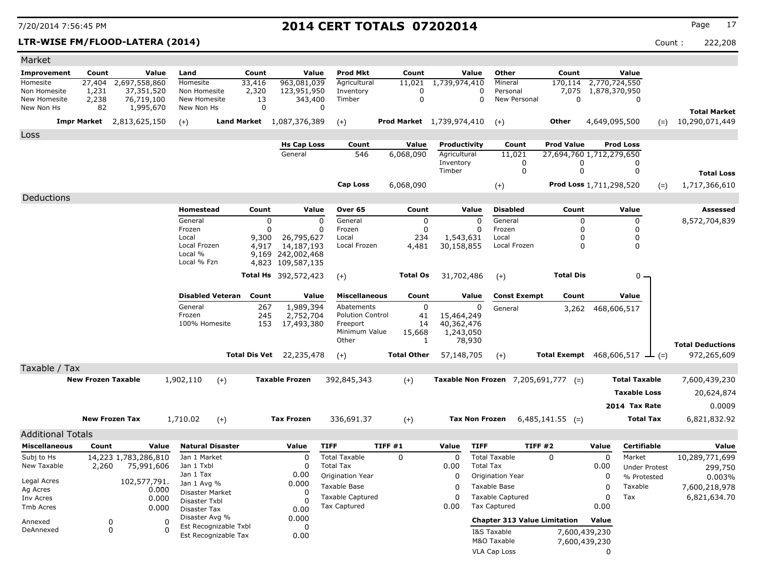# 2014 CERT TOTALS 07202014

**LTR-WISE FM/FLOOD-LATERA (2014)**

Count : 222,208

## Market

| Improvement | Count | Value | Land | Count | Value | Prod Mkt | Count | Value | Other | Count | Value | | |
|---|---|---|---|---|---|---|---|---|---|---|---|---|---|
| Homesite | 27,404 | 2,697,558,860 | Homesite | 33,416 | 963,081,039 | Agricultural | 11,021 | 1,739,974,410 | Mineral | 170,114 | 2,770,724,550 | | |
| Non Homesite | 1,231 | 37,351,520 | Non Homesite | 2,320 | 123,951,950 | Inventory | 0 | 0 | Personal | 7,075 | 1,878,370,950 | | |
| New Homesite | 2,238 | 76,719,100 | New Homesite | 13 | 343,400 | Timber | 0 | 0 | New Personal | 0 | 0 | | |
| New Non Hs | 82 | 1,995,670 | New Non Hs | 0 | 0 | | | | | | | | **Total Market** |
| **Impr Market** | | 2,813,625,150 | (+) **Land Market** | | 1,087,376,389 | (+) **Prod Market** | | 1,739,974,410 | (+) **Other** | | 4,649,095,500 | (=) | 10,290,071,449 |

## Loss

| Hs Cap Loss | Count | Value | Productivity | Count | Prod Value | Prod Loss | | |
|---|---|---|---|---|---|---|---|---|
| General | 546 | 6,068,090 | Agricultural | 11,021 | 27,694,760 | 1,712,279,650 | | |
| | | | Inventory | 0 | 0 | 0 | | |
| | | | Timber | 0 | 0 | 0 | | **Total Loss** |
| **Cap Loss** | | 6,068,090 | (+) | | **Prod Loss** | 1,711,298,520 | (=) | 1,717,366,610 |

## Deductions

| Homestead | Count | Value | Over 65 | Count | Value | Disabled | Count | Value | Assessed |
|---|---|---|---|---|---|---|---|---|---|
| General | 0 | 0 | General | 0 | 0 | General | 0 | 0 | 8,572,704,839 |
| Frozen | 0 | 0 | Frozen | 0 | 0 | Frozen | 0 | 0 | |
| Local | 9,300 | 26,795,627 | Local | 234 | 1,543,631 | Local | 0 | 0 | |
| Local Frozen | 4,917 | 14,187,193 | Local Frozen | 4,481 | 30,158,855 | Local Frozen | 0 | 0 | |
| Local % | 9,169 | 242,002,468 | | | | | | | |
| Local % Fzn | 4,823 | 109,587,135 | | | | | | | |
| **Total Hs** | | 392,572,423 | (+) **Total Os** | | 31,702,486 | (+) **Total Dis** | | 0 | |

| Disabled Veteran | Count | Value | Miscellaneous | Count | Value | Const Exempt | Count | Value | |
|---|---|---|---|---|---|---|---|---|---|
| General | 267 | 1,989,394 | Abatements | 0 | 0 | General | 3,262 | 468,606,517 | |
| Frozen | 245 | 2,752,704 | Polution Control | 41 | 15,464,249 | | | | |
| 100% Homesite | 153 | 17,493,380 | Freeport | 14 | 40,362,476 | | | | |
| | | | Minimum Value | 15,668 | 1,243,050 | | | | |
| | | | Other | 1 | 78,930 | | | | **Total Deductions** |
| **Total Dis Vet** | | 22,235,478 | (+) **Total Other** | | 57,148,705 | (+) **Total Exempt** | | 468,606,517 | (=) 972,265,609 |

## Taxable / Tax

| | | | | | | | |
|---|---|---|---|---|---|---|---|
| **New Frozen Taxable** | 1,902,110 | (+) **Taxable Frozen** | 392,845,343 | (+) **Taxable Non Frozen** | 7,205,691,777 (=) | **Total Taxable** | 7,600,439,230 |
| | | | | | | **Taxable Loss** | 20,624,874 |
| | | | | | | **2014 Tax Rate** | 0.0009 |
| **New Frozen Tax** | 1,710.02 | (+) **Tax Frozen** | 336,691.37 | (+) **Tax Non Frozen** | 6,485,141.55 (=) | **Total Tax** | 6,821,832.92 |

## Additional Totals

| Miscellaneous | Count | Value |
|---|---|---|
| Subj to Hs | 14,223 | 1,783,286,810 |
| New Taxable | 2,260 | 75,991,606 |
| Legal Acres | | 102,577,791. |
| Ag Acres | | 0.000 |
| Inv Acres | | 0.000 |
| Tmb Acres | | 0.000 |
| Annexed | 0 | 0 |
| DeAnnexed | 0 | 0 |

| Natural Disaster | Value |
|---|---|
| Jan 1 Market | 0 |
| Jan 1 Txbl | 0 |
| Jan 1 Tax | 0.00 |
| Jan 1 Avg % | 0.000 |
| Disaster Market | 0 |
| Disaster Txbl | 0 |
| Disaster Tax | 0.00 |
| Disaster Avg % | 0.000 |
| Est Recognizable Txbl | 0 |
| Est Recognizable Tax | 0.00 |

| TIFF | TIFF #1 | Value |
|---|---|---|
| Total Taxable | 0 | 0 |
| Total Tax | | 0.00 |
| Origination Year | | 0 |
| Taxable Base | | 0 |
| Taxable Captured | | 0 |
| Tax Captured | | 0.00 |

| TIFF | TIFF #2 | Value |
|---|---|---|
| Total Taxable | 0 | 0 |
| Total Tax | | 0.00 |
| Origination Year | | 0 |
| Taxable Base | | 0 |
| Taxable Captured | | 0 |
| Tax Captured | | 0.00 |

| Chapter 313 Value Limitation | Value |
|---|---|
| I&S Taxable | 7,600,439,230 |
| M&O Taxable | 7,600,439,230 |
| VLA Cap Loss | 0 |

| Certifiable | Value |
|---|---|
| Market | 10,289,771,699 |
| Under Protest | 299,750 |
| % Protested | 0.003% |
| Taxable | 7,600,218,978 |
| Tax | 6,821,634.70 |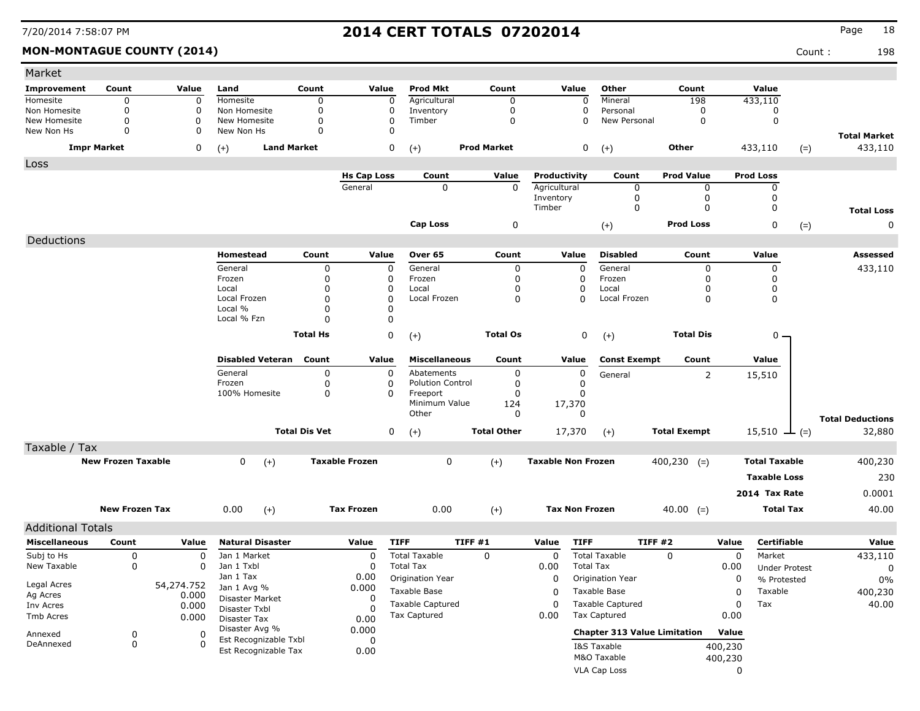# 2014 CERT TOTALS 07202014

7/20/2014 7:58:07 PM

**MON-MONTAGUE COUNTY (2014)**

Count : 198

## Market

| Improvement | Count | Value | Land | Count | Value | Prod Mkt | Count | Value | Other | Count | Value | | |
|---|---|---|---|---|---|---|---|---|---|---|---|---|---|
| Homesite | 0 | 0 | Homesite | 0 | 0 | Agricultural | 0 | 0 | Mineral | 198 | 433,110 | | |
| Non Homesite | 0 | 0 | Non Homesite | 0 | 0 | Inventory | 0 | 0 | Personal | 0 | 0 | | |
| New Homesite | 0 | 0 | New Homesite | 0 | 0 | Timber | 0 | 0 | New Personal | 0 | 0 | | |
| New Non Hs | 0 | 0 | New Non Hs | 0 | 0 | | | | | | | | **Total Market** |
| **Impr Market** | | 0 | (+) | **Land Market** | 0 | (+) | **Prod Market** | 0 | (+) | **Other** | 433,110 | (=) | 433,110 |

## Loss

| Hs Cap Loss | Count | Value | Productivity | Count | Prod Value | Prod Loss | | |
|---|---|---|---|---|---|---|---|---|
| General | 0 | 0 | Agricultural | 0 | 0 | 0 | | |
| | | | Inventory | 0 | 0 | 0 | | |
| | | | Timber | 0 | 0 | 0 | | **Total Loss** |
| **Cap Loss** | | 0 | (+) | | **Prod Loss** | 0 | (=) | 0 |

## Deductions

| Homestead | Count | Value | Over 65 | Count | Value | Disabled | Count | Value | | Assessed |
|---|---|---|---|---|---|---|---|---|---|---|
| General | 0 | 0 | General | 0 | 0 | General | 0 | 0 | | 433,110 |
| Frozen | 0 | 0 | Frozen | 0 | 0 | Frozen | 0 | 0 | | |
| Local | 0 | 0 | Local | 0 | 0 | Local | 0 | 0 | | |
| Local Frozen | 0 | 0 | Local Frozen | 0 | 0 | Local Frozen | 0 | 0 | | |
| Local % | 0 | 0 | | | | | | | | |
| Local % Fzn | 0 | 0 | | | | | | | | |
| **Total Hs** | | 0 | (+) | **Total Os** | 0 | (+) | **Total Dis** | 0 | | |

| Disabled Veteran | Count | Value | Miscellaneous | Count | Value | Const Exempt | Count | Value | | |
|---|---|---|---|---|---|---|---|---|---|---|
| General | 0 | 0 | Abatements | 0 | 0 | General | 2 | 15,510 | | |
| Frozen | 0 | 0 | Polution Control | 0 | 0 | | | | | |
| 100% Homesite | 0 | 0 | Freeport | 0 | 0 | | | | | |
| | | | Minimum Value | 124 | 17,370 | | | | | |
| | | | Other | 0 | 0 | | | | | **Total Deductions** |
| **Total Dis Vet** | | 0 | (+) | **Total Other** | 17,370 | (+) | **Total Exempt** | 15,510 | (=) | 32,880 |

## Taxable / Tax

| | | | | | | | | | |
|---|---|---|---|---|---|---|---|---|---|
| **New Frozen Taxable** | 0 | (+) | **Taxable Frozen** | 0 | (+) | **Taxable Non Frozen** | 400,230 | (=) | **Total Taxable** 400,230 |
| | | | | | | | | | **Taxable Loss** 230 |
| | | | | | | | | | **2014 Tax Rate** 0.0001 |
| **New Frozen Tax** | 0.00 | (+) | **Tax Frozen** | 0.00 | (+) | **Tax Non Frozen** | 40.00 | (=) | **Total Tax** 40.00 |

## Additional Totals

| Miscellaneous | Count | Value | Natural Disaster | Value | TIFF | TIFF #1 | Value | TIFF | TIFF #2 | Value | Certifiable | Value |
|---|---|---|---|---|---|---|---|---|---|---|---|---|
| Subj to Hs | 0 | 0 | Jan 1 Market | 0 | Total Taxable | 0 | 0 | Total Taxable | 0 | 0 | Market | 433,110 |
| New Taxable | 0 | 0 | Jan 1 Txbl | 0 | Total Tax | | 0.00 | Total Tax | | 0.00 | Under Protest | 0 |
| | | | Jan 1 Tax | 0.00 | Origination Year | | 0 | Origination Year | | 0 | % Protested | 0% |
| Legal Acres | | 54,274.752 | Jan 1 Avg % | 0.000 | Taxable Base | | 0 | Taxable Base | | 0 | Taxable | 400,230 |
| Ag Acres | | 0.000 | Disaster Market | 0 | Taxable Captured | | 0 | Taxable Captured | | 0 | Tax | 40.00 |
| Inv Acres | | 0.000 | Disaster Txbl | 0 | Tax Captured | | 0.00 | Tax Captured | | 0.00 | | |
| Tmb Acres | | 0.000 | Disaster Tax | 0.00 | | | | | | | | |
| Annexed | 0 | 0 | Disaster Avg % | 0.000 | | | | **Chapter 313 Value Limitation** | | **Value** | | |
| DeAnnexed | 0 | 0 | Est Recognizable Txbl | 0 | | | | I&S Taxable | | 400,230 | | |
| | | | Est Recognizable Tax | 0.00 | | | | M&O Taxable | | 400,230 | | |
| | | | | | | | | VLA Cap Loss | | 0 | | |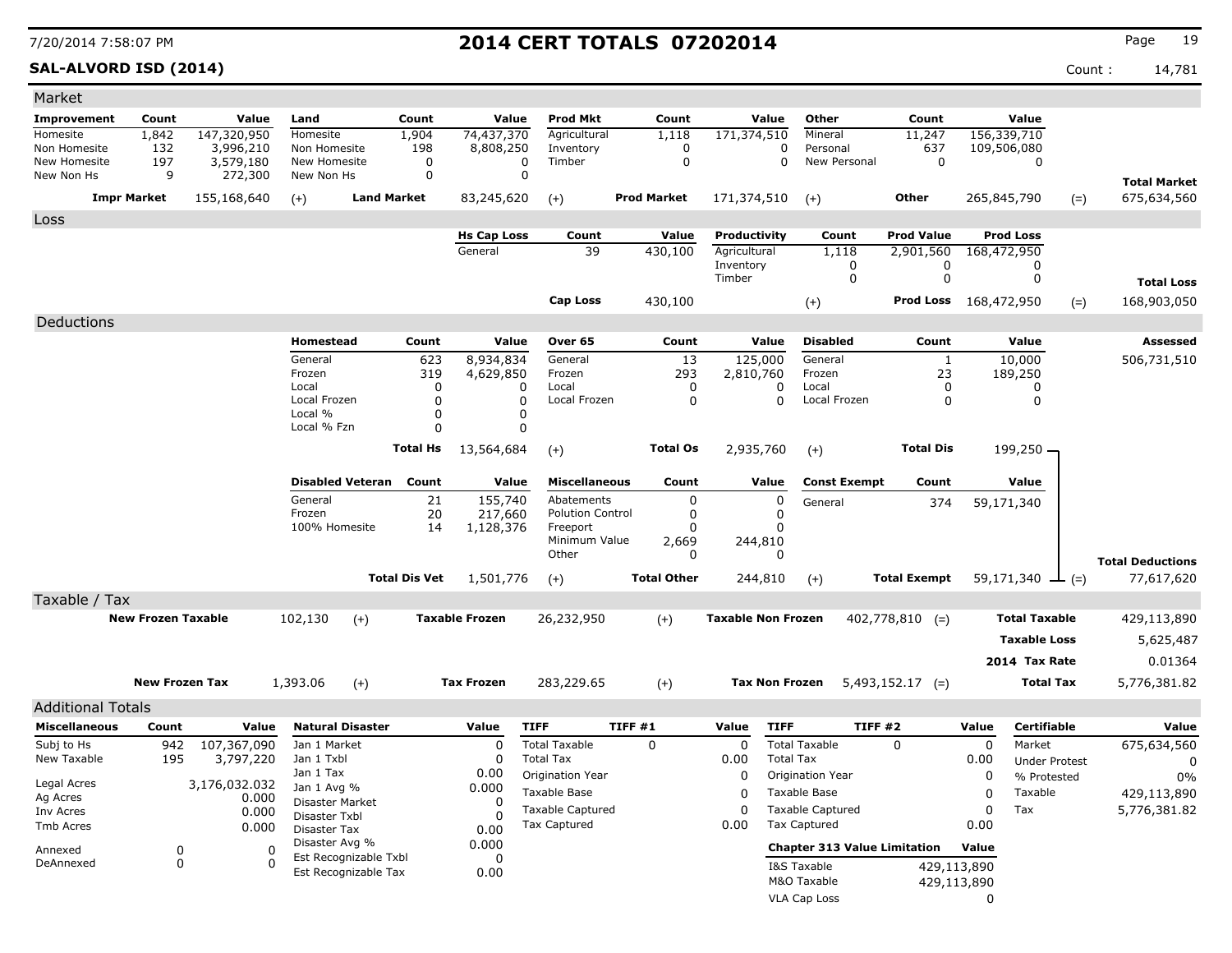# 2014 CERT TOTALS 07202014

7/20/2014 7:58:07 PM

**SAL-ALVORD ISD (2014)** Count : 14,781

## Market

| Improvement | Count | Value | Land | Count | Value | Prod Mkt | Count | Value | Other | Count | Value | | |
|---|---|---|---|---|---|---|---|---|---|---|---|---|---|
| Homesite | 1,842 | 147,320,950 | Homesite | 1,904 | 74,437,370 | Agricultural | 1,118 | 171,374,510 | Mineral | 11,247 | 156,339,710 | | |
| Non Homesite | 132 | 3,996,210 | Non Homesite | 198 | 8,808,250 | Inventory | 0 | 0 | Personal | 637 | 109,506,080 | | |
| New Homesite | 197 | 3,579,180 | New Homesite | 0 | 0 | Timber | 0 | 0 | New Personal | 0 | 0 | | |
| New Non Hs | 9 | 272,300 | New Non Hs | 0 | 0 | | | | | | | | **Total Market** |
| **Impr Market** | | 155,168,640 | (+) **Land Market** | | 83,245,620 | (+) **Prod Market** | | 171,374,510 | (+) **Other** | | 265,845,790 | (=) | 675,634,560 |

## Loss

| Hs Cap Loss | Count | Value | Productivity | Count | Prod Value | Prod Loss | | |
|---|---|---|---|---|---|---|---|---|
| General | 39 | 430,100 | Agricultural | 1,118 | 2,901,560 | 168,472,950 | | |
| | | | Inventory | 0 | 0 | 0 | | |
| | | | Timber | 0 | 0 | 0 | | **Total Loss** |
| **Cap Loss** | | 430,100 | (+) | | **Prod Loss** | 168,472,950 | (=) | 168,903,050 |

## Deductions

| Homestead | Count | Value | Over 65 | Count | Value | Disabled | Count | Value | Assessed |
|---|---|---|---|---|---|---|---|---|---|
| General | 623 | 8,934,834 | General | 13 | 125,000 | General | 1 | 10,000 | 506,731,510 |
| Frozen | 319 | 4,629,850 | Frozen | 293 | 2,810,760 | Frozen | 23 | 189,250 | |
| Local | 0 | 0 | Local | 0 | 0 | Local | 0 | 0 | |
| Local Frozen | 0 | 0 | Local Frozen | 0 | 0 | Local Frozen | 0 | 0 | |
| Local % | 0 | 0 | | | | | | | |
| Local % Fzn | 0 | 0 | | | | | | | |
| | **Total Hs** | 13,564,684 | (+) | **Total Os** | 2,935,760 | (+) | **Total Dis** | 199,250 | |

| Disabled Veteran | Count | Value | Miscellaneous | Count | Value | Const Exempt | Count | Value | | |
|---|---|---|---|---|---|---|---|---|---|---|
| General | 21 | 155,740 | Abatements | 0 | 0 | General | 374 | 59,171,340 | | |
| Frozen | 20 | 217,660 | Polution Control | 0 | 0 | | | | | |
| 100% Homesite | 14 | 1,128,376 | Freeport | 0 | 0 | | | | | |
| | | | Minimum Value | 2,669 | 244,810 | | | | | |
| | | | Other | 0 | 0 | | | | | **Total Deductions** |
| | **Total Dis Vet** | 1,501,776 | (+) | **Total Other** | 244,810 | (+) | **Total Exempt** | 59,171,340 | (=) | 77,617,620 |

## Taxable / Tax

| | | | | | | | | | |
|---|---|---|---|---|---|---|---|---|---|
| **New Frozen Taxable** | 102,130 | (+) | **Taxable Frozen** | 26,232,950 | (+) | **Taxable Non Frozen** | 402,778,810 | (=) **Total Taxable** | 429,113,890 |
| | | | | | | | | **Taxable Loss** | 5,625,487 |
| | | | | | | | | **2014 Tax Rate** | 0.01364 |
| **New Frozen Tax** | 1,393.06 | (+) | **Tax Frozen** | 283,229.65 | (+) | **Tax Non Frozen** | 5,493,152.17 | (=) **Total Tax** | 5,776,381.82 |

## Additional Totals

| Miscellaneous | Count | Value |
|---|---|---|
| Subj to Hs | 942 | 107,367,090 |
| New Taxable | 195 | 3,797,220 |
| Legal Acres | | 3,176,032.032 |
| Ag Acres | | 0.000 |
| Inv Acres | | 0.000 |
| Tmb Acres | | 0.000 |
| Annexed | 0 | 0 |
| DeAnnexed | 0 | 0 |

| Natural Disaster | Value |
|---|---|
| Jan 1 Market | 0 |
| Jan 1 Txbl | 0 |
| Jan 1 Tax | 0.00 |
| Jan 1 Avg % | 0.000 |
| Disaster Market | 0 |
| Disaster Txbl | 0 |
| Disaster Tax | 0.00 |
| Disaster Avg % | 0.000 |
| Est Recognizable Txbl | 0 |
| Est Recognizable Tax | 0.00 |

| TIFF | TIFF #1 | Value |
|---|---|---|
| Total Taxable | 0 | 0 |
| Total Tax | | 0.00 |
| Origination Year | | 0 |
| Taxable Base | | 0 |
| Taxable Captured | | 0 |
| Tax Captured | | 0.00 |

| TIFF | TIFF #2 | Value |
|---|---|---|
| Total Taxable | 0 | 0 |
| Total Tax | | 0.00 |
| Origination Year | | 0 |
| Taxable Base | | 0 |
| Taxable Captured | | 0 |
| Tax Captured | | 0.00 |

| Chapter 313 Value Limitation | Value |
|---|---|
| I&S Taxable | 429,113,890 |
| M&O Taxable | 429,113,890 |
| VLA Cap Loss | 0 |

| Certifiable | Value |
|---|---|
| Market | 675,634,560 |
| Under Protest | 0 |
| % Protested | 0% |
| Taxable | 429,113,890 |
| Tax | 5,776,381.82 |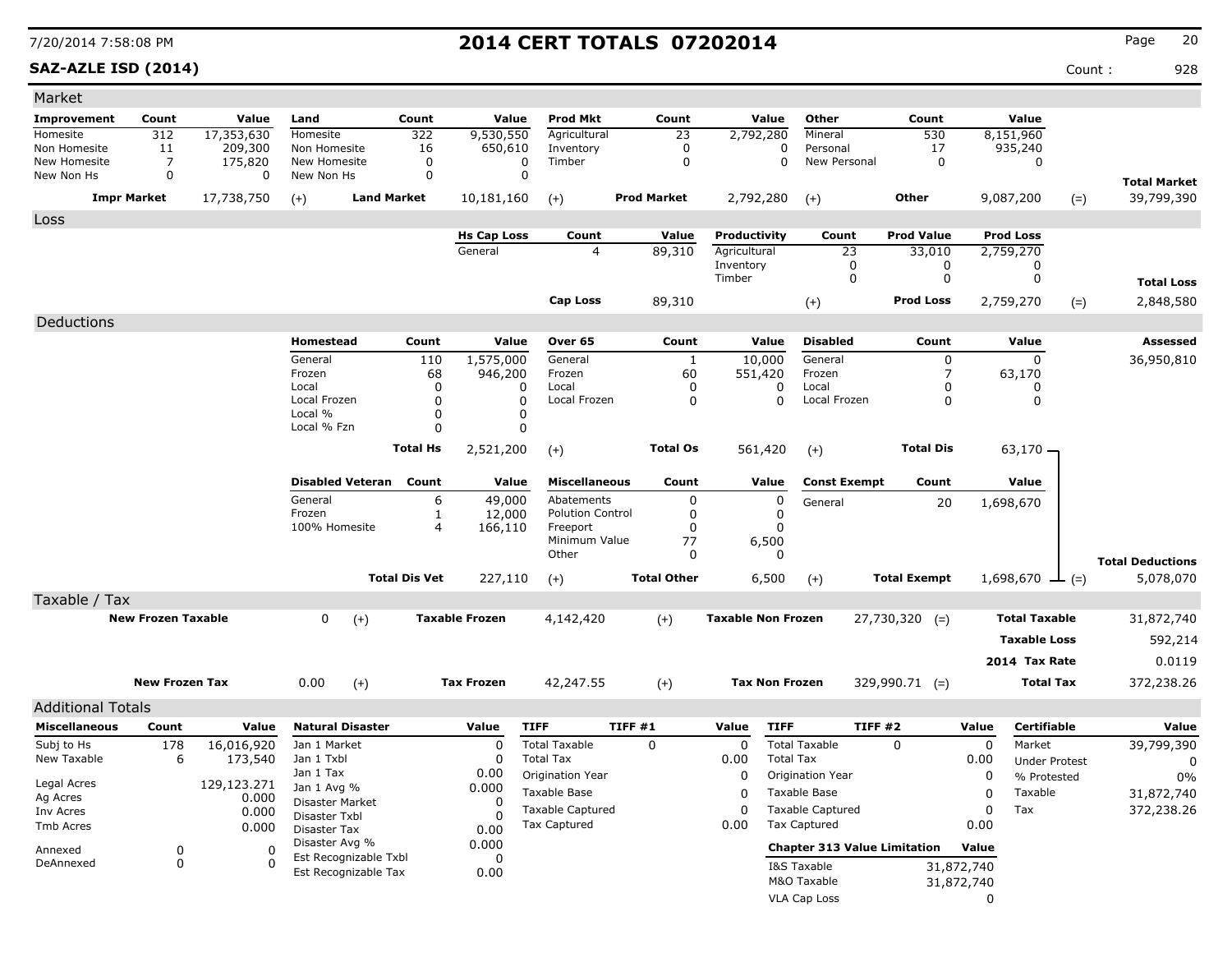# 2014 CERT TOTALS 07202014

7/20/2014 7:58:08 PM

**SAZ-AZLE ISD (2014)** Count : 928

## Market

| Improvement | Count | Value | Land | Count | Value | Prod Mkt | Count | Value | Other | Count | Value | | |
|---|---|---|---|---|---|---|---|---|---|---|---|---|---|
| Homesite | 312 | 17,353,630 | Homesite | 322 | 9,530,550 | Agricultural | 23 | 2,792,280 | Mineral | 530 | 8,151,960 | | |
| Non Homesite | 11 | 209,300 | Non Homesite | 16 | 650,610 | Inventory | 0 | 0 | Personal | 17 | 935,240 | | |
| New Homesite | 7 | 175,820 | New Homesite | 0 | 0 | Timber | 0 | 0 | New Personal | 0 | 0 | | |
| New Non Hs | 0 | 0 | New Non Hs | 0 | 0 | | | | | | | | **Total Market** |
| **Impr Market** | | 17,738,750 | (+) **Land Market** | | 10,181,160 | (+) **Prod Market** | | 2,792,280 | (+) **Other** | | 9,087,200 | (=) | 39,799,390 |

## Loss

| Hs Cap Loss | Count | Value | Productivity | Count | Prod Value | Prod Loss | | |
|---|---|---|---|---|---|---|---|---|
| General | 4 | 89,310 | Agricultural | 23 | 33,010 | 2,759,270 | | |
| | | | Inventory | 0 | 0 | 0 | | |
| | | | Timber | 0 | 0 | 0 | | **Total Loss** |
| **Cap Loss** | | 89,310 | (+) | | **Prod Loss** | 2,759,270 | (=) | 2,848,580 |

## Deductions

| Homestead | Count | Value | Over 65 | Count | Value | Disabled | Count | Value | Assessed |
|---|---|---|---|---|---|---|---|---|---|
| General | 110 | 1,575,000 | General | 1 | 10,000 | General | 0 | 0 | 36,950,810 |
| Frozen | 68 | 946,200 | Frozen | 60 | 551,420 | Frozen | 7 | 63,170 | |
| Local | 0 | 0 | Local | 0 | 0 | Local | 0 | 0 | |
| Local Frozen | 0 | 0 | Local Frozen | 0 | 0 | Local Frozen | 0 | 0 | |
| Local % | 0 | 0 | | | | | | | |
| Local % Fzn | 0 | 0 | | | | | | | |
| **Total Hs** | | 2,521,200 | (+) **Total Os** | | 561,420 | (+) **Total Dis** | | 63,170 | |

| Disabled Veteran | Count | Value | Miscellaneous | Count | Value | Const Exempt | Count | Value | |
|---|---|---|---|---|---|---|---|---|---|
| General | 6 | 49,000 | Abatements | 0 | 0 | General | 20 | 1,698,670 | |
| Frozen | 1 | 12,000 | Polution Control | 0 | 0 | | | | |
| 100% Homesite | 4 | 166,110 | Freeport | 0 | 0 | | | | |
| | | | Minimum Value | 77 | 6,500 | | | | |
| | | | Other | 0 | 0 | | | | **Total Deductions** |
| **Total Dis Vet** | | 227,110 | (+) **Total Other** | | 6,500 | (+) **Total Exempt** | | 1,698,670 | (=) 5,078,070 |

## Taxable / Tax

| | | | | | | |
|---|---|---|---|---|---|---|
| **New Frozen Taxable** | 0 (+) | **Taxable Frozen** | 4,142,420 (+) | **Taxable Non Frozen** | 27,730,320 (=) | **Total Taxable** 31,872,740 |
| | | | | | | **Taxable Loss** 592,214 |
| | | | | | | **2014 Tax Rate** 0.0119 |
| **New Frozen Tax** | 0.00 (+) | **Tax Frozen** | 42,247.55 (+) | **Tax Non Frozen** | 329,990.71 (=) | **Total Tax** 372,238.26 |

## Additional Totals

| Miscellaneous | Count | Value |
|---|---|---|
| Subj to Hs | 178 | 16,016,920 |
| New Taxable | 6 | 173,540 |
| Legal Acres | | 129,123.271 |
| Ag Acres | | 0.000 |
| Inv Acres | | 0.000 |
| Tmb Acres | | 0.000 |
| Annexed | 0 | 0 |
| DeAnnexed | 0 | 0 |

| Natural Disaster | Value |
|---|---|
| Jan 1 Market | 0 |
| Jan 1 Txbl | 0 |
| Jan 1 Tax | 0.00 |
| Jan 1 Avg % | 0.000 |
| Disaster Market | 0 |
| Disaster Txbl | 0 |
| Disaster Tax | 0.00 |
| Disaster Avg % | 0.000 |
| Est Recognizable Txbl | 0 |
| Est Recognizable Tax | 0.00 |

| TIFF | TIFF #1 | Value |
|---|---|---|
| Total Taxable | 0 | 0 |
| Total Tax | | 0.00 |
| Origination Year | | 0 |
| Taxable Base | | 0 |
| Taxable Captured | | 0 |
| Tax Captured | | 0.00 |

| TIFF | TIFF #2 | Value |
|---|---|---|
| Total Taxable | 0 | 0 |
| Total Tax | | 0.00 |
| Origination Year | | 0 |
| Taxable Base | | 0 |
| Taxable Captured | | 0 |
| Tax Captured | | 0.00 |

| Chapter 313 Value Limitation | Value |
|---|---|
| I&S Taxable | 31,872,740 |
| M&O Taxable | 31,872,740 |
| VLA Cap Loss | 0 |

| Certifiable | Value |
|---|---|
| Market | 39,799,390 |
| Under Protest | 0 |
| % Protested | 0% |
| Taxable | 31,872,740 |
| Tax | 372,238.26 |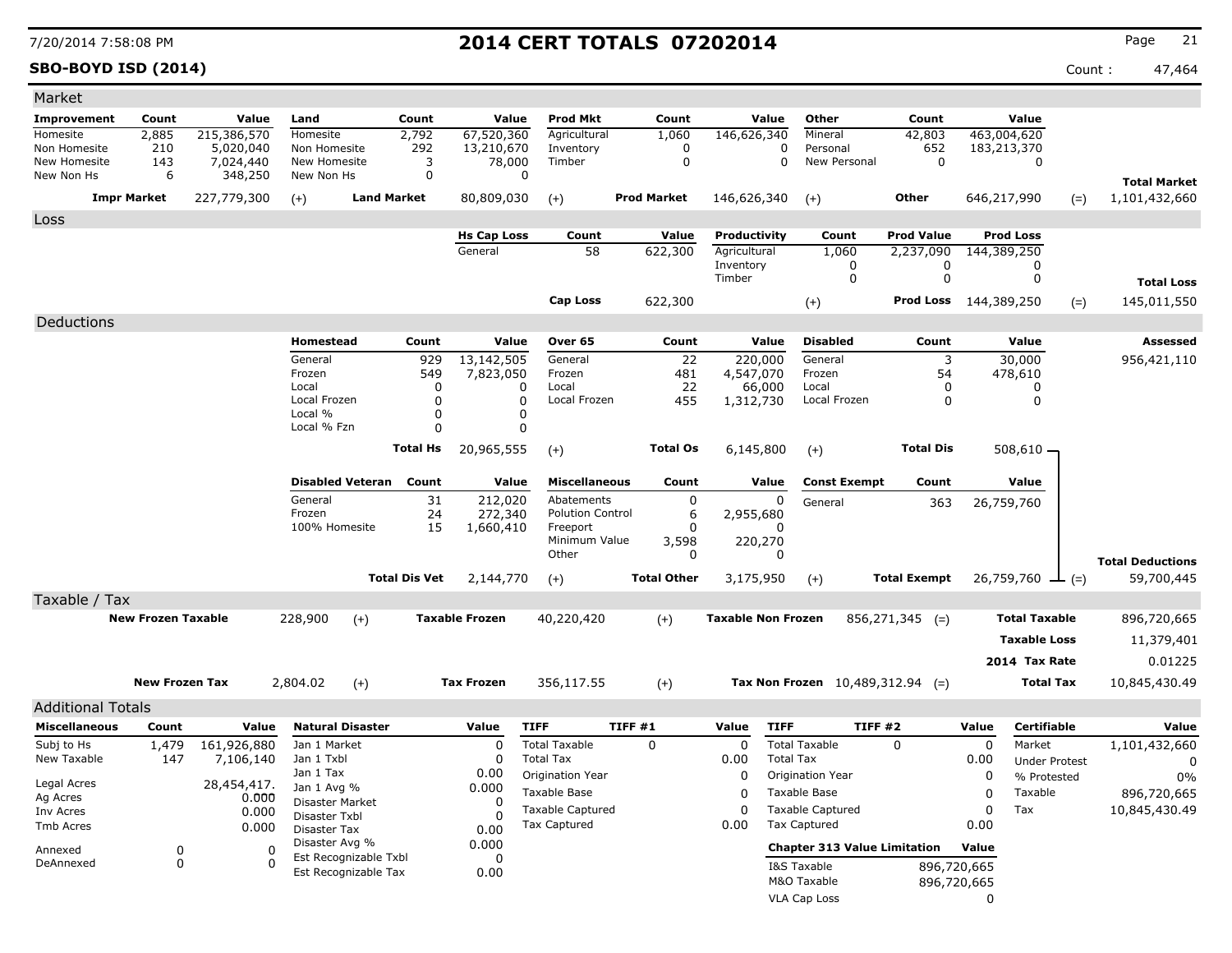# 2014 CERT TOTALS 07202014

7/20/2014 7:58:08 PM

**SBO-BOYD ISD (2014)**

Count : 47,464

## Market

| Improvement | Count | Value | Land | Count | Value | Prod Mkt | Count | Value | Other | Count | Value | | |
|---|---|---|---|---|---|---|---|---|---|---|---|---|---|
| Homesite | 2,885 | 215,386,570 | Homesite | 2,792 | 67,520,360 | Agricultural | 1,060 | 146,626,340 | Mineral | 42,803 | 463,004,620 | | |
| Non Homesite | 210 | 5,020,040 | Non Homesite | 292 | 13,210,670 | Inventory | 0 | 0 | Personal | 652 | 183,213,370 | | |
| New Homesite | 143 | 7,024,440 | New Homesite | 3 | 78,000 | Timber | 0 | 0 | New Personal | 0 | 0 | | |
| New Non Hs | 6 | 348,250 | New Non Hs | 0 | 0 | | | | | | | | **Total Market** |
| **Impr Market** | | 227,779,300 | (+) | **Land Market** | 80,809,030 | (+) | **Prod Market** | 146,626,340 | (+) | **Other** | 646,217,990 | (=) | 1,101,432,660 |

## Loss

| Hs Cap Loss | Count | Value | Productivity | Count | Prod Value | Prod Loss | | |
|---|---|---|---|---|---|---|---|---|
| General | 58 | 622,300 | Agricultural | 1,060 | 2,237,090 | 144,389,250 | | |
| | | | Inventory | 0 | 0 | 0 | | |
| | | | Timber | 0 | 0 | 0 | | **Total Loss** |
| **Cap Loss** | | 622,300 | (+) | | **Prod Loss** | 144,389,250 | (=) | 145,011,550 |

## Deductions

| Homestead | Count | Value | Over 65 | Count | Value | Disabled | Count | Value | | Assessed |
|---|---|---|---|---|---|---|---|---|---|---|
| General | 929 | 13,142,505 | General | 22 | 220,000 | General | 3 | 30,000 | | 956,421,110 |
| Frozen | 549 | 7,823,050 | Frozen | 481 | 4,547,070 | Frozen | 54 | 478,610 | | |
| Local | 0 | 0 | Local | 22 | 66,000 | Local | 0 | 0 | | |
| Local Frozen | 0 | 0 | Local Frozen | 455 | 1,312,730 | Local Frozen | 0 | 0 | | |
| Local % | 0 | 0 | | | | | | | | |
| Local % Fzn | 0 | 0 | | | | | | | | |
| | **Total Hs** | 20,965,555 | (+) | **Total Os** | 6,145,800 | (+) | **Total Dis** | 508,610 | | |

| Disabled Veteran | Count | Value | Miscellaneous | Count | Value | Const Exempt | Count | Value | | |
|---|---|---|---|---|---|---|---|---|---|---|
| General | 31 | 212,020 | Abatements | 0 | 0 | General | 363 | 26,759,760 | | |
| Frozen | 24 | 272,340 | Polution Control | 6 | 2,955,680 | | | | | |
| 100% Homesite | 15 | 1,660,410 | Freeport | 0 | 0 | | | | | |
| | | | Minimum Value | 3,598 | 220,270 | | | | | |
| | | | Other | 0 | 0 | | | | | **Total Deductions** |
| | **Total Dis Vet** | 2,144,770 | (+) | **Total Other** | 3,175,950 | (+) | **Total Exempt** | 26,759,760 | (=) | 59,700,445 |

## Taxable / Tax

| | | | | | | | | | |
|---|---|---|---|---|---|---|---|---|---|
| **New Frozen Taxable** | 228,900 | (+) | **Taxable Frozen** | 40,220,420 | (+) | **Taxable Non Frozen** | 856,271,345 (=) | **Total Taxable** | 896,720,665 |
| | | | | | | | | **Taxable Loss** | 11,379,401 |
| | | | | | | | | **2014 Tax Rate** | 0.01225 |
| **New Frozen Tax** | 2,804.02 | (+) | **Tax Frozen** | 356,117.55 | (+) | **Tax Non Frozen** | 10,489,312.94 (=) | **Total Tax** | 10,845,430.49 |

## Additional Totals

| Miscellaneous | Count | Value |
|---|---|---|
| Subj to Hs | 1,479 | 161,926,880 |
| New Taxable | 147 | 7,106,140 |
| Legal Acres | | 28,454,417. |
| Ag Acres | | 0.000 |
| Inv Acres | | 0.000 |
| Tmb Acres | | 0.000 |
| Annexed | 0 | 0 |
| DeAnnexed | 0 | 0 |

| Natural Disaster | Value |
|---|---|
| Jan 1 Market | 0 |
| Jan 1 Txbl | 0 |
| Jan 1 Tax | 0.00 |
| Jan 1 Avg % | 0.000 |
| Disaster Market | 0 |
| Disaster Txbl | 0 |
| Disaster Tax | 0.00 |
| Disaster Avg % | 0.000 |
| Est Recognizable Txbl | 0 |
| Est Recognizable Tax | 0.00 |

| TIFF | TIFF #1 | Value |
|---|---|---|
| Total Taxable | 0 | 0 |
| Total Tax | | 0.00 |
| Origination Year | | 0 |
| Taxable Base | | 0 |
| Taxable Captured | | 0 |
| Tax Captured | | 0.00 |

| TIFF | TIFF #2 | Value |
|---|---|---|
| Total Taxable | 0 | 0 |
| Total Tax | | 0.00 |
| Origination Year | | 0 |
| Taxable Base | | 0 |
| Taxable Captured | | 0 |
| Tax Captured | | 0.00 |

| Chapter 313 Value Limitation | Value |
|---|---|
| I&S Taxable | 896,720,665 |
| M&O Taxable | 896,720,665 |
| VLA Cap Loss | 0 |

| Certifiable | Value |
|---|---|
| Market | 1,101,432,660 |
| Under Protest | 0 |
| % Protested | 0% |
| Taxable | 896,720,665 |
| Tax | 10,845,430.49 |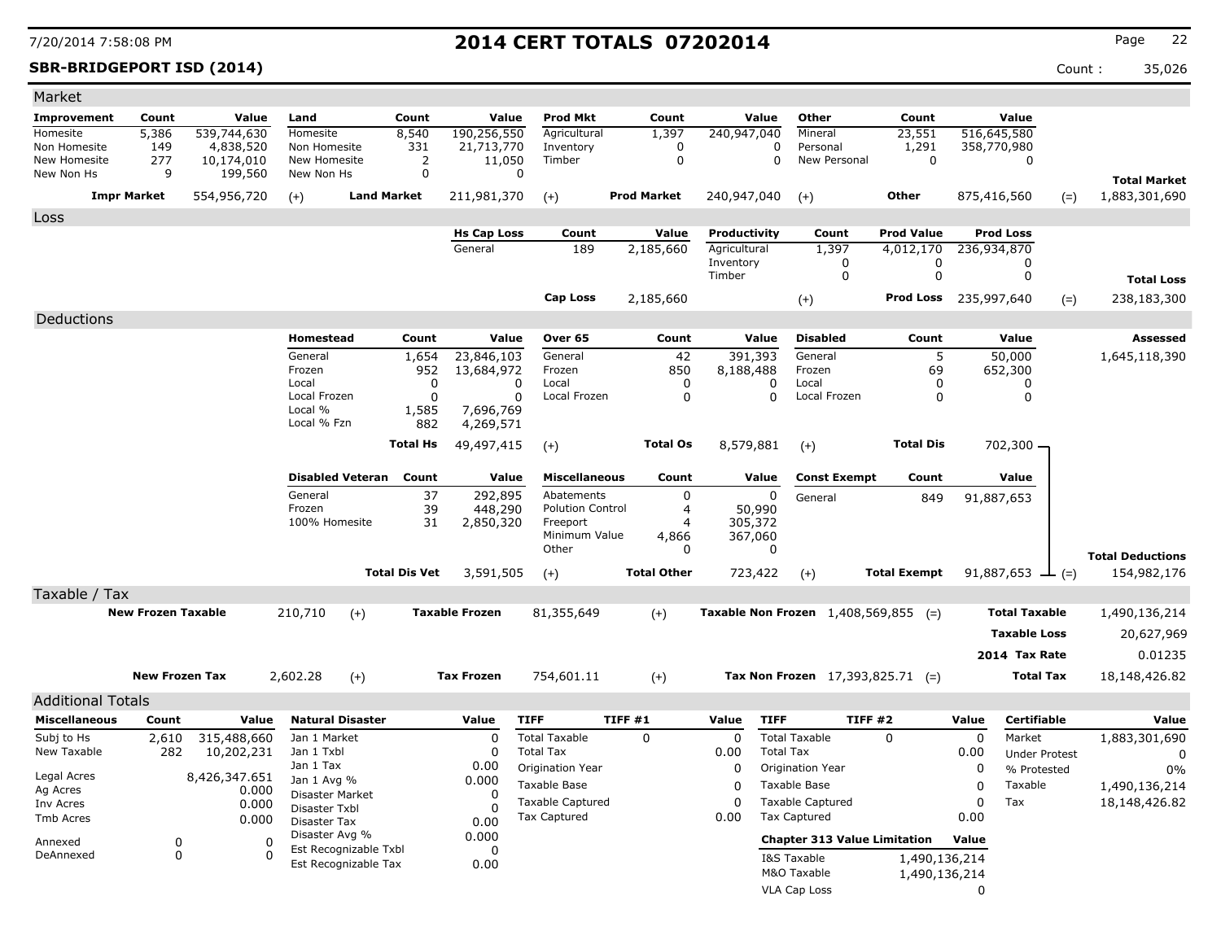# 2014 CERT TOTALS 07202014

**SBR-BRIDGEPORT ISD (2014)**

Count : 35,026

## Market

| Improvement | Count | Value | Land | Count | Value | Prod Mkt | Count | Value | Other | Count | Value | | |
|---|---|---|---|---|---|---|---|---|---|---|---|---|---|
| Homesite | 5,386 | 539,744,630 | Homesite | 8,540 | 190,256,550 | Agricultural | 1,397 | 240,947,040 | Mineral | 23,551 | 516,645,580 | | |
| Non Homesite | 149 | 4,838,520 | Non Homesite | 331 | 21,713,770 | Inventory | 0 | 0 | Personal | 1,291 | 358,770,980 | | |
| New Homesite | 277 | 10,174,010 | New Homesite | 2 | 11,050 | Timber | 0 | 0 | New Personal | 0 | 0 | | |
| New Non Hs | 9 | 199,560 | New Non Hs | 0 | 0 | | | | | | | | **Total Market** |
| **Impr Market** | | 554,956,720 | (+) **Land Market** | | 211,981,370 | (+) **Prod Market** | | 240,947,040 | (+) **Other** | | 875,416,560 | (=) | 1,883,301,690 |

## Loss

| Hs Cap Loss | Count | Value | Productivity | Count | Prod Value | Prod Loss | | |
|---|---|---|---|---|---|---|---|---|
| General | 189 | 2,185,660 | Agricultural | 1,397 | 4,012,170 | 236,934,870 | | |
| | | | Inventory | 0 | 0 | 0 | | |
| | | | Timber | 0 | 0 | 0 | | **Total Loss** |
| **Cap Loss** | | 2,185,660 | (+) | | **Prod Loss** | 235,997,640 | (=) | 238,183,300 |

## Deductions

| Homestead | Count | Value | Over 65 | Count | Value | Disabled | Count | Value | Assessed |
|---|---|---|---|---|---|---|---|---|---|
| General | 1,654 | 23,846,103 | General | 42 | 391,393 | General | 5 | 50,000 | 1,645,118,390 |
| Frozen | 952 | 13,684,972 | Frozen | 850 | 8,188,488 | Frozen | 69 | 652,300 | |
| Local | 0 | 0 | Local | 0 | 0 | Local | 0 | 0 | |
| Local Frozen | 0 | 0 | Local Frozen | 0 | 0 | Local Frozen | 0 | 0 | |
| Local % | 1,585 | 7,696,769 | | | | | | | |
| Local % Fzn | 882 | 4,269,571 | | | | | | | |
| **Total Hs** | | 49,497,415 | (+) **Total Os** | | 8,579,881 | (+) **Total Dis** | | 702,300 | |

| Disabled Veteran | Count | Value | Miscellaneous | Count | Value | Const Exempt | Count | Value | |
|---|---|---|---|---|---|---|---|---|---|
| General | 37 | 292,895 | Abatements | 0 | 0 | General | 849 | 91,887,653 | |
| Frozen | 39 | 448,290 | Polution Control | 4 | 50,990 | | | | |
| 100% Homesite | 31 | 2,850,320 | Freeport | 4 | 305,372 | | | | |
| | | | Minimum Value | 4,866 | 367,060 | | | | |
| | | | Other | 0 | 0 | | | | **Total Deductions** |
| **Total Dis Vet** | | 3,591,505 | (+) **Total Other** | | 723,422 | (+) **Total Exempt** | | 91,887,653 (=) | 154,982,176 |

## Taxable / Tax

| | | | | | | | |
|---|---|---|---|---|---|---|---|
| **New Frozen Taxable** | 210,710 (+) | **Taxable Frozen** | 81,355,649 (+) | **Taxable Non Frozen** | 1,408,569,855 (=) | **Total Taxable** | 1,490,136,214 |
| | | | | | | **Taxable Loss** | 20,627,969 |
| | | | | | | **2014 Tax Rate** | 0.01235 |
| **New Frozen Tax** | 2,602.28 (+) | **Tax Frozen** | 754,601.11 (+) | **Tax Non Frozen** | 17,393,825.71 (=) | **Total Tax** | 18,148,426.82 |

## Additional Totals

| Miscellaneous | Count | Value |
|---|---|---|
| Subj to Hs | 2,610 | 315,488,660 |
| New Taxable | 282 | 10,202,231 |
| Legal Acres | | 8,426,347.651 |
| Ag Acres | | 0.000 |
| Inv Acres | | 0.000 |
| Tmb Acres | | 0.000 |
| Annexed | 0 | 0 |
| DeAnnexed | 0 | 0 |

| Natural Disaster | Value |
|---|---|
| Jan 1 Market | 0 |
| Jan 1 Txbl | 0 |
| Jan 1 Tax | 0.00 |
| Jan 1 Avg % | 0.000 |
| Disaster Market | 0 |
| Disaster Txbl | 0 |
| Disaster Tax | 0.00 |
| Disaster Avg % | 0.000 |
| Est Recognizable Txbl | 0 |
| Est Recognizable Tax | 0.00 |

| TIFF | TIFF #1 | Value |
|---|---|---|
| Total Taxable | 0 | 0 |
| Total Tax | | 0.00 |
| Origination Year | | 0 |
| Taxable Base | | 0 |
| Taxable Captured | | 0 |
| Tax Captured | | 0.00 |

| TIFF | TIFF #2 | Value |
|---|---|---|
| Total Taxable | 0 | 0 |
| Total Tax | | 0.00 |
| Origination Year | | 0 |
| Taxable Base | | 0 |
| Taxable Captured | | 0 |
| Tax Captured | | 0.00 |

| Chapter 313 Value Limitation | Value |
|---|---|
| I&S Taxable | 1,490,136,214 |
| M&O Taxable | 1,490,136,214 |
| VLA Cap Loss | 0 |

| Certifiable | Value |
|---|---|
| Market | 1,883,301,690 |
| Under Protest | 0 |
| % Protested | 0% |
| Taxable | 1,490,136,214 |
| Tax | 18,148,426.82 |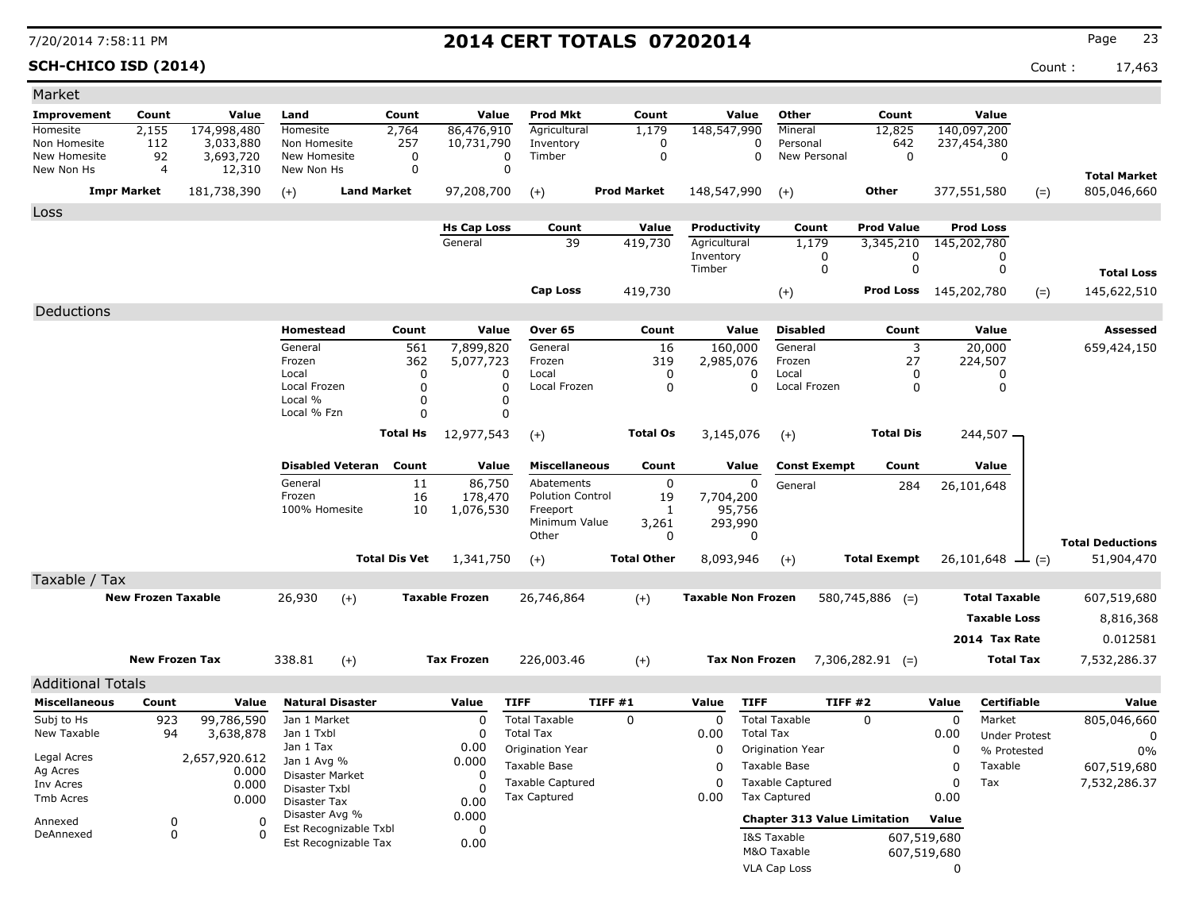# 2014 CERT TOTALS 07202014

7/20/2014 7:58:11 PM

**SCH-CHICO ISD (2014)**

Count : 17,463

## Market

| Improvement | Count | Value | Land | Count | Value | Prod Mkt | Count | Value | Other | Count | Value | | |
|---|---|---|---|---|---|---|---|---|---|---|---|---|---|
| Homesite | 2,155 | 174,998,480 | Homesite | 2,764 | 86,476,910 | Agricultural | 1,179 | 148,547,990 | Mineral | 12,825 | 140,097,200 | | |
| Non Homesite | 112 | 3,033,880 | Non Homesite | 257 | 10,731,790 | Inventory | 0 | 0 | Personal | 642 | 237,454,380 | | |
| New Homesite | 92 | 3,693,720 | New Homesite | 0 | 0 | Timber | 0 | 0 | New Personal | 0 | 0 | | |
| New Non Hs | 4 | 12,310 | New Non Hs | 0 | 0 | | | | | | | | **Total Market** |
| **Impr Market** | | 181,738,390 | (+) **Land Market** | | 97,208,700 | (+) **Prod Market** | | 148,547,990 | (+) **Other** | | 377,551,580 | (=) | 805,046,660 |

## Loss

| Hs Cap Loss | Count | Value | Productivity | Count | Prod Value | Prod Loss | | |
|---|---|---|---|---|---|---|---|---|
| General | 39 | 419,730 | Agricultural | 1,179 | 3,345,210 | 145,202,780 | | |
| | | | Inventory | 0 | 0 | 0 | | |
| | | | Timber | 0 | 0 | 0 | | **Total Loss** |
| **Cap Loss** | | 419,730 | (+) | | **Prod Loss** | 145,202,780 | (=) | 145,622,510 |

## Deductions

| Homestead | Count | Value | Over 65 | Count | Value | Disabled | Count | Value | Assessed |
|---|---|---|---|---|---|---|---|---|---|
| General | 561 | 7,899,820 | General | 16 | 160,000 | General | 3 | 20,000 | 659,424,150 |
| Frozen | 362 | 5,077,723 | Frozen | 319 | 2,985,076 | Frozen | 27 | 224,507 | |
| Local | 0 | 0 | Local | 0 | 0 | Local | 0 | 0 | |
| Local Frozen | 0 | 0 | Local Frozen | 0 | 0 | Local Frozen | 0 | 0 | |
| Local % | 0 | 0 | | | | | | | |
| Local % Fzn | 0 | 0 | | | | | | | |
| **Total Hs** | | 12,977,543 | (+) **Total Os** | | 3,145,076 | (+) **Total Dis** | | 244,507 | |

| Disabled Veteran | Count | Value | Miscellaneous | Count | Value | Const Exempt | Count | Value | |
|---|---|---|---|---|---|---|---|---|---|
| General | 11 | 86,750 | Abatements | 0 | 0 | General | 284 | 26,101,648 | |
| Frozen | 16 | 178,470 | Polution Control | 19 | 7,704,200 | | | | |
| 100% Homesite | 10 | 1,076,530 | Freeport | 1 | 95,756 | | | | |
| | | | Minimum Value | 3,261 | 293,990 | | | | |
| | | | Other | 0 | 0 | | | | **Total Deductions** |
| **Total Dis Vet** | | 1,341,750 | (+) **Total Other** | | 8,093,946 | (+) **Total Exempt** | | 26,101,648 | (=) 51,904,470 |

## Taxable / Tax

| | | | | | | | | |
|---|---|---|---|---|---|---|---|---|
| **New Frozen Taxable** | 26,930 | (+) | **Taxable Frozen** | 26,746,864 | (+) | **Taxable Non Frozen** | 580,745,886 (=) | **Total Taxable** 607,519,680 |
| | | | | | | | | **Taxable Loss** 8,816,368 |
| | | | | | | | | **2014 Tax Rate** 0.012581 |
| **New Frozen Tax** | 338.81 | (+) | **Tax Frozen** | 226,003.46 | (+) | **Tax Non Frozen** | 7,306,282.91 (=) | **Total Tax** 7,532,286.37 |

## Additional Totals

| Miscellaneous | Count | Value |
|---|---|---|
| Subj to Hs | 923 | 99,786,590 |
| New Taxable | 94 | 3,638,878 |
| Legal Acres | | 2,657,920.612 |
| Ag Acres | | 0.000 |
| Inv Acres | | 0.000 |
| Tmb Acres | | 0.000 |
| Annexed | 0 | 0 |
| DeAnnexed | 0 | 0 |

| Natural Disaster | Value |
|---|---|
| Jan 1 Market | 0 |
| Jan 1 Txbl | 0 |
| Jan 1 Tax | 0.00 |
| Jan 1 Avg % | 0.000 |
| Disaster Market | 0 |
| Disaster Txbl | 0 |
| Disaster Tax | 0.00 |
| Disaster Avg % | 0.000 |
| Est Recognizable Txbl | 0 |
| Est Recognizable Tax | 0.00 |

| TIFF | TIFF #1 | Value |
|---|---|---|
| Total Taxable | 0 | 0 |
| Total Tax | | 0.00 |
| Origination Year | | 0 |
| Taxable Base | | 0 |
| Taxable Captured | | 0 |
| Tax Captured | | 0.00 |

| TIFF | TIFF #2 | Value |
|---|---|---|
| Total Taxable | 0 | 0 |
| Total Tax | | 0.00 |
| Origination Year | | 0 |
| Taxable Base | | 0 |
| Taxable Captured | | 0 |
| Tax Captured | | 0.00 |

| Chapter 313 Value Limitation | Value |
|---|---|
| I&S Taxable | 607,519,680 |
| M&O Taxable | 607,519,680 |
| VLA Cap Loss | 0 |

| Certifiable | Value |
|---|---|
| Market | 805,046,660 |
| Under Protest | 0 |
| % Protested | 0% |
| Taxable | 607,519,680 |
| Tax | 7,532,286.37 |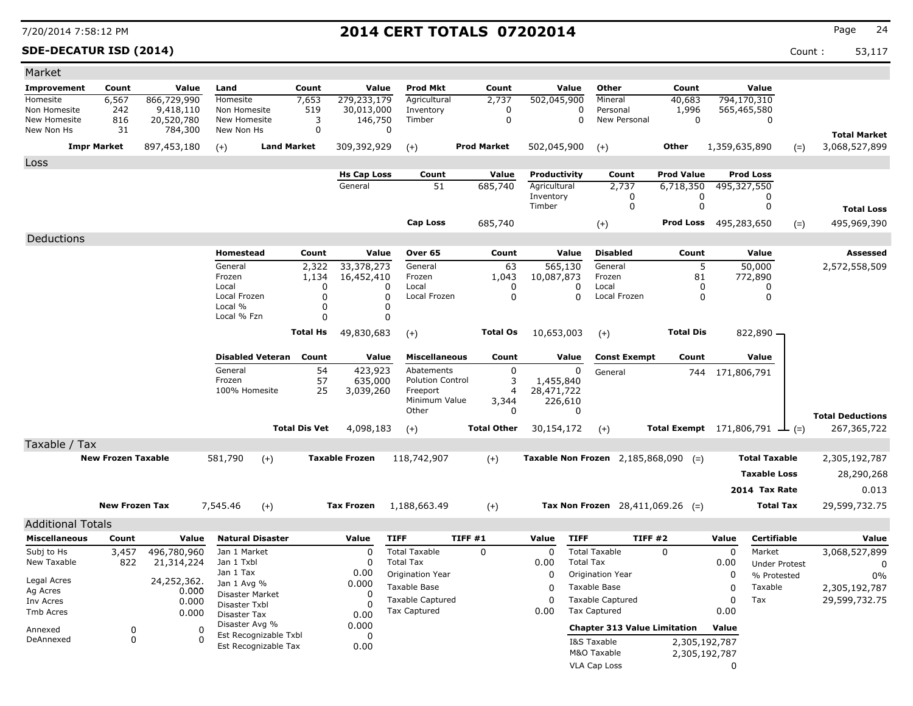# 2014 CERT TOTALS 07202014

7/20/2014 7:58:12 PM

**SDE-DECATUR ISD (2014)**

Count : 53,117

## Market

| Improvement | Count | Value | Land | Count | Value | Prod Mkt | Count | Value | Other | Count | Value | | |
|---|---|---|---|---|---|---|---|---|---|---|---|---|---|
| Homesite | 6,567 | 866,729,990 | Homesite | 7,653 | 279,233,179 | Agricultural | 2,737 | 502,045,900 | Mineral | 40,683 | 794,170,310 | | |
| Non Homesite | 242 | 9,418,110 | Non Homesite | 519 | 30,013,000 | Inventory | 0 | 0 | Personal | 1,996 | 565,465,580 | | |
| New Homesite | 816 | 20,520,780 | New Homesite | 3 | 146,750 | Timber | 0 | 0 | New Personal | 0 | 0 | | |
| New Non Hs | 31 | 784,300 | New Non Hs | 0 | 0 | | | | | | | | **Total Market** |
| **Impr Market** | | 897,453,180 | (+) | **Land Market** | 309,392,929 | (+) | **Prod Market** | 502,045,900 | (+) | **Other** | 1,359,635,890 | (=) | 3,068,527,899 |

## Loss

| Hs Cap Loss | Count | Value | Productivity | Count | Prod Value | Prod Loss | | |
|---|---|---|---|---|---|---|---|---|
| General | 51 | 685,740 | Agricultural | 2,737 | 6,718,350 | 495,327,550 | | |
| | | | Inventory | 0 | 0 | 0 | | |
| | | | Timber | 0 | 0 | 0 | | **Total Loss** |
| **Cap Loss** | | 685,740 | | (+) | **Prod Loss** | 495,283,650 | (=) | 495,969,390 |

## Deductions

| Homestead | Count | Value | Over 65 | Count | Value | Disabled | Count | Value | | Assessed |
|---|---|---|---|---|---|---|---|---|---|---|
| General | 2,322 | 33,378,273 | General | 63 | 565,130 | General | 5 | 50,000 | | 2,572,558,509 |
| Frozen | 1,134 | 16,452,410 | Frozen | 1,043 | 10,087,873 | Frozen | 81 | 772,890 | | |
| Local | 0 | 0 | Local | 0 | 0 | Local | 0 | 0 | | |
| Local Frozen | 0 | 0 | Local Frozen | 0 | 0 | Local Frozen | 0 | 0 | | |
| Local % | 0 | 0 | | | | | | | | |
| Local % Fzn | 0 | 0 | | | | | | | | |
| **Total Hs** | | 49,830,683 | (+) | **Total Os** | 10,653,003 | (+) | **Total Dis** | 822,890 | | |

| Disabled Veteran | Count | Value | Miscellaneous | Count | Value | Const Exempt | Count | Value | | |
|---|---|---|---|---|---|---|---|---|---|---|
| General | 54 | 423,923 | Abatements | 0 | 0 | General | 744 | 171,806,791 | | |
| Frozen | 57 | 635,000 | Polution Control | 3 | 1,455,840 | | | | | |
| 100% Homesite | 25 | 3,039,260 | Freeport | 4 | 28,471,722 | | | | | |
| | | | Minimum Value | 3,344 | 226,610 | | | | | |
| | | | Other | 0 | 0 | | | | | **Total Deductions** |
| **Total Dis Vet** | | 4,098,183 | (+) | **Total Other** | 30,154,172 | (+) | **Total Exempt** | 171,806,791 | (=) | 267,365,722 |

## Taxable / Tax

| | | | | | | | | | |
|---|---|---|---|---|---|---|---|---|---|
| **New Frozen Taxable** | 581,790 | (+) | **Taxable Frozen** | 118,742,907 | (+) | **Taxable Non Frozen** | 2,185,868,090 | (=) | **Total Taxable** 2,305,192,787 |
| | | | | | | | | | **Taxable Loss** 28,290,268 |
| | | | | | | | | | **2014 Tax Rate** 0.013 |
| **New Frozen Tax** | 7,545.46 | (+) | **Tax Frozen** | 1,188,663.49 | (+) | **Tax Non Frozen** | 28,411,069.26 | (=) | **Total Tax** 29,599,732.75 |

## Additional Totals

| Miscellaneous | Count | Value |
|---|---|---|
| Subj to Hs | 3,457 | 496,780,960 |
| New Taxable | 822 | 21,314,224 |
| Legal Acres | | 24,252,362. |
| Ag Acres | | 0.000 |
| Inv Acres | | 0.000 |
| Tmb Acres | | 0.000 |
| Annexed | 0 | 0 |
| DeAnnexed | 0 | 0 |

| Natural Disaster | Value |
|---|---|
| Jan 1 Market | 0 |
| Jan 1 Txbl | 0 |
| Jan 1 Tax | 0.00 |
| Jan 1 Avg % | 0.000 |
| Disaster Market | 0 |
| Disaster Txbl | 0 |
| Disaster Tax | 0.00 |
| Disaster Avg % | 0.000 |
| Est Recognizable Txbl | 0 |
| Est Recognizable Tax | 0.00 |

| TIFF | TIFF #1 | Value |
|---|---|---|
| Total Taxable | 0 | 0 |
| Total Tax | | 0.00 |
| Origination Year | | 0 |
| Taxable Base | | 0 |
| Taxable Captured | | 0 |
| Tax Captured | | 0.00 |

| TIFF | TIFF #2 | Value |
|---|---|---|
| Total Taxable | 0 | 0 |
| Total Tax | | 0.00 |
| Origination Year | | 0 |
| Taxable Base | | 0 |
| Taxable Captured | | 0 |
| Tax Captured | | 0.00 |

| Chapter 313 Value Limitation | Value |
|---|---|
| I&S Taxable | 2,305,192,787 |
| M&O Taxable | 2,305,192,787 |
| VLA Cap Loss | 0 |

| Certifiable | Value |
|---|---|
| Market | 3,068,527,899 |
| Under Protest | 0 |
| % Protested | 0% |
| Taxable | 2,305,192,787 |
| Tax | 29,599,732.75 |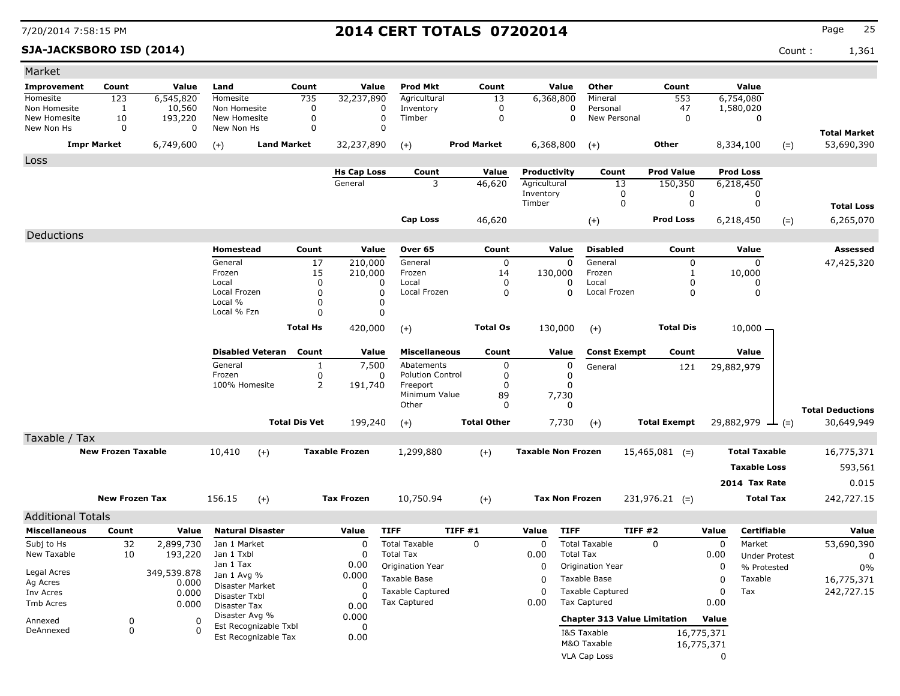# 2014 CERT TOTALS 07202014

7/20/2014 7:58:15 PM

**SJA-JACKSBORO ISD (2014)** Count : 1,361

## Market

| Improvement | Count | Value | Land | Count | Value | Prod Mkt | Count | Value | Other | Count | Value | | |
|---|---|---|---|---|---|---|---|---|---|---|---|---|---|
| Homesite | 123 | 6,545,820 | Homesite | 735 | 32,237,890 | Agricultural | 13 | 6,368,800 | Mineral | 553 | 6,754,080 | | |
| Non Homesite | 1 | 10,560 | Non Homesite | 0 | 0 | Inventory | 0 | 0 | Personal | 47 | 1,580,020 | | |
| New Homesite | 10 | 193,220 | New Homesite | 0 | 0 | Timber | 0 | 0 | New Personal | 0 | 0 | | |
| New Non Hs | 0 | 0 | New Non Hs | 0 | 0 | | | | | | | | **Total Market** |
| **Impr Market** | | 6,749,600 | (+) **Land Market** | | 32,237,890 | (+) **Prod Market** | | 6,368,800 | (+) **Other** | | 8,334,100 | (=) | 53,690,390 |

## Loss

| Hs Cap Loss | Count | Value | Productivity | Count | Prod Value | Prod Loss | | |
|---|---|---|---|---|---|---|---|---|
| General | 3 | 46,620 | Agricultural | 13 | 150,350 | 6,218,450 | | |
| | | | Inventory | 0 | 0 | 0 | | |
| | | | Timber | 0 | 0 | 0 | | **Total Loss** |
| **Cap Loss** | | 46,620 | (+) | | **Prod Loss** | 6,218,450 | (=) | 6,265,070 |

## Deductions

| Homestead | Count | Value | Over 65 | Count | Value | Disabled | Count | Value | Assessed |
|---|---|---|---|---|---|---|---|---|---|
| General | 17 | 210,000 | General | 0 | 0 | General | 0 | 0 | 47,425,320 |
| Frozen | 15 | 210,000 | Frozen | 14 | 130,000 | Frozen | 1 | 10,000 | |
| Local | 0 | 0 | Local | 0 | 0 | Local | 0 | 0 | |
| Local Frozen | 0 | 0 | Local Frozen | 0 | 0 | Local Frozen | 0 | 0 | |
| Local % | 0 | 0 | | | | | | | |
| Local % Fzn | 0 | 0 | | | | | | | |
| **Total Hs** | | 420,000 | (+) **Total Os** | | 130,000 | (+) **Total Dis** | | 10,000 | |

| Disabled Veteran | Count | Value | Miscellaneous | Count | Value | Const Exempt | Count | Value | | |
|---|---|---|---|---|---|---|---|---|---|---|
| General | 1 | 7,500 | Abatements | 0 | 0 | General | 121 | 29,882,979 | | |
| Frozen | 0 | 0 | Polution Control | 0 | 0 | | | | | |
| 100% Homesite | 2 | 191,740 | Freeport | 0 | 0 | | | | | |
| | | | Minimum Value | 89 | 7,730 | | | | | |
| | | | Other | 0 | 0 | | | | | **Total Deductions** |
| **Total Dis Vet** | | 199,240 | (+) **Total Other** | | 7,730 | (+) **Total Exempt** | | 29,882,979 | (=) | 30,649,949 |

## Taxable / Tax

| | | | | | | | | |
|---|---|---|---|---|---|---|---|---|
| **New Frozen Taxable** | 10,410 | (+) | **Taxable Frozen** | 1,299,880 | (+) | **Taxable Non Frozen** | 15,465,081 (=) | **Total Taxable** 16,775,371 |
| | | | | | | | | **Taxable Loss** 593,561 |
| | | | | | | | | **2014 Tax Rate** 0.015 |
| **New Frozen Tax** | 156.15 | (+) | **Tax Frozen** | 10,750.94 | (+) | **Tax Non Frozen** | 231,976.21 (=) | **Total Tax** 242,727.15 |

## Additional Totals

| Miscellaneous | Count | Value | Natural Disaster | Value | TIFF | TIFF #1 | Value | TIFF | TIFF #2 | Value | Certifiable | Value |
|---|---|---|---|---|---|---|---|---|---|---|---|---|
| Subj to Hs | 32 | 2,899,730 | Jan 1 Market | 0 | Total Taxable | 0 | 0 | Total Taxable | 0 | 0 | Market | 53,690,390 |
| New Taxable | 10 | 193,220 | Jan 1 Txbl | 0 | Total Tax | | 0.00 | Total Tax | | 0.00 | Under Protest | 0 |
| | | | Jan 1 Tax | 0.00 | Origination Year | | 0 | Origination Year | | 0 | % Protested | 0% |
| Legal Acres | | 349,539.878 | Jan 1 Avg % | 0.000 | Taxable Base | | 0 | Taxable Base | | 0 | Taxable | 16,775,371 |
| Ag Acres | | 0.000 | Disaster Market | 0 | Taxable Captured | | 0 | Taxable Captured | | 0 | Tax | 242,727.15 |
| Inv Acres | | 0.000 | Disaster Txbl | 0 | Tax Captured | | 0.00 | Tax Captured | | 0.00 | | |
| Tmb Acres | | 0.000 | Disaster Tax | 0.00 | | | | | | | | |
| Annexed | 0 | 0 | Disaster Avg % | 0.000 | | | | **Chapter 313 Value Limitation** | | **Value** | | |
| DeAnnexed | 0 | 0 | Est Recognizable Txbl | 0 | | | | I&S Taxable | | 16,775,371 | | |
| | | | Est Recognizable Tax | 0.00 | | | | M&O Taxable | | 16,775,371 | | |
| | | | | | | | | VLA Cap Loss | | 0 | | |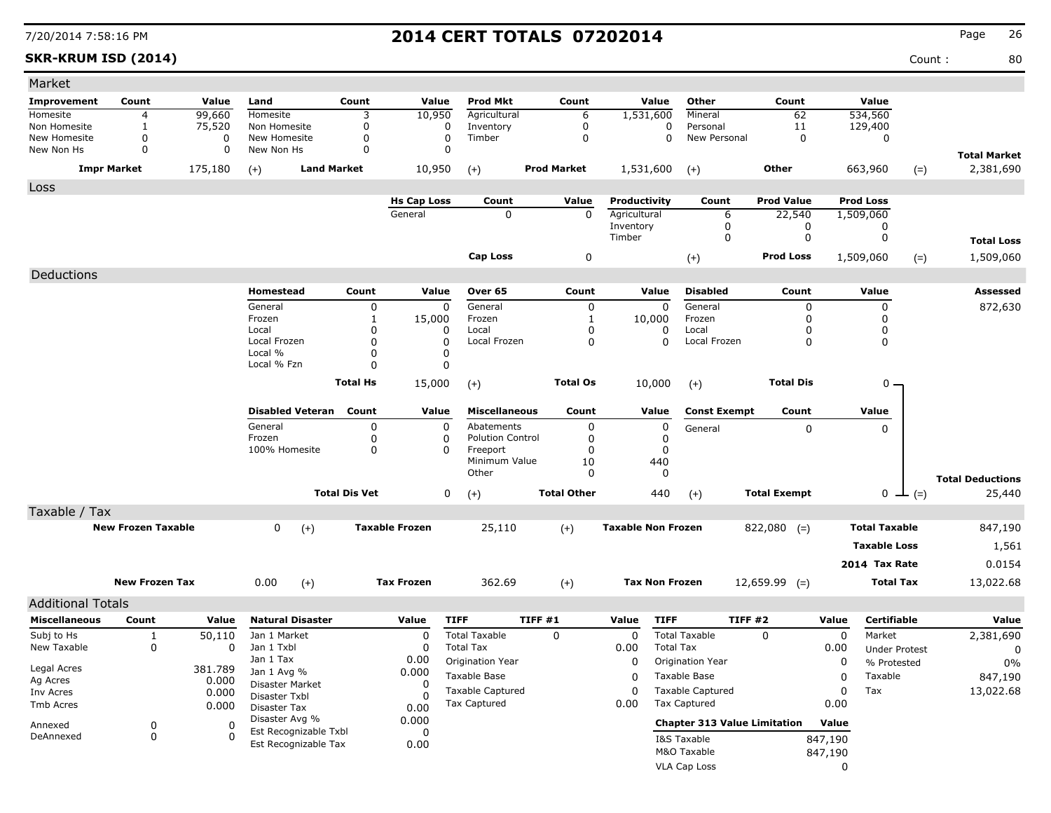# 2014 CERT TOTALS 07202014

7/20/2014 7:58:16 PM

**SKR-KRUM ISD (2014)** Count : 80

## Market

| Improvement | Count | Value | Land | Count | Value | Prod Mkt | Count | Value | Other | Count | Value | | |
|---|---|---|---|---|---|---|---|---|---|---|---|---|---|
| Homesite | 4 | 99,660 | Homesite | 3 | 10,950 | Agricultural | 6 | 1,531,600 | Mineral | 62 | 534,560 | | |
| Non Homesite | 1 | 75,520 | Non Homesite | 0 | 0 | Inventory | 0 | 0 | Personal | 11 | 129,400 | | |
| New Homesite | 0 | 0 | New Homesite | 0 | 0 | Timber | 0 | 0 | New Personal | 0 | 0 | | |
| New Non Hs | 0 | 0 | New Non Hs | 0 | 0 | | | | | | | | **Total Market** |
| **Impr Market** | | 175,180 | (+) **Land Market** | | 10,950 | (+) **Prod Market** | | 1,531,600 | (+) **Other** | | 663,960 | (=) | 2,381,690 |

## Loss

| Hs Cap Loss | Count | Value | Productivity | Count | Prod Value | Prod Loss | | |
|---|---|---|---|---|---|---|---|---|
| General | 0 | 0 | Agricultural | 6 | 22,540 | 1,509,060 | | |
| | | | Inventory | 0 | 0 | 0 | | |
| | | | Timber | 0 | 0 | 0 | | **Total Loss** |
| **Cap Loss** | | 0 | (+) | | **Prod Loss** | 1,509,060 | (=) | 1,509,060 |

## Deductions

| Homestead | Count | Value | Over 65 | Count | Value | Disabled | Count | Value | Assessed |
|---|---|---|---|---|---|---|---|---|---|
| General | 0 | 0 | General | 0 | 0 | General | 0 | 0 | 872,630 |
| Frozen | 1 | 15,000 | Frozen | 1 | 10,000 | Frozen | 0 | 0 | |
| Local | 0 | 0 | Local | 0 | 0 | Local | 0 | 0 | |
| Local Frozen | 0 | 0 | Local Frozen | 0 | 0 | Local Frozen | 0 | 0 | |
| Local % | 0 | 0 | | | | | | | |
| Local % Fzn | 0 | 0 | | | | | | | |
| **Total Hs** | | 15,000 | (+) **Total Os** | | 10,000 | (+) **Total Dis** | | 0 | |

| Disabled Veteran | Count | Value | Miscellaneous | Count | Value | Const Exempt | Count | Value | |
|---|---|---|---|---|---|---|---|---|---|
| General | 0 | 0 | Abatements | 0 | 0 | General | 0 | 0 | |
| Frozen | 0 | 0 | Polution Control | 0 | 0 | | | | |
| 100% Homesite | 0 | 0 | Freeport | 0 | 0 | | | | |
| | | | Minimum Value | 10 | 440 | | | | |
| | | | Other | 0 | 0 | | | | **Total Deductions** |
| **Total Dis Vet** | | 0 | (+) **Total Other** | | 440 | (+) **Total Exempt** | | 0 (=) | 25,440 |

## Taxable / Tax

| | | | | | | | |
|---|---|---|---|---|---|---|---|
| **New Frozen Taxable** | 0 (+) | **Taxable Frozen** | 25,110 (+) | **Taxable Non Frozen** | 822,080 (=) | **Total Taxable** | 847,190 |
| | | | | | | **Taxable Loss** | 1,561 |
| | | | | | | **2014 Tax Rate** | 0.0154 |
| **New Frozen Tax** | 0.00 (+) | **Tax Frozen** | 362.69 (+) | **Tax Non Frozen** | 12,659.99 (=) | **Total Tax** | 13,022.68 |

## Additional Totals

| Miscellaneous | Count | Value | Natural Disaster | Value | TIFF | TIFF #1 | Value | TIFF | TIFF #2 | Value | Certifiable | Value |
|---|---|---|---|---|---|---|---|---|---|---|---|---|
| Subj to Hs | 1 | 50,110 | Jan 1 Market | 0 | Total Taxable | 0 | 0 | Total Taxable | 0 | 0 | Market | 2,381,690 |
| New Taxable | 0 | 0 | Jan 1 Txbl | 0 | Total Tax | | 0.00 | Total Tax | | 0.00 | Under Protest | 0 |
| | | | Jan 1 Tax | 0.00 | Origination Year | | 0 | Origination Year | | 0 | % Protested | 0% |
| Legal Acres | | 381.789 | Jan 1 Avg % | 0.000 | Taxable Base | | 0 | Taxable Base | | 0 | Taxable | 847,190 |
| Ag Acres | | 0.000 | Disaster Market | 0 | Taxable Captured | | 0 | Taxable Captured | | 0 | Tax | 13,022.68 |
| Inv Acres | | 0.000 | Disaster Txbl | 0 | Tax Captured | | 0.00 | Tax Captured | | 0.00 | | |
| Tmb Acres | | 0.000 | Disaster Tax | 0.00 | | | | | | | | |
| Annexed | 0 | 0 | Disaster Avg % | 0.000 | | | | **Chapter 313 Value Limitation** | | **Value** | | |
| DeAnnexed | 0 | 0 | Est Recognizable Txbl | 0 | | | | I&S Taxable | | 847,190 | | |
| | | | Est Recognizable Tax | 0.00 | | | | M&O Taxable | | 847,190 | | |
| | | | | | | | | VLA Cap Loss | | 0 | | |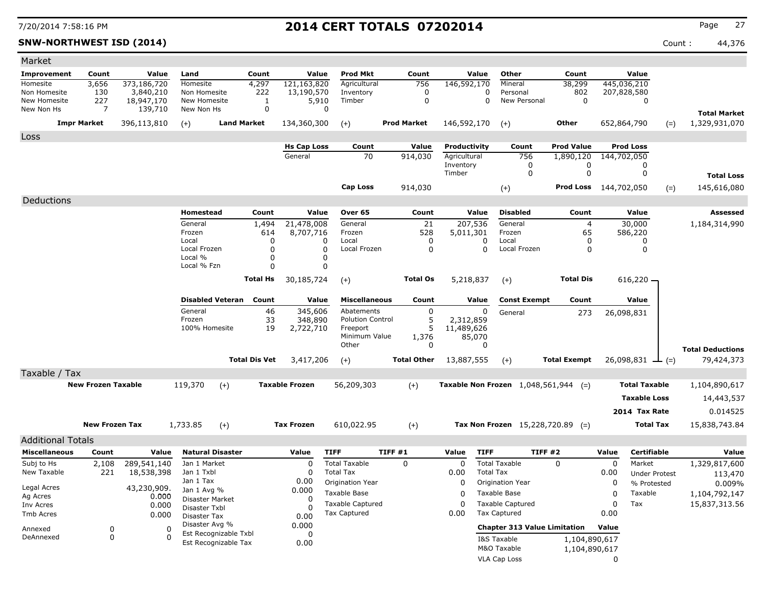7/20/2014 7:58:16 PM

# 2014 CERT TOTALS 07202014

**SNW-NORTHWEST ISD (2014)**

Count : 44,376

## Market

| Improvement | Count | Value | Land | Count | Value | Prod Mkt | Count | Value | Other | Count | Value | | |
|---|---|---|---|---|---|---|---|---|---|---|---|---|---|
| Homesite | 3,656 | 373,186,720 | Homesite | 4,297 | 121,163,820 | Agricultural | 756 | 146,592,170 | Mineral | 38,299 | 445,036,210 | | |
| Non Homesite | 130 | 3,840,210 | Non Homesite | 222 | 13,190,570 | Inventory | 0 | 0 | Personal | 802 | 207,828,580 | | |
| New Homesite | 227 | 18,947,170 | New Homesite | 1 | 5,910 | Timber | 0 | 0 | New Personal | 0 | 0 | | |
| New Non Hs | 7 | 139,710 | New Non Hs | 0 | 0 | | | | | | | | **Total Market** |
| **Impr Market** | | 396,113,810 | (+) | **Land Market** | 134,360,300 | (+) | **Prod Market** | 146,592,170 | (+) | **Other** | 652,864,790 | (=) | 1,329,931,070 |

## Loss

| Hs Cap Loss | Count | Value | Productivity | Count | Prod Value | Prod Loss | | |
|---|---|---|---|---|---|---|---|---|
| General | 70 | 914,030 | Agricultural | 756 | 1,890,120 | 144,702,050 | | |
| | | | Inventory | 0 | 0 | 0 | | |
| | | | Timber | 0 | 0 | 0 | | **Total Loss** |
| **Cap Loss** | | 914,030 | (+) | | **Prod Loss** | 144,702,050 | (=) | 145,616,080 |

## Deductions

| Homestead | Count | Value | Over 65 | Count | Value | Disabled | Count | Value | Assessed |
|---|---|---|---|---|---|---|---|---|---|
| General | 1,494 | 21,478,008 | General | 21 | 207,536 | General | 4 | 30,000 | 1,184,314,990 |
| Frozen | 614 | 8,707,716 | Frozen | 528 | 5,011,301 | Frozen | 65 | 586,220 | |
| Local | 0 | 0 | Local | 0 | 0 | Local | 0 | 0 | |
| Local Frozen | 0 | 0 | Local Frozen | 0 | 0 | Local Frozen | 0 | 0 | |
| Local % | 0 | 0 | | | | | | | |
| Local % Fzn | 0 | 0 | | | | | | | |
| **Total Hs** | | 30,185,724 | (+) | **Total Os** | 5,218,837 | (+) | **Total Dis** | 616,220 | |

| Disabled Veteran | Count | Value | Miscellaneous | Count | Value | Const Exempt | Count | Value | | |
|---|---|---|---|---|---|---|---|---|---|---|
| General | 46 | 345,606 | Abatements | 0 | 0 | General | 273 | 26,098,831 | | |
| Frozen | 33 | 348,890 | Polution Control | 5 | 2,312,859 | | | | | |
| 100% Homesite | 19 | 2,722,710 | Freeport | 5 | 11,489,626 | | | | | |
| | | | Minimum Value | 1,376 | 85,070 | | | | | |
| | | | Other | 0 | 0 | | | | | **Total Deductions** |
| **Total Dis Vet** | | 3,417,206 | (+) | **Total Other** | 13,887,555 | (+) | **Total Exempt** | 26,098,831 | (=) | 79,424,373 |

## Taxable / Tax

| | | | | | | | | | | |
|---|---|---|---|---|---|---|---|---|---|---|
| **New Frozen Taxable** | 119,370 | (+) | **Taxable Frozen** | 56,209,303 | (+) | **Taxable Non Frozen** | 1,048,561,944 | (=) | **Total Taxable** | 1,104,890,617 |
| | | | | | | | | | **Taxable Loss** | 14,443,537 |
| | | | | | | | | | **2014 Tax Rate** | 0.014525 |
| **New Frozen Tax** | 1,733.85 | (+) | **Tax Frozen** | 610,022.95 | (+) | **Tax Non Frozen** | 15,228,720.89 | (=) | **Total Tax** | 15,838,743.84 |

## Additional Totals

| Miscellaneous | Count | Value |
|---|---|---|
| Subj to Hs | 2,108 | 289,541,140 |
| New Taxable | 221 | 18,538,398 |
| Legal Acres | | 43,230,909. |
| Ag Acres | | 0.000 |
| Inv Acres | | 0.000 |
| Tmb Acres | | 0.000 |
| Annexed | 0 | 0 |
| DeAnnexed | 0 | 0 |

| Natural Disaster | Value |
|---|---|
| Jan 1 Market | 0 |
| Jan 1 Txbl | 0 |
| Jan 1 Tax | 0.00 |
| Jan 1 Avg % | 0.000 |
| Disaster Market | 0 |
| Disaster Txbl | 0 |
| Disaster Tax | 0.00 |
| Disaster Avg % | 0.000 |
| Est Recognizable Txbl | 0 |
| Est Recognizable Tax | 0.00 |

| TIFF | TIFF #1 | Value |
|---|---|---|
| Total Taxable | 0 | 0 |
| Total Tax | | 0.00 |
| Origination Year | | 0 |
| Taxable Base | | 0 |
| Taxable Captured | | 0 |
| Tax Captured | | 0.00 |

| TIFF | TIFF #2 | Value |
|---|---|---|
| Total Taxable | 0 | 0 |
| Total Tax | | 0.00 |
| Origination Year | | 0 |
| Taxable Base | | 0 |
| Taxable Captured | | 0 |
| Tax Captured | | 0.00 |

| Chapter 313 Value Limitation | Value |
|---|---|
| I&S Taxable | 1,104,890,617 |
| M&O Taxable | 1,104,890,617 |
| VLA Cap Loss | 0 |

| Certifiable | Value |
|---|---|
| Market | 1,329,817,600 |
| Under Protest | 113,470 |
| % Protested | 0.009% |
| Taxable | 1,104,792,147 |
| Tax | 15,837,313.56 |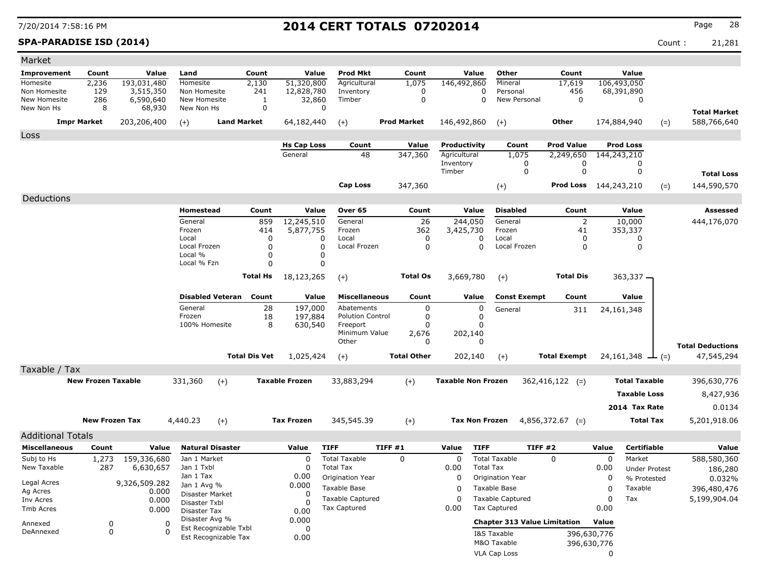# 2014 CERT TOTALS 07202014

7/20/2014 7:58:16 PM

**SPA-PARADISE ISD (2014)** — Count : 21,281

## Market

| Improvement | Count | Value | Land | Count | Value | Prod Mkt | Count | Value | Other | Count | Value | | |
|---|---|---|---|---|---|---|---|---|---|---|---|---|---|
| Homesite | 2,236 | 193,031,480 | Homesite | 2,130 | 51,320,800 | Agricultural | 1,075 | 146,492,860 | Mineral | 17,619 | 106,493,050 | | |
| Non Homesite | 129 | 3,515,350 | Non Homesite | 241 | 12,828,780 | Inventory | 0 | 0 | Personal | 456 | 68,391,890 | | |
| New Homesite | 286 | 6,590,640 | New Homesite | 1 | 32,860 | Timber | 0 | 0 | New Personal | 0 | 0 | | |
| New Non Hs | 8 | 68,930 | New Non Hs | 0 | 0 | | | | | | | | **Total Market** |
| **Impr Market** | | 203,206,400 | (+) | **Land Market** | 64,182,440 | (+) | **Prod Market** | 146,492,860 | (+) | **Other** | 174,884,940 | (=) | 588,766,640 |

## Loss

| Hs Cap Loss | Count | Value | Productivity | Count | Prod Value | Prod Loss | | |
|---|---|---|---|---|---|---|---|---|
| General | 48 | 347,360 | Agricultural | 1,075 | 2,249,650 | 144,243,210 | | |
| | | | Inventory | 0 | 0 | 0 | | |
| | | | Timber | 0 | 0 | 0 | | **Total Loss** |
| **Cap Loss** | | 347,360 | (+) | | **Prod Loss** | 144,243,210 | (=) | 144,590,570 |

## Deductions

| Homestead | Count | Value | Over 65 | Count | Value | Disabled | Count | Value | Assessed |
|---|---|---|---|---|---|---|---|---|---|
| General | 859 | 12,245,510 | General | 26 | 244,050 | General | 2 | 10,000 | 444,176,070 |
| Frozen | 414 | 5,877,755 | Frozen | 362 | 3,425,730 | Frozen | 41 | 353,337 | |
| Local | 0 | 0 | Local | 0 | 0 | Local | 0 | 0 | |
| Local Frozen | 0 | 0 | Local Frozen | 0 | 0 | Local Frozen | 0 | 0 | |
| Local % | 0 | 0 | | | | | | | |
| Local % Fzn | 0 | 0 | | | | | | | |
| **Total Hs** | | 18,123,265 | (+) | **Total Os** | 3,669,780 | (+) | **Total Dis** | 363,337 | |

| Disabled Veteran | Count | Value | Miscellaneous | Count | Value | Const Exempt | Count | Value | | |
|---|---|---|---|---|---|---|---|---|---|---|
| General | 28 | 197,000 | Abatements | 0 | 0 | General | 311 | 24,161,348 | | |
| Frozen | 18 | 197,884 | Polution Control | 0 | 0 | | | | | |
| 100% Homesite | 8 | 630,540 | Freeport | 0 | 0 | | | | | |
| | | | Minimum Value | 2,676 | 202,140 | | | | | |
| | | | Other | 0 | 0 | | | | | **Total Deductions** |
| **Total Dis Vet** | | 1,025,424 | (+) | **Total Other** | 202,140 | (+) | **Total Exempt** | 24,161,348 | (=) | 47,545,294 |

## Taxable / Tax

| | | | | | | | | | |
|---|---|---|---|---|---|---|---|---|---|
| **New Frozen Taxable** | 331,360 | (+) | **Taxable Frozen** | 33,883,294 | (+) | **Taxable Non Frozen** | 362,416,122 (=) | **Total Taxable** | 396,630,776 |
| | | | | | | | | **Taxable Loss** | 8,427,936 |
| | | | | | | | | **2014 Tax Rate** | 0.0134 |
| **New Frozen Tax** | 4,440.23 | (+) | **Tax Frozen** | 345,545.39 | (+) | **Tax Non Frozen** | 4,856,372.67 (=) | **Total Tax** | 5,201,918.06 |

## Additional Totals

| Miscellaneous | Count | Value |
|---|---|---|
| Subj to Hs | 1,273 | 159,336,680 |
| New Taxable | 287 | 6,630,657 |
| Legal Acres | | 9,326,509.282 |
| Ag Acres | | 0.000 |
| Inv Acres | | 0.000 |
| Tmb Acres | | 0.000 |
| Annexed | 0 | 0 |
| DeAnnexed | 0 | 0 |

| Natural Disaster | Value |
|---|---|
| Jan 1 Market | 0 |
| Jan 1 Txbl | 0 |
| Jan 1 Tax | 0.00 |
| Jan 1 Avg % | 0.000 |
| Disaster Market | 0 |
| Disaster Txbl | 0 |
| Disaster Tax | 0.00 |
| Disaster Avg % | 0.000 |
| Est Recognizable Txbl | 0 |
| Est Recognizable Tax | 0.00 |

| TIFF | TIFF #1 | Value |
|---|---|---|
| Total Taxable | 0 | 0 |
| Total Tax | | 0.00 |
| Origination Year | | 0 |
| Taxable Base | | 0 |
| Taxable Captured | | 0 |
| Tax Captured | | 0.00 |

| TIFF | TIFF #2 | Value |
|---|---|---|
| Total Taxable | 0 | 0 |
| Total Tax | | 0.00 |
| Origination Year | | 0 |
| Taxable Base | | 0 |
| Taxable Captured | | 0 |
| Tax Captured | | 0.00 |

| Chapter 313 Value Limitation | Value |
|---|---|
| I&S Taxable | 396,630,776 |
| M&O Taxable | 396,630,776 |
| VLA Cap Loss | 0 |

| Certifiable | Value |
|---|---|
| Market | 588,580,360 |
| Under Protest | 186,280 |
| % Protested | 0.032% |
| Taxable | 396,480,476 |
| Tax | 5,199,904.04 |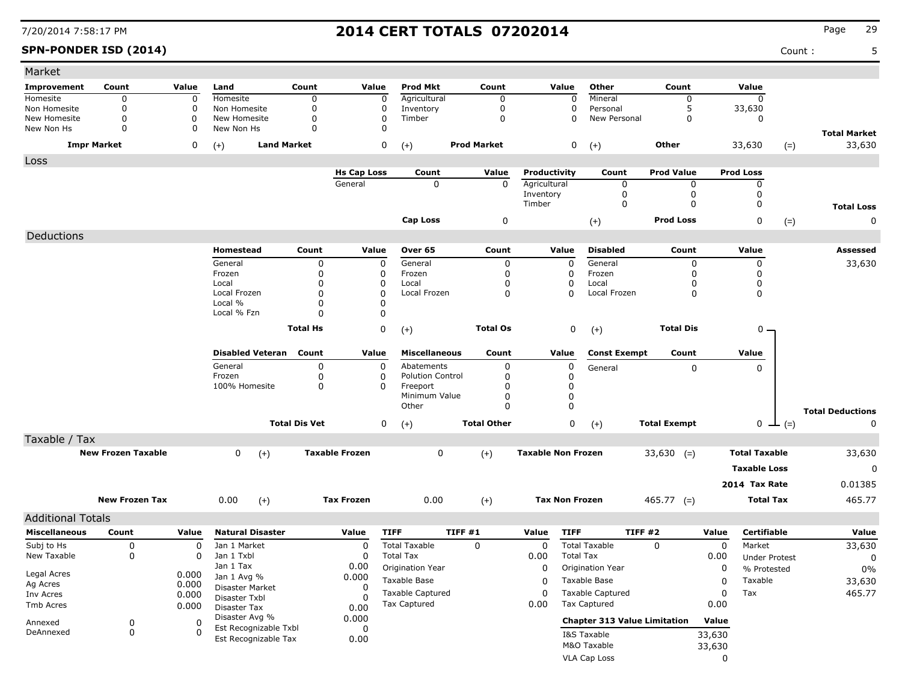# 2014 CERT TOTALS 07202014

**SPN-PONDER ISD (2014)** Count : 5

## Market

| Improvement | Count | Value | Land | Count | Value | Prod Mkt | Count | Value | Other | Count | Value | | |
|---|---|---|---|---|---|---|---|---|---|---|---|---|---|
| Homesite | 0 | 0 | Homesite | 0 | 0 | Agricultural | 0 | 0 | Mineral | 0 | 0 | | |
| Non Homesite | 0 | 0 | Non Homesite | 0 | 0 | Inventory | 0 | 0 | Personal | 5 | 33,630 | | |
| New Homesite | 0 | 0 | New Homesite | 0 | 0 | Timber | 0 | 0 | New Personal | 0 | 0 | | |
| New Non Hs | 0 | 0 | New Non Hs | 0 | 0 | | | | | | | | **Total Market** |
| **Impr Market** | | 0 | (+) | **Land Market** | 0 | (+) | **Prod Market** | 0 | (+) | **Other** | 33,630 | (=) | 33,630 |

## Loss

| Hs Cap Loss | Count | Value | Productivity | Count | Prod Value | Prod Loss | | |
|---|---|---|---|---|---|---|---|---|
| General | 0 | 0 | Agricultural | 0 | 0 | 0 | | |
| | | | Inventory | 0 | 0 | 0 | | |
| | | | Timber | 0 | 0 | 0 | | **Total Loss** |
| | **Cap Loss** | 0 | (+) | | **Prod Loss** | 0 | (=) | 0 |

## Deductions

| Homestead | Count | Value | Over 65 | Count | Value | Disabled | Count | Value | Assessed |
|---|---|---|---|---|---|---|---|---|---|
| General | 0 | 0 | General | 0 | 0 | General | 0 | 0 | 33,630 |
| Frozen | 0 | 0 | Frozen | 0 | 0 | Frozen | 0 | 0 | |
| Local | 0 | 0 | Local | 0 | 0 | Local | 0 | 0 | |
| Local Frozen | 0 | 0 | Local Frozen | 0 | 0 | Local Frozen | 0 | 0 | |
| Local % | 0 | 0 | | | | | | | |
| Local % Fzn | 0 | 0 | | | | | | | |
| | **Total Hs** | 0 | (+) | **Total Os** | 0 | (+) | **Total Dis** | 0 | |

| Disabled Veteran | Count | Value | Miscellaneous | Count | Value | Const Exempt | Count | Value | | |
|---|---|---|---|---|---|---|---|---|---|---|
| General | 0 | 0 | Abatements | 0 | 0 | General | 0 | 0 | | |
| Frozen | 0 | 0 | Polution Control | 0 | 0 | | | | | |
| 100% Homesite | 0 | 0 | Freeport | 0 | 0 | | | | | |
| | | | Minimum Value | 0 | 0 | | | | | |
| | | | Other | 0 | 0 | | | | | **Total Deductions** |
| | **Total Dis Vet** | 0 | (+) | **Total Other** | 0 | (+) | **Total Exempt** | 0 | (=) | 0 |

## Taxable / Tax

| | | | | | | | | | | |
|---|---|---|---|---|---|---|---|---|---|---|
| **New Frozen Taxable** | 0 | (+) | **Taxable Frozen** | 0 | (+) | **Taxable Non Frozen** | 33,630 | (=) | **Total Taxable** | 33,630 |
| | | | | | | | | | **Taxable Loss** | 0 |
| | | | | | | | | | **2014 Tax Rate** | 0.01385 |
| **New Frozen Tax** | 0.00 | (+) | **Tax Frozen** | 0.00 | (+) | **Tax Non Frozen** | 465.77 | (=) | **Total Tax** | 465.77 |

## Additional Totals

| Miscellaneous | Count | Value | Natural Disaster | Value | TIFF | TIFF #1 | Value | TIFF | TIFF #2 | Value | Certifiable | Value |
|---|---|---|---|---|---|---|---|---|---|---|---|---|
| Subj to Hs | 0 | 0 | Jan 1 Market | 0 | Total Taxable | 0 | 0 | Total Taxable | 0 | 0 | Market | 33,630 |
| New Taxable | 0 | 0 | Jan 1 Txbl | 0 | Total Tax | | 0.00 | Total Tax | | 0.00 | Under Protest | 0 |
| | | | Jan 1 Tax | 0.00 | Origination Year | | 0 | Origination Year | | 0 | % Protested | 0% |
| Legal Acres | | 0.000 | Jan 1 Avg % | 0.000 | Taxable Base | | 0 | Taxable Base | | 0 | Taxable | 33,630 |
| Ag Acres | | 0.000 | Disaster Market | 0 | Taxable Captured | | 0 | Taxable Captured | | 0 | Tax | 465.77 |
| Inv Acres | | 0.000 | Disaster Txbl | 0 | Tax Captured | | 0.00 | Tax Captured | | 0.00 | | |
| Tmb Acres | | 0.000 | Disaster Tax | 0.00 | | | | | | | | |
| Annexed | 0 | 0 | Disaster Avg % | 0.000 | | | | **Chapter 313 Value Limitation** | | **Value** | | |
| DeAnnexed | 0 | 0 | Est Recognizable Txbl | 0 | | | | I&S Taxable | | 33,630 | | |
| | | | Est Recognizable Tax | 0.00 | | | | M&O Taxable | | 33,630 | | |
| | | | | | | | | VLA Cap Loss | | 0 | | |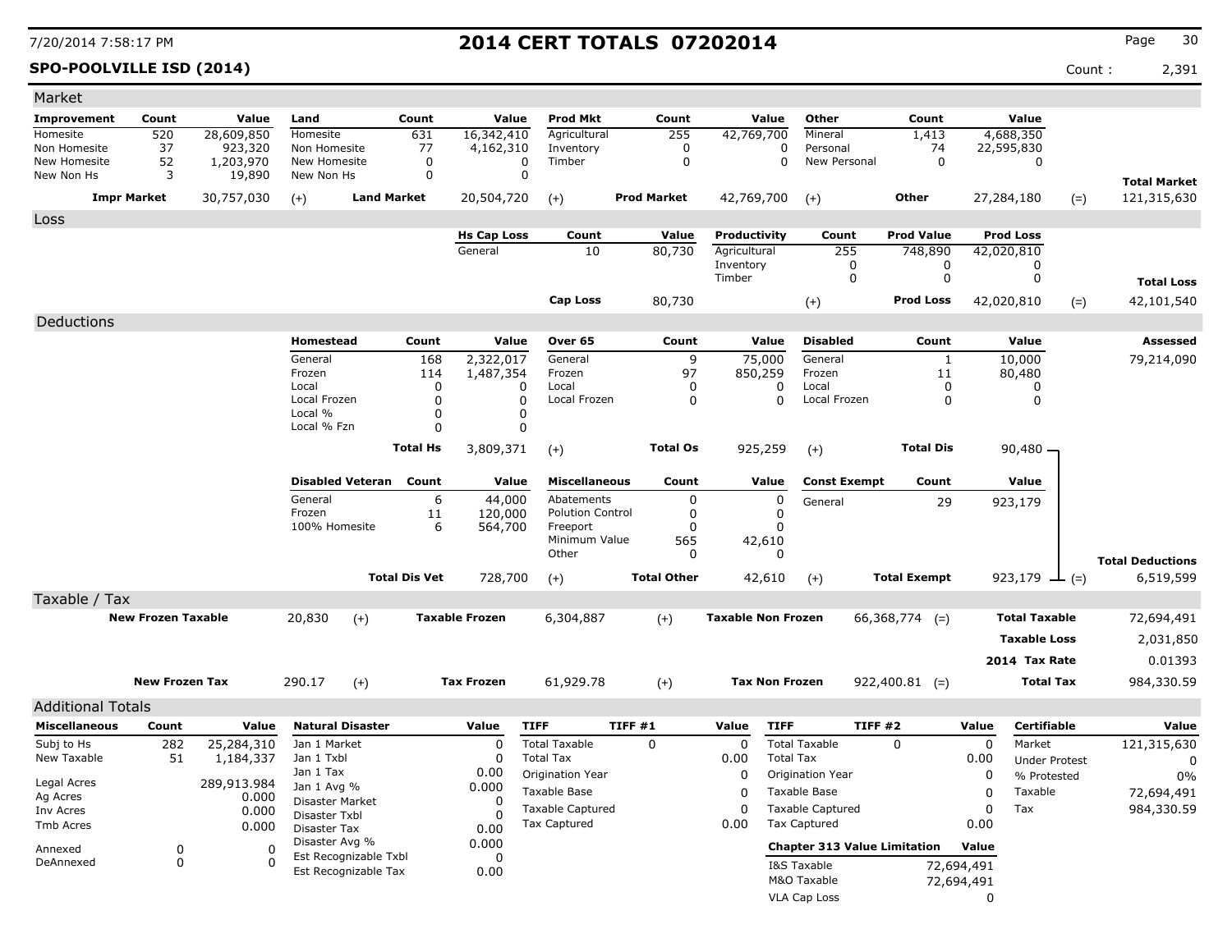# 2014 CERT TOTALS 07202014

7/20/2014 7:58:17 PM

**SPO-POOLVILLE ISD (2014)**

Count : 2,391

## Market

| Improvement | Count | Value | Land | Count | Value | Prod Mkt | Count | Value | Other | Count | Value | | |
|---|---|---|---|---|---|---|---|---|---|---|---|---|---|
| Homesite | 520 | 28,609,850 | Homesite | 631 | 16,342,410 | Agricultural | 255 | 42,769,700 | Mineral | 1,413 | 4,688,350 | | |
| Non Homesite | 37 | 923,320 | Non Homesite | 77 | 4,162,310 | Inventory | 0 | 0 | Personal | 74 | 22,595,830 | | |
| New Homesite | 52 | 1,203,970 | New Homesite | 0 | 0 | Timber | 0 | 0 | New Personal | 0 | 0 | | |
| New Non Hs | 3 | 19,890 | New Non Hs | 0 | 0 | | | | | | | | **Total Market** |
| **Impr Market** | | 30,757,030 | (+) **Land Market** | | 20,504,720 | (+) **Prod Market** | | 42,769,700 | (+) **Other** | | 27,284,180 | (=) | 121,315,630 |

## Loss

| Hs Cap Loss | Count | Value | Productivity | Count | Prod Value | Prod Loss | | |
|---|---|---|---|---|---|---|---|---|
| General | 10 | 80,730 | Agricultural | 255 | 748,890 | 42,020,810 | | |
| | | | Inventory | 0 | 0 | 0 | | |
| | | | Timber | 0 | 0 | 0 | | **Total Loss** |
| **Cap Loss** | | 80,730 | (+) | | **Prod Loss** | 42,020,810 | (=) | 42,101,540 |

## Deductions

| Homestead | Count | Value | Over 65 | Count | Value | Disabled | Count | Value | | Assessed |
|---|---|---|---|---|---|---|---|---|---|---|
| General | 168 | 2,322,017 | General | 9 | 75,000 | General | 1 | 10,000 | | 79,214,090 |
| Frozen | 114 | 1,487,354 | Frozen | 97 | 850,259 | Frozen | 11 | 80,480 | | |
| Local | 0 | 0 | Local | 0 | 0 | Local | 0 | 0 | | |
| Local Frozen | 0 | 0 | Local Frozen | 0 | 0 | Local Frozen | 0 | 0 | | |
| Local % | 0 | 0 | | | | | | | | |
| Local % Fzn | 0 | 0 | | | | | | | | |
| **Total Hs** | | 3,809,371 | (+) **Total Os** | | 925,259 | (+) **Total Dis** | | 90,480 | | |
| **Disabled Veteran** | **Count** | **Value** | **Miscellaneous** | **Count** | **Value** | **Const Exempt** | **Count** | **Value** | | |
| General | 6 | 44,000 | Abatements | 0 | 0 | General | 29 | 923,179 | | |
| Frozen | 11 | 120,000 | Polution Control | 0 | 0 | | | | | |
| 100% Homesite | 6 | 564,700 | Freeport | 0 | 0 | | | | | |
| | | | Minimum Value | 565 | 42,610 | | | | | |
| | | | Other | 0 | 0 | | | | | **Total Deductions** |
| **Total Dis Vet** | | 728,700 | (+) **Total Other** | | 42,610 | (+) **Total Exempt** | | 923,179 | (=) | 6,519,599 |

## Taxable / Tax

| | | | | | | | | |
|---|---|---|---|---|---|---|---|---|
| **New Frozen Taxable** | 20,830 | (+) | **Taxable Frozen** | 6,304,887 | (+) | **Taxable Non Frozen** | 66,368,774 (=) | **Total Taxable** 72,694,491 |
| | | | | | | | | **Taxable Loss** 2,031,850 |
| | | | | | | | | **2014 Tax Rate** 0.01393 |
| **New Frozen Tax** | 290.17 | (+) | **Tax Frozen** | 61,929.78 | (+) | **Tax Non Frozen** | 922,400.81 (=) | **Total Tax** 984,330.59 |

## Additional Totals

| Miscellaneous | Count | Value | Natural Disaster | Value | TIFF | TIFF #1 | Value | TIFF | TIFF #2 | Value | Certifiable | Value |
|---|---|---|---|---|---|---|---|---|---|---|---|---|
| Subj to Hs | 282 | 25,284,310 | Jan 1 Market | 0 | Total Taxable | 0 | 0 | Total Taxable | 0 | 0 | Market | 121,315,630 |
| New Taxable | 51 | 1,184,337 | Jan 1 Txbl | 0 | Total Tax | | 0.00 | Total Tax | | 0.00 | Under Protest | 0 |
| | | | Jan 1 Tax | 0.00 | Origination Year | | 0 | Origination Year | | 0 | % Protested | 0% |
| Legal Acres | | 289,913.984 | Jan 1 Avg % | 0.000 | Taxable Base | | 0 | Taxable Base | | 0 | Taxable | 72,694,491 |
| Ag Acres | | 0.000 | Disaster Market | 0 | Taxable Captured | | 0 | Taxable Captured | | 0 | Tax | 984,330.59 |
| Inv Acres | | 0.000 | Disaster Txbl | 0 | Tax Captured | | 0.00 | Tax Captured | | 0.00 | | |
| Tmb Acres | | 0.000 | Disaster Tax | 0.00 | | | | | | | | |
| Annexed | 0 | 0 | Disaster Avg % | 0.000 | | | | **Chapter 313 Value Limitation** | | **Value** | | |
| DeAnnexed | 0 | 0 | Est Recognizable Txbl | 0 | | | | I&S Taxable | | 72,694,491 | | |
| | | | Est Recognizable Tax | 0.00 | | | | M&O Taxable | | 72,694,491 | | |
| | | | | | | | | VLA Cap Loss | | 0 | | |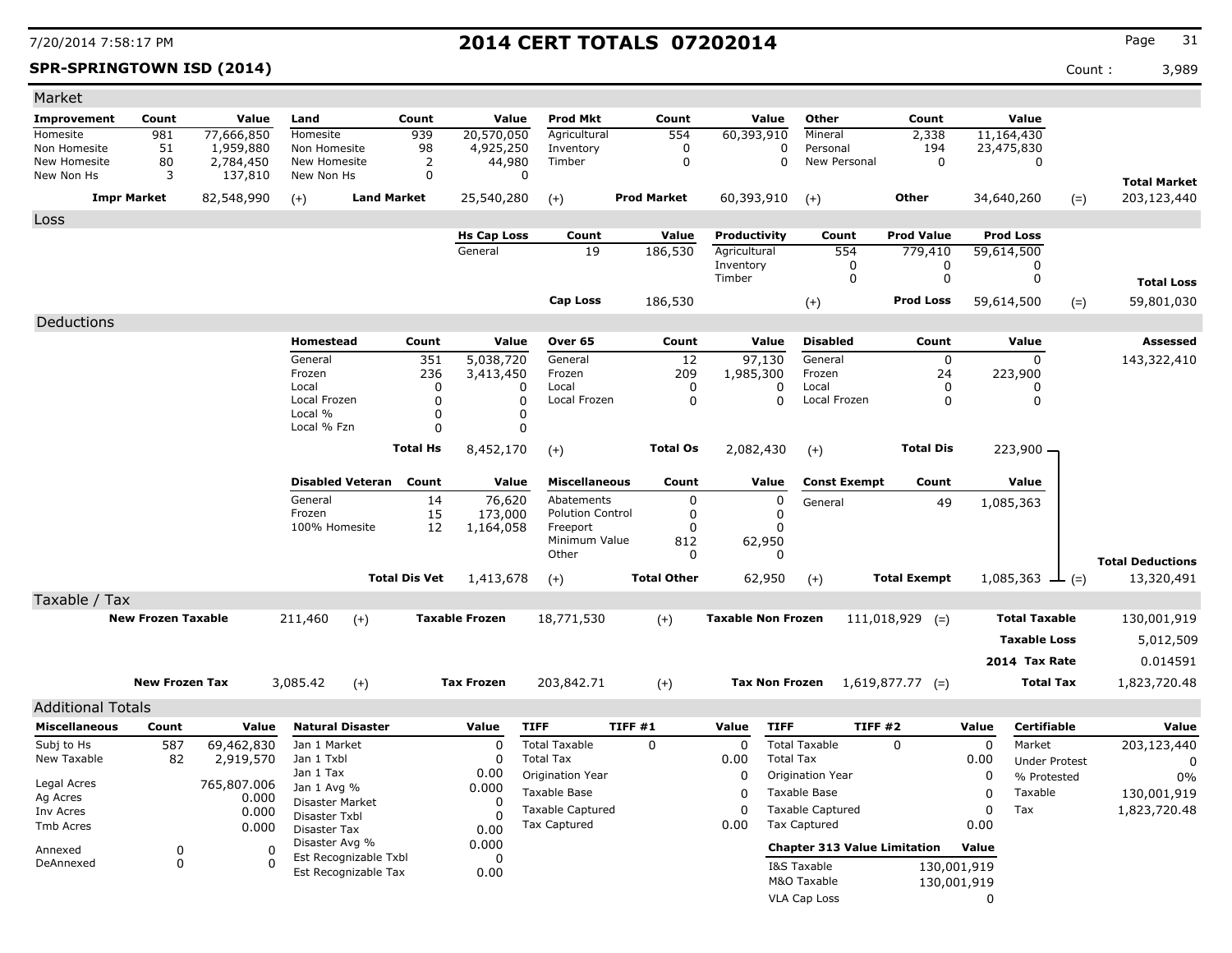# 2014 CERT TOTALS 07202014

**SPR-SPRINGTOWN ISD (2014)** Count : 3,989

## Market

| Improvement | Count | Value | Land | Count | Value | Prod Mkt | Count | Value | Other | Count | Value | | |
|---|---|---|---|---|---|---|---|---|---|---|---|---|---|
| Homesite | 981 | 77,666,850 | Homesite | 939 | 20,570,050 | Agricultural | 554 | 60,393,910 | Mineral | 2,338 | 11,164,430 | | |
| Non Homesite | 51 | 1,959,880 | Non Homesite | 98 | 4,925,250 | Inventory | 0 | 0 | Personal | 194 | 23,475,830 | | |
| New Homesite | 80 | 2,784,450 | New Homesite | 2 | 44,980 | Timber | 0 | 0 | New Personal | 0 | 0 | | |
| New Non Hs | 3 | 137,810 | New Non Hs | 0 | 0 | | | | | | | | **Total Market** |
| **Impr Market** | | 82,548,990 | (+) **Land Market** | | 25,540,280 | (+) | **Prod Market** | 60,393,910 | (+) | **Other** | 34,640,260 | (=) | 203,123,440 |

## Loss

| Hs Cap Loss | Count | Value | Productivity | Count | Prod Value | Prod Loss | | |
|---|---|---|---|---|---|---|---|---|
| General | 19 | 186,530 | Agricultural | 554 | 779,410 | 59,614,500 | | |
| | | | Inventory | 0 | 0 | 0 | | |
| | | | Timber | 0 | 0 | 0 | | **Total Loss** |
| **Cap Loss** | | 186,530 | (+) | | **Prod Loss** | 59,614,500 | (=) | 59,801,030 |

## Deductions

| Homestead | Count | Value | Over 65 | Count | Value | Disabled | Count | Value | | Assessed |
|---|---|---|---|---|---|---|---|---|---|---|
| General | 351 | 5,038,720 | General | 12 | 97,130 | General | 0 | 0 | | 143,322,410 |
| Frozen | 236 | 3,413,450 | Frozen | 209 | 1,985,300 | Frozen | 24 | 223,900 | | |
| Local | 0 | 0 | Local | 0 | 0 | Local | 0 | 0 | | |
| Local Frozen | 0 | 0 | Local Frozen | 0 | 0 | Local Frozen | 0 | 0 | | |
| Local % | 0 | 0 | | | | | | | | |
| Local % Fzn | 0 | 0 | | | | | | | | |
| **Total Hs** | | 8,452,170 | (+) **Total Os** | | 2,082,430 | (+) **Total Dis** | | 223,900 | | |

| Disabled Veteran | Count | Value | Miscellaneous | Count | Value | Const Exempt | Count | Value | | |
|---|---|---|---|---|---|---|---|---|---|---|
| General | 14 | 76,620 | Abatements | 0 | 0 | General | 49 | 1,085,363 | | |
| Frozen | 15 | 173,000 | Polution Control | 0 | 0 | | | | | |
| 100% Homesite | 12 | 1,164,058 | Freeport | 0 | 0 | | | | | |
| | | | Minimum Value | 812 | 62,950 | | | | | |
| | | | Other | 0 | 0 | | | | | **Total Deductions** |
| **Total Dis Vet** | | 1,413,678 | (+) **Total Other** | | 62,950 | (+) **Total Exempt** | | 1,085,363 | (=) | 13,320,491 |

## Taxable / Tax

| | | | | | | | | | |
|---|---|---|---|---|---|---|---|---|---|
| **New Frozen Taxable** | 211,460 | (+) | **Taxable Frozen** | 18,771,530 | (+) | **Taxable Non Frozen** | 111,018,929 (=) | **Total Taxable** | 130,001,919 |
| | | | | | | | | **Taxable Loss** | 5,012,509 |
| | | | | | | | | **2014 Tax Rate** | 0.014591 |
| **New Frozen Tax** | 3,085.42 | (+) | **Tax Frozen** | 203,842.71 | (+) | **Tax Non Frozen** | 1,619,877.77 (=) | **Total Tax** | 1,823,720.48 |

## Additional Totals

| Miscellaneous | Count | Value |
|---|---|---|
| Subj to Hs | 587 | 69,462,830 |
| New Taxable | 82 | 2,919,570 |
| Legal Acres | | 765,807.006 |
| Ag Acres | | 0.000 |
| Inv Acres | | 0.000 |
| Tmb Acres | | 0.000 |
| Annexed | 0 | 0 |
| DeAnnexed | 0 | 0 |

| Natural Disaster | Value |
|---|---|
| Jan 1 Market | 0 |
| Jan 1 Txbl | 0 |
| Jan 1 Tax | 0.00 |
| Jan 1 Avg % | 0.000 |
| Disaster Market | 0 |
| Disaster Txbl | 0 |
| Disaster Tax | 0.00 |
| Disaster Avg % | 0.000 |
| Est Recognizable Txbl | 0 |
| Est Recognizable Tax | 0.00 |

| TIFF | TIFF #1 | Value |
|---|---|---|
| Total Taxable | 0 | 0 |
| Total Tax | | 0.00 |
| Origination Year | | 0 |
| Taxable Base | | 0 |
| Taxable Captured | | 0 |
| Tax Captured | | 0.00 |

| TIFF | TIFF #2 | Value |
|---|---|---|
| Total Taxable | 0 | 0 |
| Total Tax | | 0.00 |
| Origination Year | | 0 |
| Taxable Base | | 0 |
| Taxable Captured | | 0 |
| Tax Captured | | 0.00 |

| Chapter 313 Value Limitation | Value |
|---|---|
| I&S Taxable | 130,001,919 |
| M&O Taxable | 130,001,919 |
| VLA Cap Loss | 0 |

| Certifiable | Value |
|---|---|
| Market | 203,123,440 |
| Under Protest | 0 |
| % Protested | 0% |
| Taxable | 130,001,919 |
| Tax | 1,823,720.48 |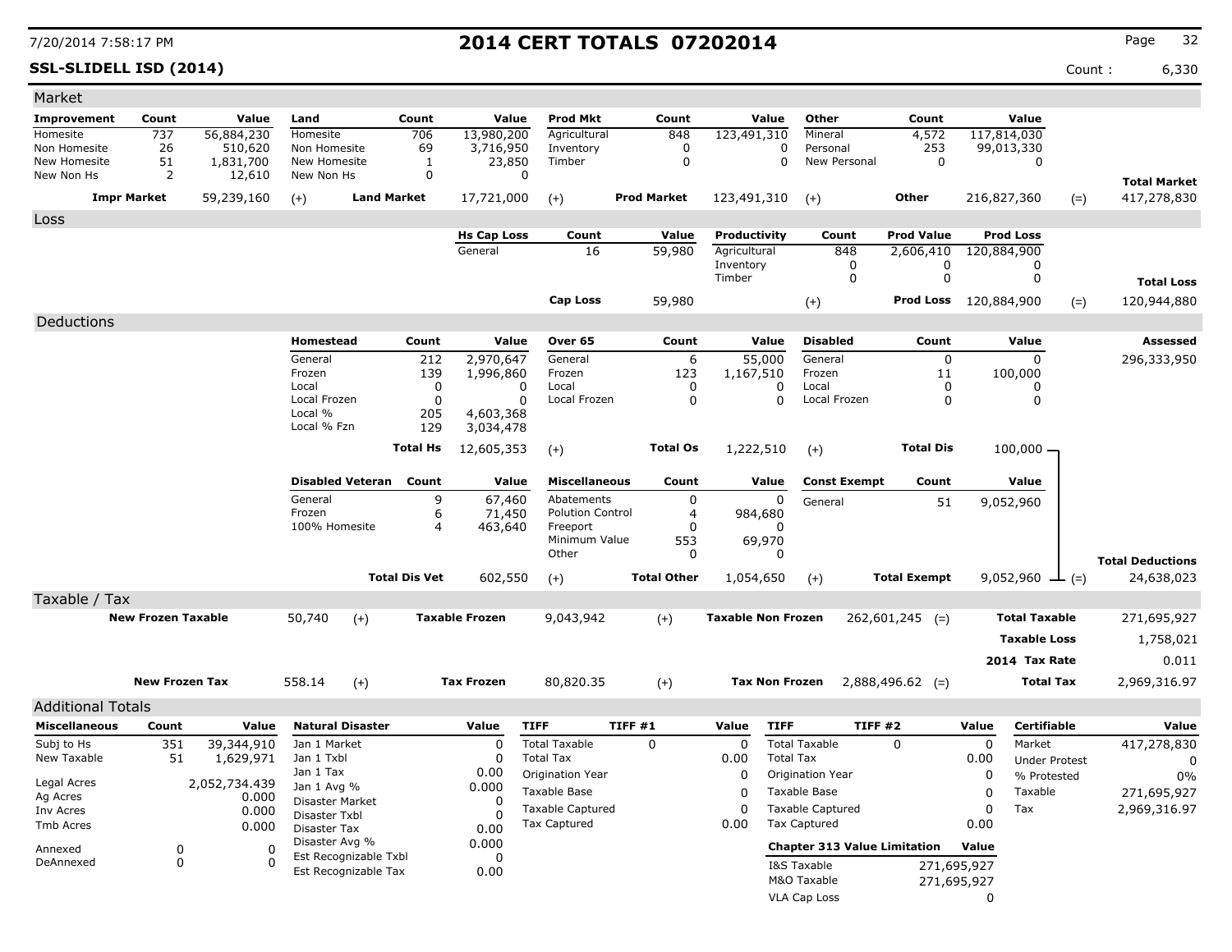# 2014 CERT TOTALS 07202014

7/20/2014 7:58:17 PM

**SSL-SLIDELL ISD (2014)** Count : 6,330

## Market

| Improvement | Count | Value | Land | Count | Value | Prod Mkt | Count | Value | Other | Count | Value | | |
|---|---|---|---|---|---|---|---|---|---|---|---|---|---|
| Homesite | 737 | 56,884,230 | Homesite | 706 | 13,980,200 | Agricultural | 848 | 123,491,310 | Mineral | 4,572 | 117,814,030 | | |
| Non Homesite | 26 | 510,620 | Non Homesite | 69 | 3,716,950 | Inventory | 0 | 0 | Personal | 253 | 99,013,330 | | |
| New Homesite | 51 | 1,831,700 | New Homesite | 1 | 23,850 | Timber | 0 | 0 | New Personal | 0 | 0 | | |
| New Non Hs | 2 | 12,610 | New Non Hs | 0 | 0 | | | | | | | | **Total Market** |
| **Impr Market** | | 59,239,160 | (+) **Land Market** | | 17,721,000 | (+) **Prod Market** | | 123,491,310 | (+) **Other** | | 216,827,360 | (=) | 417,278,830 |

## Loss

| Hs Cap Loss | Count | Value | Productivity | Count | Prod Value | Prod Loss | | |
|---|---|---|---|---|---|---|---|---|
| General | 16 | 59,980 | Agricultural | 848 | 2,606,410 | 120,884,900 | | |
| | | | Inventory | 0 | 0 | 0 | | |
| | | | Timber | 0 | 0 | 0 | | **Total Loss** |
| **Cap Loss** | | 59,980 | (+) | | **Prod Loss** | 120,884,900 | (=) | 120,944,880 |

## Deductions

| Homestead | Count | Value | Over 65 | Count | Value | Disabled | Count | Value | Assessed |
|---|---|---|---|---|---|---|---|---|---|
| General | 212 | 2,970,647 | General | 6 | 55,000 | General | 0 | 0 | 296,333,950 |
| Frozen | 139 | 1,996,860 | Frozen | 123 | 1,167,510 | Frozen | 11 | 100,000 | |
| Local | 0 | 0 | Local | 0 | 0 | Local | 0 | 0 | |
| Local Frozen | 0 | 0 | Local Frozen | 0 | 0 | Local Frozen | 0 | 0 | |
| Local % | 205 | 4,603,368 | | | | | | | |
| Local % Fzn | 129 | 3,034,478 | | | | | | | |
| **Total Hs** | | 12,605,353 | (+) **Total Os** | | 1,222,510 | (+) **Total Dis** | | 100,000 | |

| Disabled Veteran | Count | Value | Miscellaneous | Count | Value | Const Exempt | Count | Value | |
|---|---|---|---|---|---|---|---|---|---|
| General | 9 | 67,460 | Abatements | 0 | 0 | General | 51 | 9,052,960 | |
| Frozen | 6 | 71,450 | Polution Control | 4 | 984,680 | | | | |
| 100% Homesite | 4 | 463,640 | Freeport | 0 | 0 | | | | |
| | | | Minimum Value | 553 | 69,970 | | | | |
| | | | Other | 0 | 0 | | | | **Total Deductions** |
| **Total Dis Vet** | | 602,550 | (+) **Total Other** | | 1,054,650 | (+) **Total Exempt** | | 9,052,960 (=) | 24,638,023 |

## Taxable / Tax

| | | | | | | | | |
|---|---|---|---|---|---|---|---|---|
| **New Frozen Taxable** | 50,740 | (+) | **Taxable Frozen** | 9,043,942 | (+) | **Taxable Non Frozen** | 262,601,245 (=) | **Total Taxable** 271,695,927 |
| | | | | | | | | **Taxable Loss** 1,758,021 |
| | | | | | | | | **2014 Tax Rate** 0.011 |
| **New Frozen Tax** | 558.14 | (+) | **Tax Frozen** | 80,820.35 | (+) | **Tax Non Frozen** | 2,888,496.62 (=) | **Total Tax** 2,969,316.97 |

## Additional Totals

| Miscellaneous | Count | Value |
|---|---|---|
| Subj to Hs | 351 | 39,344,910 |
| New Taxable | 51 | 1,629,971 |
| Legal Acres | | 2,052,734.439 |
| Ag Acres | | 0.000 |
| Inv Acres | | 0.000 |
| Tmb Acres | | 0.000 |
| Annexed | 0 | 0 |
| DeAnnexed | 0 | 0 |

| Natural Disaster | Value |
|---|---|
| Jan 1 Market | 0 |
| Jan 1 Txbl | 0 |
| Jan 1 Tax | 0.00 |
| Jan 1 Avg % | 0.000 |
| Disaster Market | 0 |
| Disaster Txbl | 0 |
| Disaster Tax | 0.00 |
| Disaster Avg % | 0.000 |
| Est Recognizable Txbl | 0 |
| Est Recognizable Tax | 0.00 |

| TIFF | TIFF #1 | Value |
|---|---|---|
| Total Taxable | 0 | 0 |
| Total Tax | | 0.00 |
| Origination Year | | 0 |
| Taxable Base | | 0 |
| Taxable Captured | | 0 |
| Tax Captured | | 0.00 |

| TIFF | TIFF #2 | Value |
|---|---|---|
| Total Taxable | 0 | 0 |
| Total Tax | | 0.00 |
| Origination Year | | 0 |
| Taxable Base | | 0 |
| Taxable Captured | | 0 |
| Tax Captured | | 0.00 |

| Chapter 313 Value Limitation | Value |
|---|---|
| I&S Taxable | 271,695,927 |
| M&O Taxable | 271,695,927 |
| VLA Cap Loss | 0 |

| Certifiable | Value |
|---|---|
| Market | 417,278,830 |
| Under Protest | 0 |
| % Protested | 0% |
| Taxable | 271,695,927 |
| Tax | 2,969,316.97 |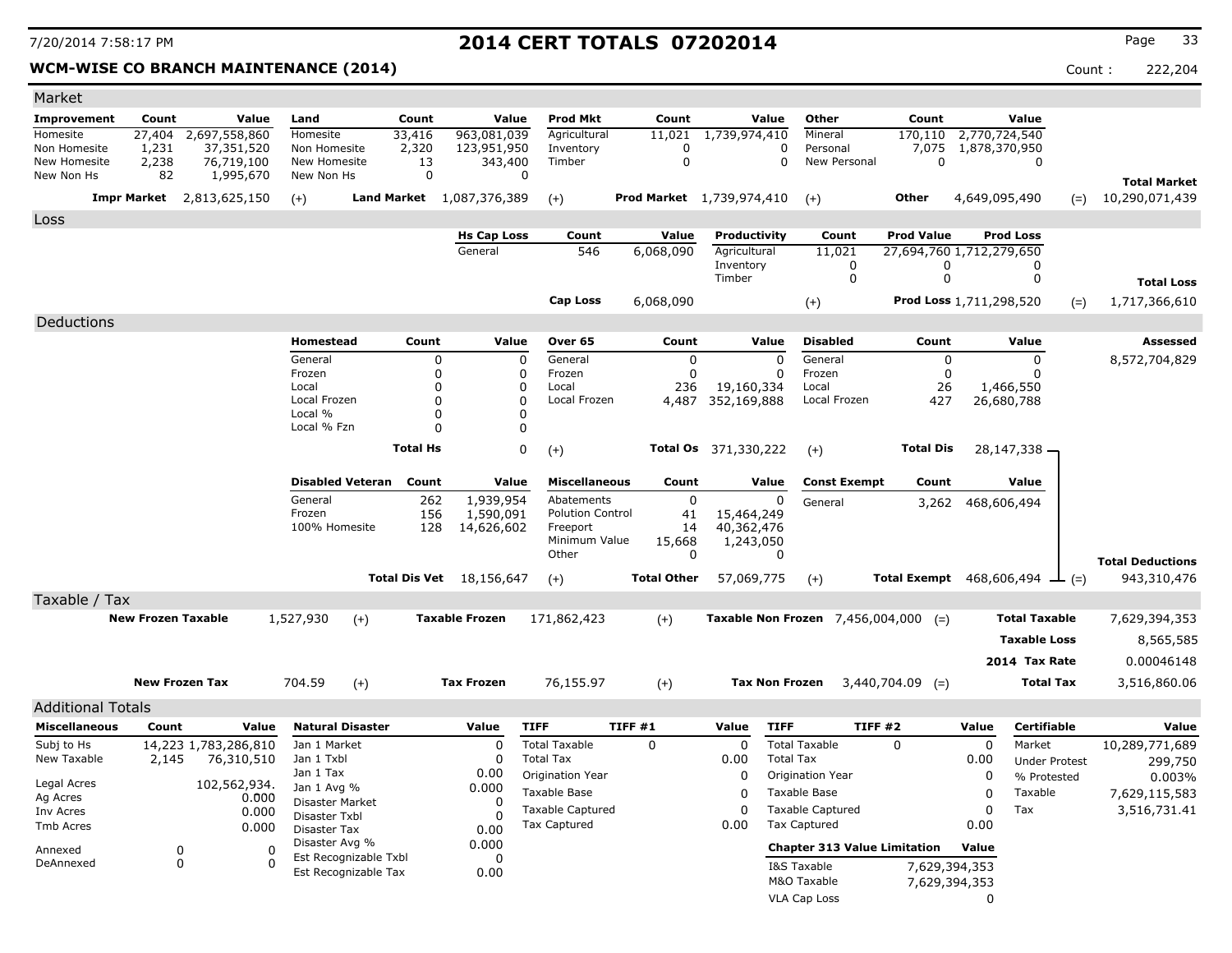# 2014 CERT TOTALS 07202014

**WCM-WISE CO BRANCH MAINTENANCE (2014)**

7/20/2014 7:58:17 PM

Count : 222,204

## Market

| Improvement | Count | Value | Land | Count | Value | Prod Mkt | Count | Value | Other | Count | Value |
|---|---|---|---|---|---|---|---|---|---|---|---|
| Homesite | 27,404 | 2,697,558,860 | Homesite | 33,416 | 963,081,039 | Agricultural | 11,021 | 1,739,974,410 | Mineral | 170,110 | 2,770,724,540 |
| Non Homesite | 1,231 | 37,351,520 | Non Homesite | 2,320 | 123,951,950 | Inventory | 0 | 0 | Personal | 7,075 | 1,878,370,950 |
| New Homesite | 2,238 | 76,719,100 | New Homesite | 13 | 343,400 | Timber | 0 | 0 | New Personal | 0 | 0 |
| New Non Hs | 82 | 1,995,670 | New Non Hs | 0 | 0 | | | | | | |

| | | | | | | | | |
|---|---|---|---|---|---|---|---|---|
| **Impr Market** 2,813,625,150 | (+) | **Land Market** 1,087,376,389 | (+) | **Prod Market** 1,739,974,410 | (+) | **Other** 4,649,095,490 | (=) | **Total Market** 10,290,071,439 |

## Loss

| Hs Cap Loss | Count | Value | Productivity | Count | Prod Value | Prod Loss |
|---|---|---|---|---|---|---|
| General | 546 | 6,068,090 | Agricultural | 11,021 | 27,694,760 | 1,712,279,650 |
| | | | Inventory | 0 | 0 | 0 |
| | | | Timber | 0 | 0 | 0 |

| | | | | |
|---|---|---|---|---|
| **Cap Loss** 6,068,090 | (+) | **Prod Loss** 1,711,298,520 | (=) | **Total Loss** 1,717,366,610 |

## Deductions

**Assessed** 8,572,704,829

| Homestead | Count | Value | Over 65 | Count | Value | Disabled | Count | Value |
|---|---|---|---|---|---|---|---|---|
| General | 0 | 0 | General | 0 | 0 | General | 0 | 0 |
| Frozen | 0 | 0 | Frozen | 0 | 0 | Frozen | 0 | 0 |
| Local | 0 | 0 | Local | 236 | 19,160,334 | Local | 26 | 1,466,550 |
| Local Frozen | 0 | 0 | Local Frozen | 4,487 | 352,169,888 | Local Frozen | 427 | 26,680,788 |
| Local % | 0 | 0 | | | | | | |
| Local % Fzn | 0 | 0 | | | | | | |
| **Total Hs** | | 0 (+) | **Total Os** | | 371,330,222 (+) | **Total Dis** | | 28,147,338 |

| Disabled Veteran | Count | Value | Miscellaneous | Count | Value | Const Exempt | Count | Value |
|---|---|---|---|---|---|---|---|---|
| General | 262 | 1,939,954 | Abatements | 0 | 0 | General | 3,262 | 468,606,494 |
| Frozen | 156 | 1,590,091 | Polution Control | 41 | 15,464,249 | | | |
| 100% Homesite | 128 | 14,626,602 | Freeport | 14 | 40,362,476 | | | |
| | | | Minimum Value | 15,668 | 1,243,050 | | | |
| | | | Other | 0 | 0 | | | |
| **Total Dis Vet** | | 18,156,647 (+) | **Total Other** | | 57,069,775 (+) | **Total Exempt** | | 468,606,494 |

(=) **Total Deductions** 943,310,476

## Taxable / Tax

| | | | | | | | | |
|---|---|---|---|---|---|---|---|---|
| **New Frozen Taxable** 1,527,930 | (+) | **Taxable Frozen** 171,862,423 | (+) | **Taxable Non Frozen** 7,456,004,000 | (=) | **Total Taxable** 7,629,394,353 |
| | | | | | | **Taxable Loss** 8,565,585 |
| | | | | | | **2014 Tax Rate** 0.00046148 |
| **New Frozen Tax** 704.59 | (+) | **Tax Frozen** 76,155.97 | (+) | **Tax Non Frozen** 3,440,704.09 | (=) | **Total Tax** 3,516,860.06 |

## Additional Totals

| Miscellaneous | Count | Value |
|---|---|---|
| Subj to Hs | 14,223 | 1,783,286,810 |
| New Taxable | 2,145 | 76,310,510 |
| Legal Acres | | 102,562,934. |
| Ag Acres | | 0.000 |
| Inv Acres | | 0.000 |
| Tmb Acres | | 0.000 |
| Annexed | 0 | 0 |
| DeAnnexed | 0 | 0 |

| Natural Disaster | Value |
|---|---|
| Jan 1 Market | 0 |
| Jan 1 Txbl | 0 |
| Jan 1 Tax | 0.00 |
| Jan 1 Avg % | 0.000 |
| Disaster Market | 0 |
| Disaster Txbl | 0 |
| Disaster Tax | 0.00 |
| Disaster Avg % | 0.000 |
| Est Recognizable Txbl | 0 |
| Est Recognizable Tax | 0.00 |

| TIFF | TIFF #1 | Value |
|---|---|---|
| Total Taxable | 0 | 0 |
| Total Tax | | 0.00 |
| Origination Year | | 0 |
| Taxable Base | | 0 |
| Taxable Captured | | 0 |
| Tax Captured | | 0.00 |

| TIFF | TIFF #2 | Value |
|---|---|---|
| Total Taxable | 0 | 0 |
| Total Tax | | 0.00 |
| Origination Year | | 0 |
| Taxable Base | | 0 |
| Taxable Captured | | 0 |
| Tax Captured | | 0.00 |

| Chapter 313 Value Limitation | Value |
|---|---|
| I&S Taxable | 7,629,394,353 |
| M&O Taxable | 7,629,394,353 |
| VLA Cap Loss | 0 |

| Certifiable | Value |
|---|---|
| Market | 10,289,771,689 |
| Under Protest | 299,750 |
| % Protested | 0.003% |
| Taxable | 7,629,115,583 |
| Tax | 3,516,731.41 |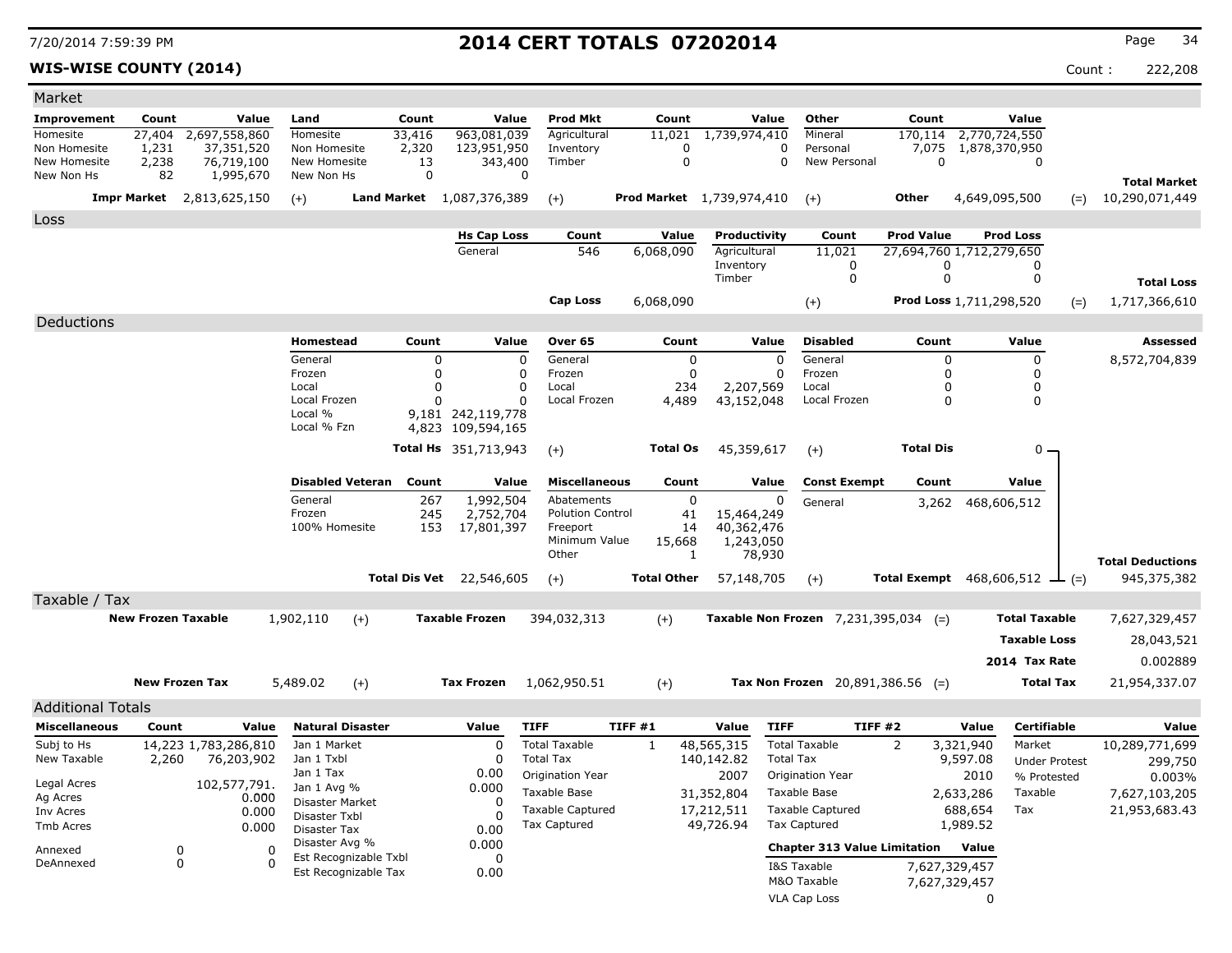# 2014 CERT TOTALS 07202014

7/20/2014 7:59:39 PM

**WIS-WISE COUNTY (2014)**

Count : 222,208

## Market

| Improvement | Count | Value | Land | Count | Value | Prod Mkt | Count | Value | Other | Count | Value | | |
|---|---|---|---|---|---|---|---|---|---|---|---|---|---|
| Homesite | 27,404 | 2,697,558,860 | Homesite | 33,416 | 963,081,039 | Agricultural | 11,021 | 1,739,974,410 | Mineral | 170,114 | 2,770,724,550 | | |
| Non Homesite | 1,231 | 37,351,520 | Non Homesite | 2,320 | 123,951,950 | Inventory | 0 | 0 | Personal | 7,075 | 1,878,370,950 | | |
| New Homesite | 2,238 | 76,719,100 | New Homesite | 13 | 343,400 | Timber | 0 | 0 | New Personal | 0 | 0 | | |
| New Non Hs | 82 | 1,995,670 | New Non Hs | 0 | 0 | | | | | | | | **Total Market** |
| **Impr Market** | | 2,813,625,150 | (+) **Land Market** | | 1,087,376,389 | (+) **Prod Market** | | 1,739,974,410 | (+) **Other** | | 4,649,095,500 | (=) | 10,290,071,449 |

## Loss

| Hs Cap Loss | Count | Value | Productivity | Count | Prod Value | Prod Loss | | |
|---|---|---|---|---|---|---|---|---|
| General | 546 | 6,068,090 | Agricultural | 11,021 | 27,694,760 | 1,712,279,650 | | |
| | | | Inventory | 0 | 0 | 0 | | |
| | | | Timber | 0 | 0 | 0 | | **Total Loss** |
| **Cap Loss** | | 6,068,090 | (+) | | **Prod Loss** | 1,711,298,520 | (=) | 1,717,366,610 |

## Deductions

| Homestead | Count | Value | Over 65 | Count | Value | Disabled | Count | Value | Assessed |
|---|---|---|---|---|---|---|---|---|---|
| General | 0 | 0 | General | 0 | 0 | General | 0 | 0 | 8,572,704,839 |
| Frozen | 0 | 0 | Frozen | 0 | 0 | Frozen | 0 | 0 | |
| Local | 0 | 0 | Local | 234 | 2,207,569 | Local | 0 | 0 | |
| Local Frozen | 0 | 0 | Local Frozen | 4,489 | 43,152,048 | Local Frozen | 0 | 0 | |
| Local % | 9,181 | 242,119,778 | | | | | | | |
| Local % Fzn | 4,823 | 109,594,165 | | | | | | | |
| **Total Hs** | | 351,713,943 | (+) **Total Os** | | 45,359,617 | (+) **Total Dis** | | 0 | |

| Disabled Veteran | Count | Value | Miscellaneous | Count | Value | Const Exempt | Count | Value | | |
|---|---|---|---|---|---|---|---|---|---|---|
| General | 267 | 1,992,504 | Abatements | 0 | 0 | General | 3,262 | 468,606,512 | | |
| Frozen | 245 | 2,752,704 | Polution Control | 41 | 15,464,249 | | | | | |
| 100% Homesite | 153 | 17,801,397 | Freeport | 14 | 40,362,476 | | | | | |
| | | | Minimum Value | 15,668 | 1,243,050 | | | | | |
| | | | Other | 1 | 78,930 | | | | | **Total Deductions** |
| **Total Dis Vet** | | 22,546,605 | (+) **Total Other** | | 57,148,705 | (+) **Total Exempt** | | 468,606,512 | (=) | 945,375,382 |

## Taxable / Tax

| | | | | | | | |
|---|---|---|---|---|---|---|---|
| **New Frozen Taxable** | 1,902,110 | (+) **Taxable Frozen** | 394,032,313 | (+) **Taxable Non Frozen** | 7,231,395,034 | (=) **Total Taxable** | 7,627,329,457 |
| | | | | | | **Taxable Loss** | 28,043,521 |
| | | | | | | **2014 Tax Rate** | 0.002889 |
| **New Frozen Tax** | 5,489.02 | (+) **Tax Frozen** | 1,062,950.51 | (+) **Tax Non Frozen** | 20,891,386.56 | (=) **Total Tax** | 21,954,337.07 |

## Additional Totals

| Miscellaneous | Count | Value | Natural Disaster | Value |
|---|---|---|---|---|
| Subj to Hs | 14,223 | 1,783,286,810 | Jan 1 Market | 0 |
| New Taxable | 2,260 | 76,203,902 | Jan 1 Txbl | 0 |
| Legal Acres | | 102,577,791. | Jan 1 Tax | 0.00 |
| Ag Acres | | 0.000 | Jan 1 Avg % | 0.000 |
| Inv Acres | | 0.000 | Disaster Market | 0 |
| Tmb Acres | | 0.000 | Disaster Txbl | 0 |
| Annexed | 0 | 0 | Disaster Tax | 0.00 |
| DeAnnexed | 0 | 0 | Disaster Avg % | 0.000 |
| | | | Est Recognizable Txbl | 0 |
| | | | Est Recognizable Tax | 0.00 |

| TIFF | TIFF #1 | Value | TIFF | TIFF #2 | Value |
|---|---|---|---|---|---|
| Total Taxable | 1 | 48,565,315 | Total Taxable | 2 | 3,321,940 |
| Total Tax | | 140,142.82 | Total Tax | | 9,597.08 |
| Origination Year | | 2007 | Origination Year | | 2010 |
| Taxable Base | | 31,352,804 | Taxable Base | | 2,633,286 |
| Taxable Captured | | 17,212,511 | Taxable Captured | | 688,654 |
| Tax Captured | | 49,726.94 | Tax Captured | | 1,989.52 |

| Chapter 313 Value Limitation | Value |
|---|---|
| I&S Taxable | 7,627,329,457 |
| M&O Taxable | 7,627,329,457 |
| VLA Cap Loss | 0 |

| Certifiable | Value |
|---|---|
| Market | 10,289,771,699 |
| Under Protest | 299,750 |
| % Protested | 0.003% |
| Taxable | 7,627,103,205 |
| Tax | 21,953,683.43 |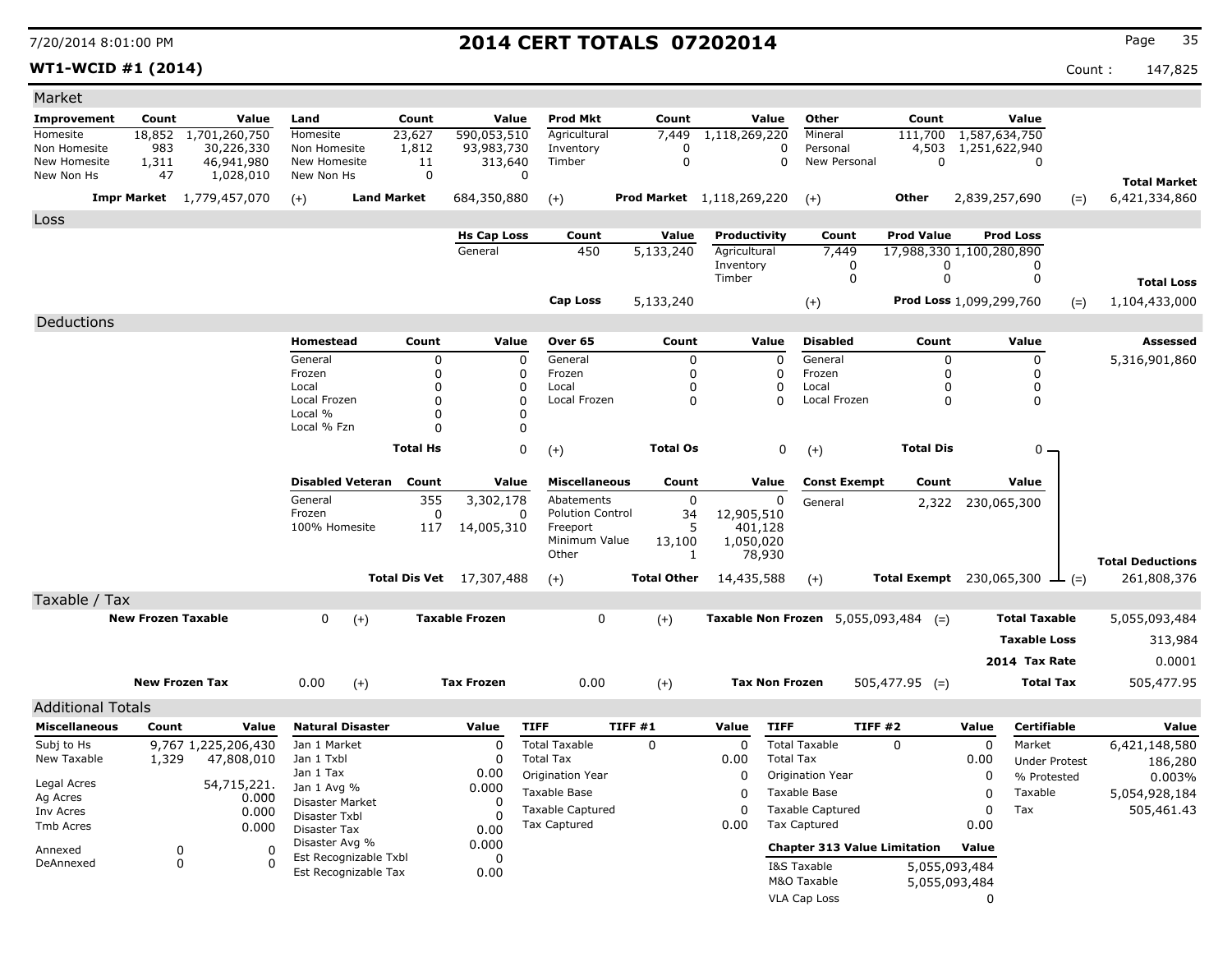# 2014 CERT TOTALS 07202014

7/20/2014 8:01:00 PM

**WT1-WCID #1 (2014)** Count : 147,825

## Market

| Improvement | Count | Value | Land | Count | Value | Prod Mkt | Count | Value | Other | Count | Value | | |
|---|---|---|---|---|---|---|---|---|---|---|---|---|---|
| Homesite | 18,852 | 1,701,260,750 | Homesite | 23,627 | 590,053,510 | Agricultural | 7,449 | 1,118,269,220 | Mineral | 111,700 | 1,587,634,750 | | |
| Non Homesite | 983 | 30,226,330 | Non Homesite | 1,812 | 93,983,730 | Inventory | 0 | 0 | Personal | 4,503 | 1,251,622,940 | | |
| New Homesite | 1,311 | 46,941,980 | New Homesite | 11 | 313,640 | Timber | 0 | 0 | New Personal | 0 | 0 | | |
| New Non Hs | 47 | 1,028,010 | New Non Hs | 0 | 0 | | | | | | | | **Total Market** |
| **Impr Market** | | 1,779,457,070 | (+) | **Land Market** | 684,350,880 | (+) | **Prod Market** | 1,118,269,220 | (+) | **Other** | 2,839,257,690 | (=) | 6,421,334,860 |

## Loss

| Hs Cap Loss | Count | Value | Productivity | Count | Prod Value | Prod Loss | | |
|---|---|---|---|---|---|---|---|---|
| General | 450 | 5,133,240 | Agricultural | 7,449 | 17,988,330 | 1,100,280,890 | | |
| | | | Inventory | 0 | 0 | 0 | | |
| | | | Timber | 0 | 0 | 0 | | **Total Loss** |
| **Cap Loss** | | 5,133,240 | | (+) | **Prod Loss** | 1,099,299,760 | (=) | 1,104,433,000 |

## Deductions

| Homestead | Count | Value | Over 65 | Count | Value | Disabled | Count | Value | **Assessed** |
|---|---|---|---|---|---|---|---|---|---|
| General | 0 | 0 | General | 0 | 0 | General | 0 | 0 | 5,316,901,860 |
| Frozen | 0 | 0 | Frozen | 0 | 0 | Frozen | 0 | 0 | |
| Local | 0 | 0 | Local | 0 | 0 | Local | 0 | 0 | |
| Local Frozen | 0 | 0 | Local Frozen | 0 | 0 | Local Frozen | 0 | 0 | |
| Local % | 0 | 0 | | | | | | | |
| Local % Fzn | 0 | 0 | | | | | | | |
| **Total Hs** | | 0 | (+) **Total Os** | | 0 | (+) **Total Dis** | | 0 | |

| Disabled Veteran | Count | Value | Miscellaneous | Count | Value | Const Exempt | Count | Value | |
|---|---|---|---|---|---|---|---|---|---|
| General | 355 | 3,302,178 | Abatements | 0 | 0 | General | 2,322 | 230,065,300 | |
| Frozen | 0 | 0 | Polution Control | 34 | 12,905,510 | | | | |
| 100% Homesite | 117 | 14,005,310 | Freeport | 5 | 401,128 | | | | |
| | | | Minimum Value | 13,100 | 1,050,020 | | | | |
| | | | Other | 1 | 78,930 | | | | **Total Deductions** |
| **Total Dis Vet** | | 17,307,488 | (+) **Total Other** | | 14,435,588 | (+) **Total Exempt** | | 230,065,300 (=) | 261,808,376 |

## Taxable / Tax

| | | | | | | | |
|---|---|---|---|---|---|---|---|
| **New Frozen Taxable** | 0 (+) | **Taxable Frozen** | 0 (+) | **Taxable Non Frozen** | 5,055,093,484 (=) | **Total Taxable** | 5,055,093,484 |
| | | | | | | **Taxable Loss** | 313,984 |
| | | | | | | **2014 Tax Rate** | 0.0001 |
| **New Frozen Tax** | 0.00 (+) | **Tax Frozen** | 0.00 (+) | **Tax Non Frozen** | 505,477.95 (=) | **Total Tax** | 505,477.95 |

## Additional Totals

| Miscellaneous | Count | Value | Natural Disaster | Value | TIFF | TIFF #1 | Value | TIFF | TIFF #2 | Value | Certifiable | Value |
|---|---|---|---|---|---|---|---|---|---|---|---|---|
| Subj to Hs | 9,767 | 1,225,206,430 | Jan 1 Market | 0 | Total Taxable | 0 | 0 | Total Taxable | 0 | 0 | Market | 6,421,148,580 |
| New Taxable | 1,329 | 47,808,010 | Jan 1 Txbl | 0 | Total Tax | | 0.00 | Total Tax | | 0.00 | Under Protest | 186,280 |
| | | | Jan 1 Tax | 0.00 | Origination Year | | 0 | Origination Year | | 0 | % Protested | 0.003% |
| Legal Acres | | 54,715,221. | Jan 1 Avg % | 0.000 | Taxable Base | | 0 | Taxable Base | | 0 | Taxable | 5,054,928,184 |
| Ag Acres | | 0.000 | Disaster Market | 0 | Taxable Captured | | 0 | Taxable Captured | | 0 | Tax | 505,461.43 |
| Inv Acres | | 0.000 | Disaster Txbl | 0 | Tax Captured | | 0.00 | Tax Captured | | 0.00 | | |
| Tmb Acres | | 0.000 | Disaster Tax | 0.00 | | | | | | | | |
| Annexed | 0 | 0 | Disaster Avg % | 0.000 | | | | **Chapter 313 Value Limitation** | | **Value** | | |
| DeAnnexed | 0 | 0 | Est Recognizable Txbl | 0 | | | | I&S Taxable | | 5,055,093,484 | | |
| | | | Est Recognizable Tax | 0.00 | | | | M&O Taxable | | 5,055,093,484 | | |
| | | | | | | | | VLA Cap Loss | | 0 | | |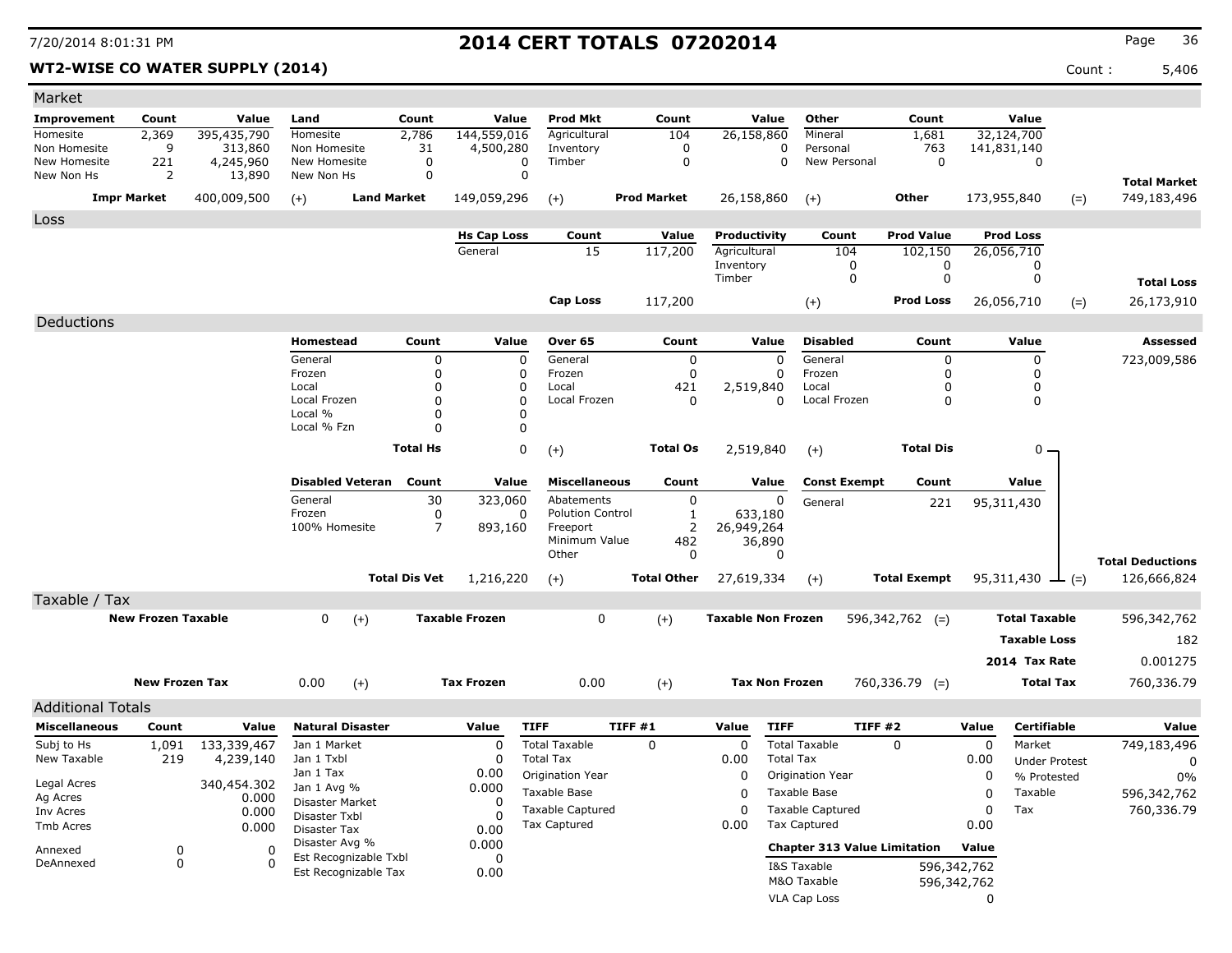# 2014 CERT TOTALS 07202014

7/20/2014 8:01:31 PM

**WT2-WISE CO WATER SUPPLY (2014)**

Count : 5,406

## Market

| Improvement | Count | Value | Land | Count | Value | Prod Mkt | Count | Value | Other | Count | Value | | |
|---|---|---|---|---|---|---|---|---|---|---|---|---|---|
| Homesite | 2,369 | 395,435,790 | Homesite | 2,786 | 144,559,016 | Agricultural | 104 | 26,158,860 | Mineral | 1,681 | 32,124,700 | | |
| Non Homesite | 9 | 313,860 | Non Homesite | 31 | 4,500,280 | Inventory | 0 | 0 | Personal | 763 | 141,831,140 | | |
| New Homesite | 221 | 4,245,960 | New Homesite | 0 | 0 | Timber | 0 | 0 | New Personal | 0 | 0 | | |
| New Non Hs | 2 | 13,890 | New Non Hs | 0 | 0 | | | | | | | | **Total Market** |
| **Impr Market** | | 400,009,500 | (+) **Land Market** | | 149,059,296 | (+) **Prod Market** | | 26,158,860 | (+) **Other** | | 173,955,840 | (=) | 749,183,496 |

## Loss

| Hs Cap Loss | Count | Value | Productivity | Count | Prod Value | Prod Loss | | |
|---|---|---|---|---|---|---|---|---|
| General | 15 | 117,200 | Agricultural | 104 | 102,150 | 26,056,710 | | |
| | | | Inventory | 0 | 0 | 0 | | |
| | | | Timber | 0 | 0 | 0 | | **Total Loss** |
| **Cap Loss** | | 117,200 | (+) | | **Prod Loss** | 26,056,710 | (=) | 26,173,910 |

## Deductions

| Homestead | Count | Value | Over 65 | Count | Value | Disabled | Count | Value | Assessed |
|---|---|---|---|---|---|---|---|---|---|
| General | 0 | 0 | General | 0 | 0 | General | 0 | 0 | 723,009,586 |
| Frozen | 0 | 0 | Frozen | 0 | 0 | Frozen | 0 | 0 | |
| Local | 0 | 0 | Local | 421 | 2,519,840 | Local | 0 | 0 | |
| Local Frozen | 0 | 0 | Local Frozen | 0 | 0 | Local Frozen | 0 | 0 | |
| Local % | 0 | 0 | | | | | | | |
| Local % Fzn | 0 | 0 | | | | | | | |
| **Total Hs** | | 0 | (+) **Total Os** | | 2,519,840 | (+) **Total Dis** | | 0 | |

| Disabled Veteran | Count | Value | Miscellaneous | Count | Value | Const Exempt | Count | Value | | |
|---|---|---|---|---|---|---|---|---|---|---|
| General | 30 | 323,060 | Abatements | 0 | 0 | General | 221 | 95,311,430 | | |
| Frozen | 0 | 0 | Polution Control | 1 | 633,180 | | | | | |
| 100% Homesite | 7 | 893,160 | Freeport | 2 | 26,949,264 | | | | | |
| | | | Minimum Value | 482 | 36,890 | | | | | |
| | | | Other | 0 | 0 | | | | | **Total Deductions** |
| **Total Dis Vet** | | 1,216,220 | (+) **Total Other** | | 27,619,334 | (+) **Total Exempt** | | 95,311,430 | (=) | 126,666,824 |

## Taxable / Tax

| New Frozen Taxable | | Taxable Frozen | | Taxable Non Frozen | | Total Taxable | |
|---|---|---|---|---|---|---|---|
| 0 | (+) | 0 | (+) | 596,342,762 | (=) | | 596,342,762 |
| | | | | | | Taxable Loss | 182 |
| | | | | | | 2014 Tax Rate | 0.001275 |

| New Frozen Tax | | Tax Frozen | | Tax Non Frozen | | Total Tax | |
|---|---|---|---|---|---|---|---|
| 0.00 | (+) | 0.00 | (+) | 760,336.79 | (=) | | 760,336.79 |

## Additional Totals

| Miscellaneous | Count | Value |
|---|---|---|
| Subj to Hs | 1,091 | 133,339,467 |
| New Taxable | 219 | 4,239,140 |
| Legal Acres | | 340,454.302 |
| Ag Acres | | 0.000 |
| Inv Acres | | 0.000 |
| Tmb Acres | | 0.000 |
| Annexed | 0 | 0 |
| DeAnnexed | 0 | 0 |

| Natural Disaster | Value |
|---|---|
| Jan 1 Market | 0 |
| Jan 1 Txbl | 0 |
| Jan 1 Tax | 0.00 |
| Jan 1 Avg % | 0.000 |
| Disaster Market | 0 |
| Disaster Txbl | 0 |
| Disaster Tax | 0.00 |
| Disaster Avg % | 0.000 |
| Est Recognizable Txbl | 0 |
| Est Recognizable Tax | 0.00 |

| TIFF | TIFF #1 | Value |
|---|---|---|
| Total Taxable | 0 | 0 |
| Total Tax | | 0.00 |
| Origination Year | | 0 |
| Taxable Base | | 0 |
| Taxable Captured | | 0 |
| Tax Captured | | 0.00 |

| TIFF | TIFF #2 | Value |
|---|---|---|
| Total Taxable | 0 | 0 |
| Total Tax | | 0.00 |
| Origination Year | | 0 |
| Taxable Base | | 0 |
| Taxable Captured | | 0 |
| Tax Captured | | 0.00 |

| Chapter 313 Value Limitation | Value |
|---|---|
| I&S Taxable | 596,342,762 |
| M&O Taxable | 596,342,762 |
| VLA Cap Loss | 0 |

| Certifiable | Value |
|---|---|
| Market | 749,183,496 |
| Under Protest | 0 |
| % Protested | 0% |
| Taxable | 596,342,762 |
| Tax | 760,336.79 |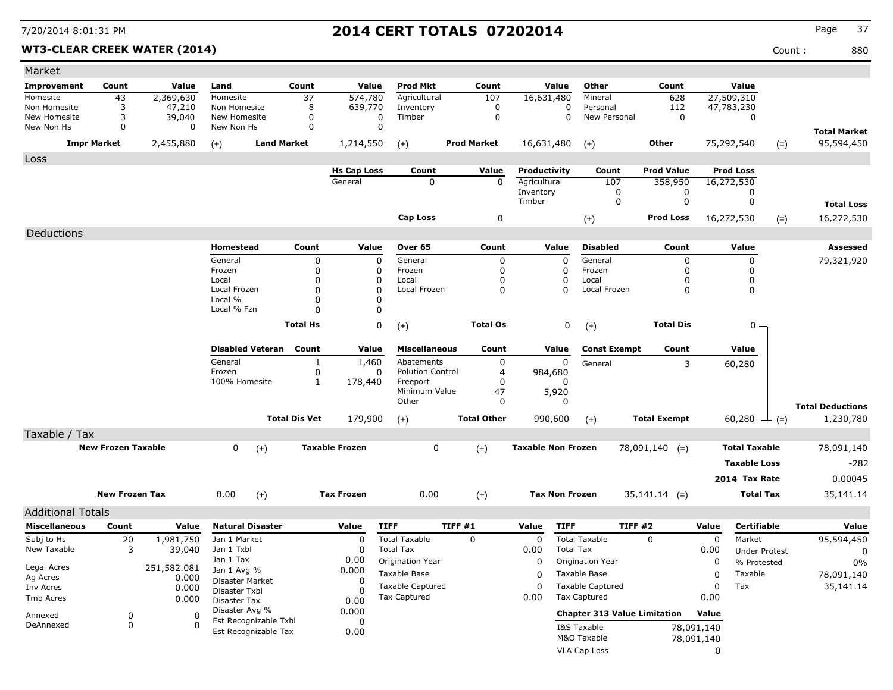7/20/2014 8:01:31 PM

# 2014 CERT TOTALS 07202014

**WT3-CLEAR CREEK WATER (2014)**

Count : 880

## Market

| Improvement | Count | Value | Land | Count | Value | Prod Mkt | Count | Value | Other | Count | Value | | |
|---|---|---|---|---|---|---|---|---|---|---|---|---|---|
| Homesite | 43 | 2,369,630 | Homesite | 37 | 574,780 | Agricultural | 107 | 16,631,480 | Mineral | 628 | 27,509,310 | | |
| Non Homesite | 3 | 47,210 | Non Homesite | 8 | 639,770 | Inventory | 0 | 0 | Personal | 112 | 47,783,230 | | |
| New Homesite | 3 | 39,040 | New Homesite | 0 | 0 | Timber | 0 | 0 | New Personal | 0 | 0 | | |
| New Non Hs | 0 | 0 | New Non Hs | 0 | 0 | | | | | | | | **Total Market** |
| **Impr Market** | | 2,455,880 | (+) **Land Market** | | 1,214,550 | (+) **Prod Market** | | 16,631,480 | (+) **Other** | | 75,292,540 | (=) | 95,594,450 |

## Loss

| Hs Cap Loss | Count | Value | Productivity | Count | Prod Value | Prod Loss | | |
|---|---|---|---|---|---|---|---|---|
| General | 0 | 0 | Agricultural | 107 | 358,950 | 16,272,530 | | |
| | | | Inventory | 0 | 0 | 0 | | |
| | | | Timber | 0 | 0 | 0 | | **Total Loss** |
| **Cap Loss** | | 0 | (+) | | **Prod Loss** | 16,272,530 | (=) | 16,272,530 |

## Deductions

| Homestead | Count | Value | Over 65 | Count | Value | Disabled | Count | Value | Assessed |
|---|---|---|---|---|---|---|---|---|---|
| General | 0 | 0 | General | 0 | 0 | General | 0 | 0 | 79,321,920 |
| Frozen | 0 | 0 | Frozen | 0 | 0 | Frozen | 0 | 0 | |
| Local | 0 | 0 | Local | 0 | 0 | Local | 0 | 0 | |
| Local Frozen | 0 | 0 | Local Frozen | 0 | 0 | Local Frozen | 0 | 0 | |
| Local % | 0 | 0 | | | | | | | |
| Local % Fzn | 0 | 0 | | | | | | | |
| **Total Hs** | | 0 | (+) **Total Os** | | 0 | (+) **Total Dis** | | 0 | |

| Disabled Veteran | Count | Value | Miscellaneous | Count | Value | Const Exempt | Count | Value | | |
|---|---|---|---|---|---|---|---|---|---|---|
| General | 1 | 1,460 | Abatements | 0 | 0 | General | 3 | 60,280 | | |
| Frozen | 0 | 0 | Polution Control | 4 | 984,680 | | | | | |
| 100% Homesite | 1 | 178,440 | Freeport | 0 | 0 | | | | | |
| | | | Minimum Value | 47 | 5,920 | | | | | |
| | | | Other | 0 | 0 | | | | | **Total Deductions** |
| **Total Dis Vet** | | 179,900 | (+) **Total Other** | | 990,600 | (+) **Total Exempt** | | 60,280 | (=) | 1,230,780 |

## Taxable / Tax

| | | | | | | | |
|---|---|---|---|---|---|---|---|
| **New Frozen Taxable** | 0 | (+) **Taxable Frozen** | 0 | (+) **Taxable Non Frozen** | 78,091,140 | (=) **Total Taxable** | 78,091,140 |
| | | | | | | **Taxable Loss** | -282 |
| | | | | | | **2014 Tax Rate** | 0.00045 |
| **New Frozen Tax** | 0.00 | (+) **Tax Frozen** | 0.00 | (+) **Tax Non Frozen** | 35,141.14 | (=) **Total Tax** | 35,141.14 |

## Additional Totals

| Miscellaneous | Count | Value | Natural Disaster | Value | TIFF | TIFF #1 | Value | TIFF | TIFF #2 | Value | Certifiable | Value |
|---|---|---|---|---|---|---|---|---|---|---|---|---|
| Subj to Hs | 20 | 1,981,750 | Jan 1 Market | 0 | Total Taxable | 0 | 0 | Total Taxable | 0 | 0 | Market | 95,594,450 |
| New Taxable | 3 | 39,040 | Jan 1 Txbl | 0 | Total Tax | | 0.00 | Total Tax | | 0.00 | Under Protest | 0 |
| | | | Jan 1 Tax | 0.00 | Origination Year | | 0 | Origination Year | | 0 | % Protested | 0% |
| Legal Acres | | 251,582.081 | Jan 1 Avg % | 0.000 | Taxable Base | | 0 | Taxable Base | | 0 | Taxable | 78,091,140 |
| Ag Acres | | 0.000 | Disaster Market | 0 | Taxable Captured | | 0 | Taxable Captured | | 0 | Tax | 35,141.14 |
| Inv Acres | | 0.000 | Disaster Txbl | 0 | Tax Captured | | 0.00 | Tax Captured | | 0.00 | | |
| Tmb Acres | | 0.000 | Disaster Tax | 0.00 | | | | | | | | |
| Annexed | 0 | 0 | Disaster Avg % | 0.000 | | | | **Chapter 313 Value Limitation** | | **Value** | | |
| DeAnnexed | 0 | 0 | Est Recognizable Txbl | 0 | | | | I&S Taxable | | 78,091,140 | | |
| | | | Est Recognizable Tax | 0.00 | | | | M&O Taxable | | 78,091,140 | | |
| | | | | | | | | VLA Cap Loss | | 0 | | |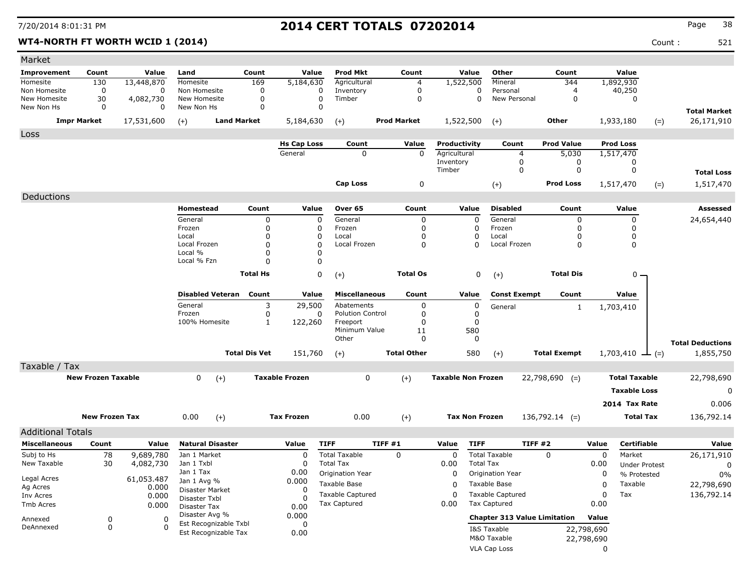# 2014 CERT TOTALS 07202014

**WT4-NORTH FT WORTH WCID 1 (2014)** Count : 521

## Market

| Improvement | Count | Value | Land | Count | Value | Prod Mkt | Count | Value | Other | Count | Value | | |
|---|---|---|---|---|---|---|---|---|---|---|---|---|---|
| Homesite | 130 | 13,448,870 | Homesite | 169 | 5,184,630 | Agricultural | 4 | 1,522,500 | Mineral | 344 | 1,892,930 | | |
| Non Homesite | 0 | 0 | Non Homesite | 0 | 0 | Inventory | 0 | 0 | Personal | 4 | 40,250 | | |
| New Homesite | 30 | 4,082,730 | New Homesite | 0 | 0 | Timber | 0 | 0 | New Personal | 0 | 0 | | |
| New Non Hs | 0 | 0 | New Non Hs | 0 | 0 | | | | | | | | **Total Market** |
| **Impr Market** | | 17,531,600 | (+) **Land Market** | | 5,184,630 | (+) **Prod Market** | | 1,522,500 | (+) **Other** | | 1,933,180 | (=) | 26,171,910 |

## Loss

| Hs Cap Loss | Count | Value | Productivity | Count | Prod Value | Prod Loss | | |
|---|---|---|---|---|---|---|---|---|
| General | 0 | 0 | Agricultural | 4 | 5,030 | 1,517,470 | | |
| | | | Inventory | 0 | 0 | 0 | | |
| | | | Timber | 0 | 0 | 0 | | **Total Loss** |
| **Cap Loss** | | 0 | (+) | | **Prod Loss** | 1,517,470 | (=) | 1,517,470 |

## Deductions

| Homestead | Count | Value | Over 65 | Count | Value | Disabled | Count | Value | Assessed |
|---|---|---|---|---|---|---|---|---|---|
| General | 0 | 0 | General | 0 | 0 | General | 0 | 0 | 24,654,440 |
| Frozen | 0 | 0 | Frozen | 0 | 0 | Frozen | 0 | 0 | |
| Local | 0 | 0 | Local | 0 | 0 | Local | 0 | 0 | |
| Local Frozen | 0 | 0 | Local Frozen | 0 | 0 | Local Frozen | 0 | 0 | |
| Local % | 0 | 0 | | | | | | | |
| Local % Fzn | 0 | 0 | | | | | | | |
| **Total Hs** | | 0 | (+) **Total Os** | | 0 | (+) **Total Dis** | | 0 | |

| Disabled Veteran | Count | Value | Miscellaneous | Count | Value | Const Exempt | Count | Value | | |
|---|---|---|---|---|---|---|---|---|---|---|
| General | 3 | 29,500 | Abatements | 0 | 0 | General | 1 | 1,703,410 | | |
| Frozen | 0 | 0 | Polution Control | 0 | 0 | | | | | |
| 100% Homesite | 1 | 122,260 | Freeport | 0 | 0 | | | | | |
| | | | Minimum Value | 11 | 580 | | | | | |
| | | | Other | 0 | 0 | | | | | **Total Deductions** |
| **Total Dis Vet** | | 151,760 | (+) **Total Other** | | 580 | (+) **Total Exempt** | | 1,703,410 | (=) | 1,855,750 |

## Taxable / Tax

| | | | | | | | | |
|---|---|---|---|---|---|---|---|---|
| **New Frozen Taxable** | 0 | (+) | **Taxable Frozen** | 0 | (+) | **Taxable Non Frozen** | 22,798,690 (=) | **Total Taxable** 22,798,690 |
| | | | | | | | | **Taxable Loss** 0 |
| | | | | | | | | **2014 Tax Rate** 0.006 |
| **New Frozen Tax** | 0.00 | (+) | **Tax Frozen** | 0.00 | (+) | **Tax Non Frozen** | 136,792.14 (=) | **Total Tax** 136,792.14 |

## Additional Totals

| Miscellaneous | Count | Value | Natural Disaster | Value | TIFF | TIFF #1 | Value | TIFF | TIFF #2 | Value | Certifiable | Value |
|---|---|---|---|---|---|---|---|---|---|---|---|---|
| Subj to Hs | 78 | 9,689,780 | Jan 1 Market | 0 | Total Taxable | 0 | 0 | Total Taxable | 0 | 0 | Market | 26,171,910 |
| New Taxable | 30 | 4,082,730 | Jan 1 Txbl | 0 | Total Tax | | 0.00 | Total Tax | | 0.00 | Under Protest | 0 |
| | | | Jan 1 Tax | 0.00 | Origination Year | | 0 | Origination Year | | 0 | % Protested | 0% |
| Legal Acres | | 61,053.487 | Jan 1 Avg % | 0.000 | Taxable Base | | 0 | Taxable Base | | 0 | Taxable | 22,798,690 |
| Ag Acres | | 0.000 | Disaster Market | 0 | Taxable Captured | | 0 | Taxable Captured | | 0 | Tax | 136,792.14 |
| Inv Acres | | 0.000 | Disaster Txbl | 0 | Tax Captured | | 0.00 | Tax Captured | | 0.00 | | |
| Tmb Acres | | 0.000 | Disaster Tax | 0.00 | | | | | | | | |
| Annexed | 0 | 0 | Disaster Avg % | 0.000 | | | | **Chapter 313 Value Limitation** | | **Value** | | |
| DeAnnexed | 0 | 0 | Est Recognizable Txbl | 0 | | | | I&S Taxable | | 22,798,690 | | |
| | | | Est Recognizable Tax | 0.00 | | | | M&O Taxable | | 22,798,690 | | |
| | | | | | | | | VLA Cap Loss | | 0 | | |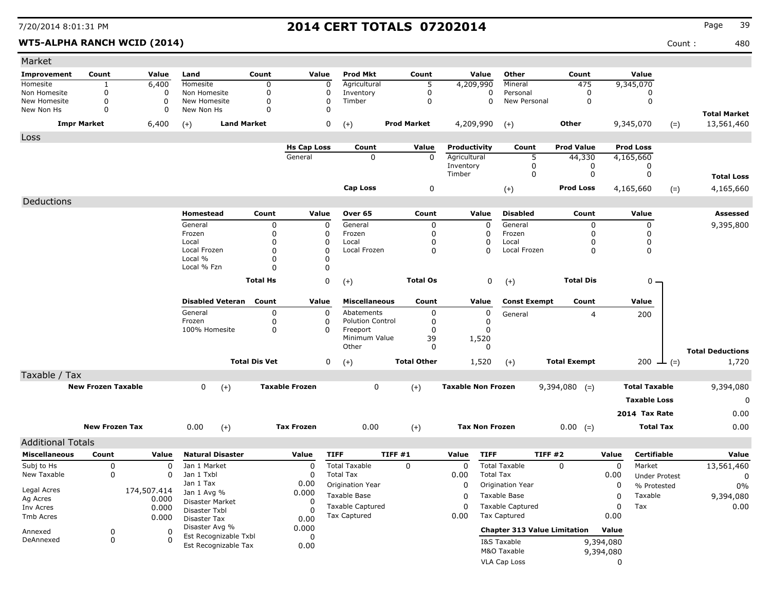# 2014 CERT TOTALS 07202014

7/20/2014 8:01:31 PM

**WT5-ALPHA RANCH WCID (2014)** Count : 480

## Market

| Improvement | Count | Value | Land | Count | Value | Prod Mkt | Count | Value | Other | Count | Value | | |
|---|---|---|---|---|---|---|---|---|---|---|---|---|---|
| Homesite | 1 | 6,400 | Homesite | 0 | 0 | Agricultural | 5 | 4,209,990 | Mineral | 475 | 9,345,070 | | |
| Non Homesite | 0 | 0 | Non Homesite | 0 | 0 | Inventory | 0 | 0 | Personal | 0 | 0 | | |
| New Homesite | 0 | 0 | New Homesite | 0 | 0 | Timber | 0 | 0 | New Personal | 0 | 0 | | |
| New Non Hs | 0 | 0 | New Non Hs | 0 | 0 | | | | | | | | **Total Market** |
| **Impr Market** | | 6,400 | (+) **Land Market** | | 0 | (+) **Prod Market** | | 4,209,990 | (+) **Other** | | 9,345,070 | (=) | 13,561,460 |

## Loss

| Hs Cap Loss | Count | Value | Productivity | Count | Prod Value | Prod Loss | | |
|---|---|---|---|---|---|---|---|---|
| General | 0 | 0 | Agricultural | 5 | 44,330 | 4,165,660 | | |
| | | | Inventory | 0 | 0 | 0 | | |
| | | | Timber | 0 | 0 | 0 | | **Total Loss** |
| **Cap Loss** | | 0 | (+) | | **Prod Loss** | 4,165,660 | (=) | 4,165,660 |

## Deductions

| Homestead | Count | Value | Over 65 | Count | Value | Disabled | Count | Value | Assessed |
|---|---|---|---|---|---|---|---|---|---|
| General | 0 | 0 | General | 0 | 0 | General | 0 | 0 | 9,395,800 |
| Frozen | 0 | 0 | Frozen | 0 | 0 | Frozen | 0 | 0 | |
| Local | 0 | 0 | Local | 0 | 0 | Local | 0 | 0 | |
| Local Frozen | 0 | 0 | Local Frozen | 0 | 0 | Local Frozen | 0 | 0 | |
| Local % | 0 | 0 | | | | | | | |
| Local % Fzn | 0 | 0 | | | | | | | |
| **Total Hs** | | 0 | (+) **Total Os** | | 0 | (+) **Total Dis** | | 0 | |

| Disabled Veteran | Count | Value | Miscellaneous | Count | Value | Const Exempt | Count | Value | | |
|---|---|---|---|---|---|---|---|---|---|---|
| General | 0 | 0 | Abatements | 0 | 0 | General | 4 | 200 | | |
| Frozen | 0 | 0 | Polution Control | 0 | 0 | | | | | |
| 100% Homesite | 0 | 0 | Freeport | 0 | 0 | | | | | |
| | | | Minimum Value | 39 | 1,520 | | | | | |
| | | | Other | 0 | 0 | | | | | **Total Deductions** |
| **Total Dis Vet** | | 0 | (+) **Total Other** | | 1,520 | (+) **Total Exempt** | | 200 | (=) | 1,720 |

## Taxable / Tax

| | | | | | | | |
|---|---|---|---|---|---|---|---|
| **New Frozen Taxable** | 0 | (+) **Taxable Frozen** | 0 | (+) **Taxable Non Frozen** | 9,394,080 | (=) **Total Taxable** | 9,394,080 |
| | | | | | | **Taxable Loss** | 0 |
| | | | | | | **2014 Tax Rate** | 0.00 |
| **New Frozen Tax** | 0.00 | (+) **Tax Frozen** | 0.00 | (+) **Tax Non Frozen** | 0.00 | (=) **Total Tax** | 0.00 |

## Additional Totals

| Miscellaneous | Count | Value | Natural Disaster | Value | TIFF | TIFF #1 | Value | TIFF | TIFF #2 | Value | Certifiable | Value |
|---|---|---|---|---|---|---|---|---|---|---|---|---|
| Subj to Hs | 0 | 0 | Jan 1 Market | 0 | Total Taxable | 0 | 0 | Total Taxable | 0 | 0 | Market | 13,561,460 |
| New Taxable | 0 | 0 | Jan 1 Txbl | 0 | Total Tax | | 0.00 | Total Tax | | 0.00 | Under Protest | 0 |
| | | | Jan 1 Tax | 0.00 | Origination Year | | 0 | Origination Year | | 0 | % Protested | 0% |
| Legal Acres | | 174,507.414 | Jan 1 Avg % | 0.000 | Taxable Base | | 0 | Taxable Base | | 0 | Taxable | 9,394,080 |
| Ag Acres | | 0.000 | Disaster Market | 0 | Taxable Captured | | 0 | Taxable Captured | | 0 | Tax | 0.00 |
| Inv Acres | | 0.000 | Disaster Txbl | 0 | Tax Captured | | 0.00 | Tax Captured | | 0.00 | | |
| Tmb Acres | | 0.000 | Disaster Tax | 0.00 | | | | | | | | |
| Annexed | 0 | 0 | Disaster Avg % | 0.000 | | | | **Chapter 313 Value Limitation** | | **Value** | | |
| DeAnnexed | 0 | 0 | Est Recognizable Txbl | 0 | | | | I&S Taxable | | 9,394,080 | | |
| | | | Est Recognizable Tax | 0.00 | | | | M&O Taxable | | 9,394,080 | | |
| | | | | | | | | VLA Cap Loss | | 0 | | |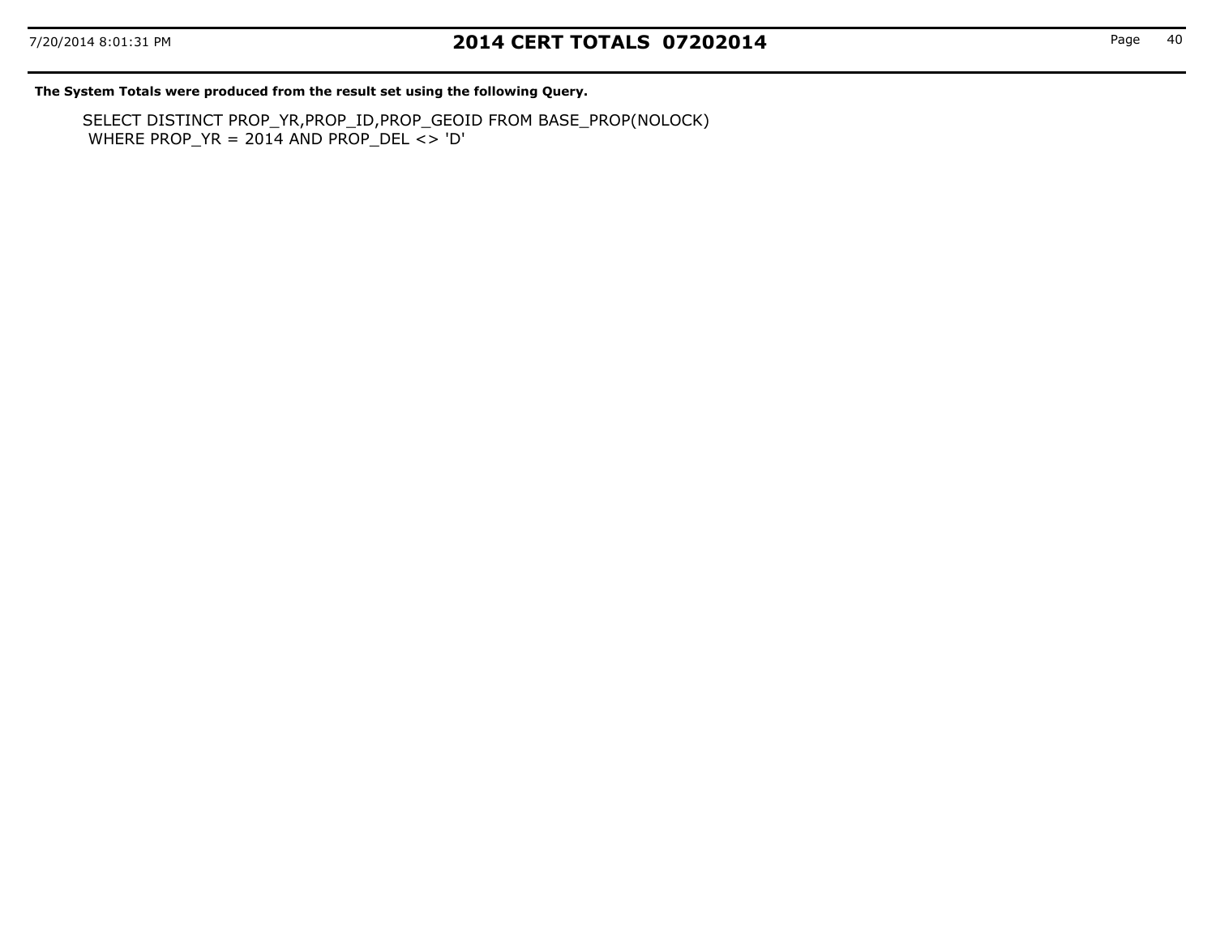**The System Totals were produced from the result set using the following Query.**

```
SELECT DISTINCT PROP_YR,PROP_ID,PROP_GEOID FROM BASE_PROP(NOLOCK)
 WHERE PROP_YR = 2014 AND PROP_DEL <> 'D'
```